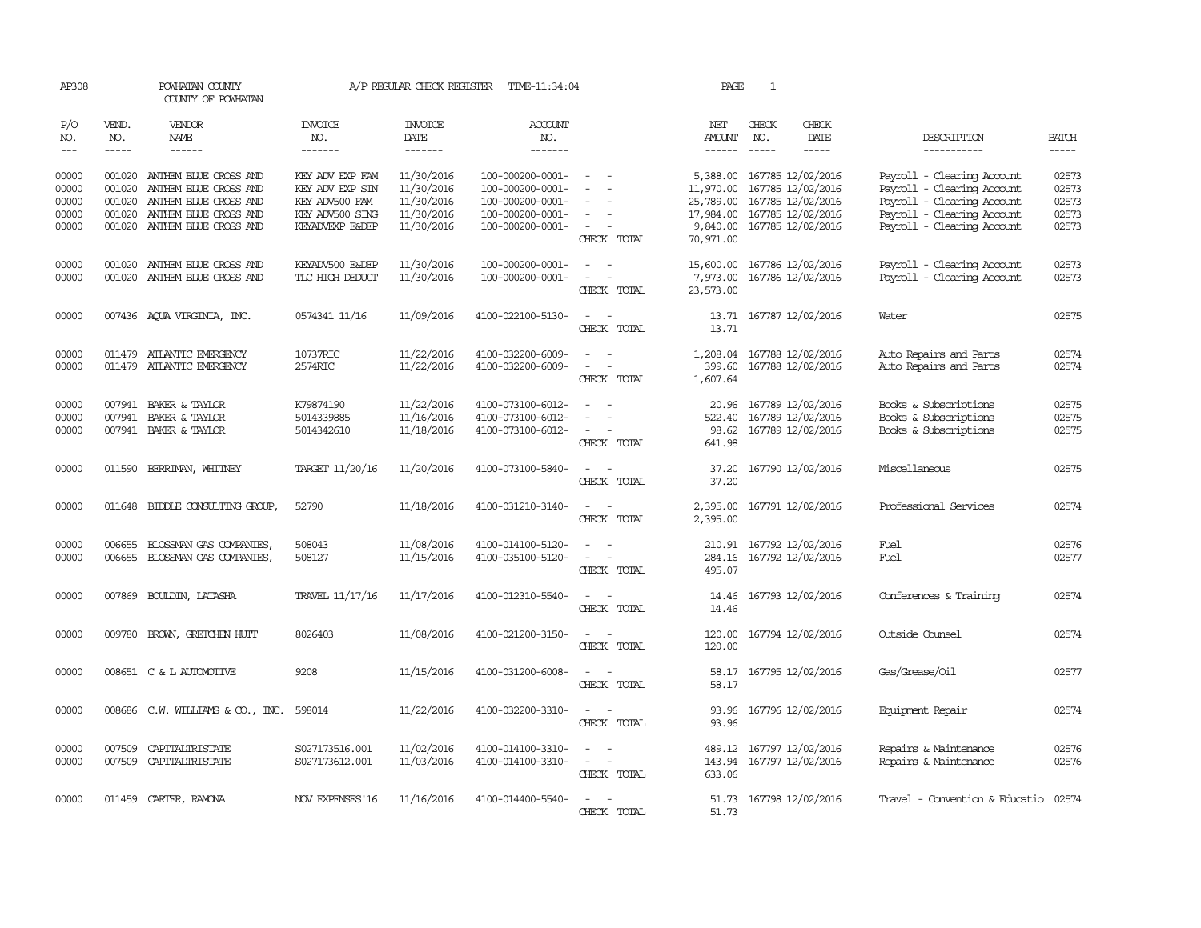AP308 POWHATAN COUNTY A/P REGULAR CHECK REGISTER TIME-11:34:04

COUNTY OF POWHATAN

| P/O NO. | VEND. NO. | VENDOR NAME | INVOICE NO. | INVOICE DATE | ACCOUNT NO. | | NET AMOUNT | CHECK NO. | CHECK DATE | DESCRIPTION | BATCH |
|---|---|---|---|---|---|---|---|---|---|---|---|
| 00000 | 001020 | ANTHEM BLUE CROSS AND | KEY ADV EXP FAM | 11/30/2016 | 100-000200-0001- | - - | 5,388.00 | 167785 | 12/02/2016 | Payroll - Clearing Account | 02573 |
| 00000 | 001020 | ANTHEM BLUE CROSS AND | KEY ADV EXP SIN | 11/30/2016 | 100-000200-0001- | - - | 11,970.00 | 167785 | 12/02/2016 | Payroll - Clearing Account | 02573 |
| 00000 | 001020 | ANTHEM BLUE CROSS AND | KEY ADV500 FAM | 11/30/2016 | 100-000200-0001- | - - | 25,789.00 | 167785 | 12/02/2016 | Payroll - Clearing Account | 02573 |
| 00000 | 001020 | ANTHEM BLUE CROSS AND | KEY ADV500 SING | 11/30/2016 | 100-000200-0001- | - - | 17,984.00 | 167785 | 12/02/2016 | Payroll - Clearing Account | 02573 |
| 00000 | 001020 | ANTHEM BLUE CROSS AND | KEYADVEXP E&DEP | 11/30/2016 | 100-000200-0001- | - - | 9,840.00 | 167785 | 12/02/2016 | Payroll - Clearing Account | 02573 |
| | | | | | | CHECK TOTAL | 70,971.00 | | | | |
| 00000 | 001020 | ANTHEM BLUE CROSS AND | KEYADV500 E&DEP | 11/30/2016 | 100-000200-0001- | - - | 15,600.00 | 167786 | 12/02/2016 | Payroll - Clearing Account | 02573 |
| 00000 | 001020 | ANTHEM BLUE CROSS AND | TLC HIGH DEDUCT | 11/30/2016 | 100-000200-0001- | - - | 7,973.00 | 167786 | 12/02/2016 | Payroll - Clearing Account | 02573 |
| | | | | | | CHECK TOTAL | 23,573.00 | | | | |
| 00000 | 007436 | AQUA VIRGINIA, INC. | 0574341 11/16 | 11/09/2016 | 4100-022100-5130- | - - | 13.71 | 167787 | 12/02/2016 | Water | 02575 |
| | | | | | | CHECK TOTAL | 13.71 | | | | |
| 00000 | 011479 | ATLANTIC EMERGENCY | 10737RIC | 11/22/2016 | 4100-032200-6009- | - - | 1,208.04 | 167788 | 12/02/2016 | Auto Repairs and Parts | 02574 |
| 00000 | 011479 | ATLANTIC EMERGENCY | 2574RIC | 11/22/2016 | 4100-032200-6009- | - - | 399.60 | 167788 | 12/02/2016 | Auto Repairs and Parts | 02574 |
| | | | | | | CHECK TOTAL | 1,607.64 | | | | |
| 00000 | 007941 | BAKER & TAYLOR | K79874190 | 11/22/2016 | 4100-073100-6012- | - - | 20.96 | 167789 | 12/02/2016 | Books & Subscriptions | 02575 |
| 00000 | 007941 | BAKER & TAYLOR | 5014339885 | 11/16/2016 | 4100-073100-6012- | - - | 522.40 | 167789 | 12/02/2016 | Books & Subscriptions | 02575 |
| 00000 | 007941 | BAKER & TAYLOR | 5014342610 | 11/18/2016 | 4100-073100-6012- | - - | 98.62 | 167789 | 12/02/2016 | Books & Subscriptions | 02575 |
| | | | | | | CHECK TOTAL | 641.98 | | | | |
| 00000 | 011590 | BERRIMAN, WHITNEY | TARGET 11/20/16 | 11/20/2016 | 4100-073100-5840- | - - | 37.20 | 167790 | 12/02/2016 | Miscellaneous | 02575 |
| | | | | | | CHECK TOTAL | 37.20 | | | | |
| 00000 | 011648 | BIDDLE CONSULTING GROUP, | 52790 | 11/18/2016 | 4100-031210-3140- | - - | 2,395.00 | 167791 | 12/02/2016 | Professional Services | 02574 |
| | | | | | | CHECK TOTAL | 2,395.00 | | | | |
| 00000 | 006655 | BLOSSMAN GAS COMPANIES, | 508043 | 11/08/2016 | 4100-014100-5120- | - - | 210.91 | 167792 | 12/02/2016 | Fuel | 02576 |
| 00000 | 006655 | BLOSSMAN GAS COMPANIES, | 508127 | 11/15/2016 | 4100-035100-5120- | - - | 284.16 | 167792 | 12/02/2016 | Fuel | 02577 |
| | | | | | | CHECK TOTAL | 495.07 | | | | |
| 00000 | 007869 | BOULDIN, LATASHA | TRAVEL 11/17/16 | 11/17/2016 | 4100-012310-5540- | - - | 14.46 | 167793 | 12/02/2016 | Conferences & Training | 02574 |
| | | | | | | CHECK TOTAL | 14.46 | | | | |
| 00000 | 009780 | BROWN, GRETCHEN HUTT | 8026403 | 11/08/2016 | 4100-021200-3150- | - - | 120.00 | 167794 | 12/02/2016 | Outside Counsel | 02574 |
| | | | | | | CHECK TOTAL | 120.00 | | | | |
| 00000 | 008651 | C & L AUTOMOTIVE | 9208 | 11/15/2016 | 4100-031200-6008- | - - | 58.17 | 167795 | 12/02/2016 | Gas/Grease/Oil | 02577 |
| | | | | | | CHECK TOTAL | 58.17 | | | | |
| 00000 | 008686 | C.W. WILLIAMS & CO., INC. | 598014 | 11/22/2016 | 4100-032200-3310- | - - | 93.96 | 167796 | 12/02/2016 | Equipment Repair | 02574 |
| | | | | | | CHECK TOTAL | 93.96 | | | | |
| 00000 | 007509 | CAPITALTRISTATE | S027173516.001 | 11/02/2016 | 4100-014100-3310- | - - | 489.12 | 167797 | 12/02/2016 | Repairs & Maintenance | 02576 |
| 00000 | 007509 | CAPITALTRISTATE | S027173612.001 | 11/03/2016 | 4100-014100-3310- | - - | 143.94 | 167797 | 12/02/2016 | Repairs & Maintenance | 02576 |
| | | | | | | CHECK TOTAL | 633.06 | | | | |
| 00000 | 011459 | CARTER, RAMONA | NOV EXPENSES'16 | 11/16/2016 | 4100-014400-5540- | - - | 51.73 | 167798 | 12/02/2016 | Travel - Convention & Educatio | 02574 |
| | | | | | | CHECK TOTAL | 51.73 | | | | |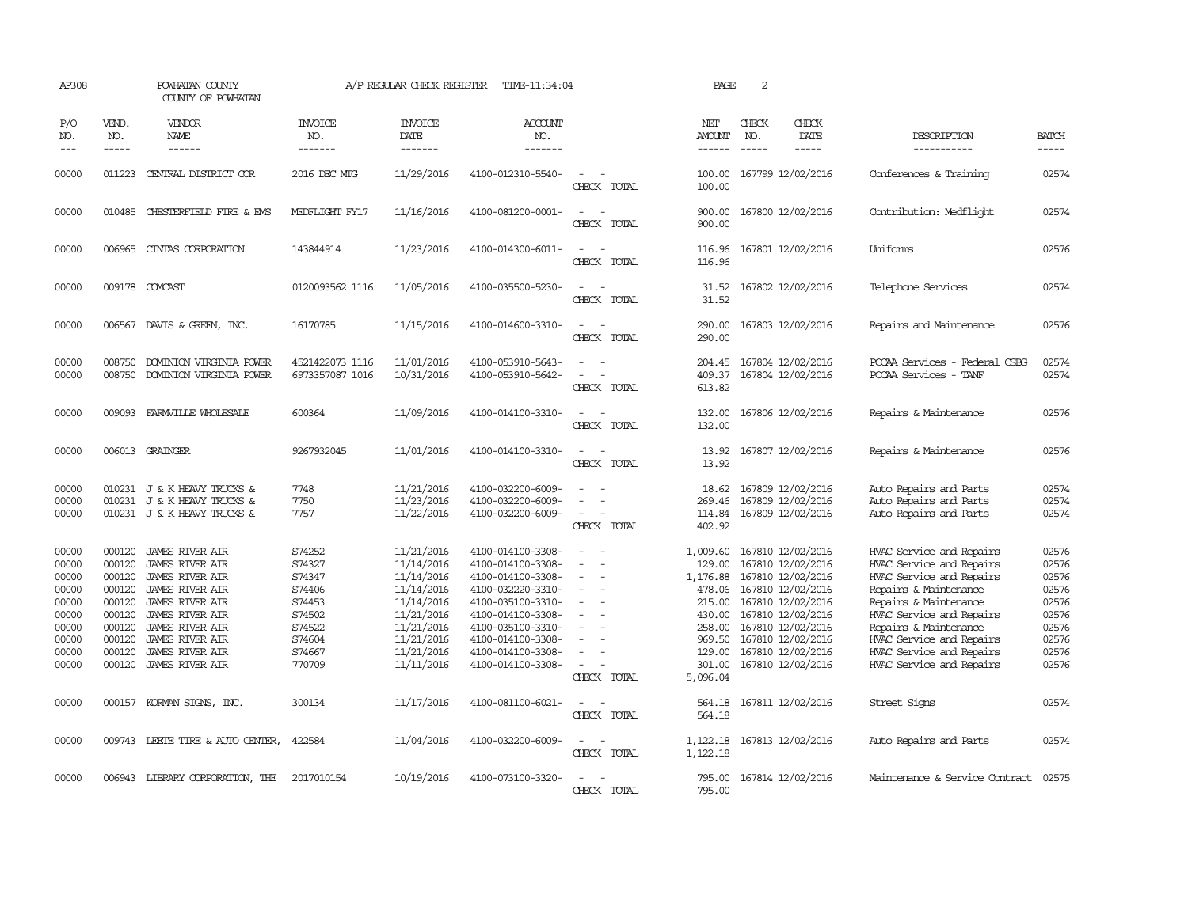AP308 POWHATAN COUNTY A/P REGULAR CHECK REGISTER TIME-11:34:04
COUNTY OF POWHATAN

| P/O NO. | VEND. NO. | VENDOR NAME | INVOICE NO. | INVOICE DATE | ACCOUNT NO. | | NET AMOUNT | CHECK NO. | CHECK DATE | DESCRIPTION | BATCH |
|---|---|---|---|---|---|---|---|---|---|---|---|
| 00000 | 011223 | CENTRAL DISTRICT COR | 2016 DEC MTG | 11/29/2016 | 4100-012310-5540- | - - | 100.00 | 167799 | 12/02/2016 | Conferences & Training | 02574 |
| | | | | | | CHECK TOTAL | 100.00 | | | | |
| 00000 | 010485 | CHESTERFIELD FIRE & EMS | MEDFLIGHT FY17 | 11/16/2016 | 4100-081200-0001- | - - | 900.00 | 167800 | 12/02/2016 | Contribution: Medflight | 02574 |
| | | | | | | CHECK TOTAL | 900.00 | | | | |
| 00000 | 006965 | CINTAS CORPORATION | 143844914 | 11/23/2016 | 4100-014300-6011- | - - | 116.96 | 167801 | 12/02/2016 | Uniforms | 02576 |
| | | | | | | CHECK TOTAL | 116.96 | | | | |
| 00000 | 009178 | COMCAST | 0120093562 1116 | 11/05/2016 | 4100-035500-5230- | - - | 31.52 | 167802 | 12/02/2016 | Telephone Services | 02574 |
| | | | | | | CHECK TOTAL | 31.52 | | | | |
| 00000 | 006567 | DAVIS & GREEN, INC. | 16170785 | 11/15/2016 | 4100-014600-3310- | - - | 290.00 | 167803 | 12/02/2016 | Repairs and Maintenance | 02576 |
| | | | | | | CHECK TOTAL | 290.00 | | | | |
| 00000 | 008750 | DOMINION VIRGINIA POWER | 4521422073 1116 | 11/01/2016 | 4100-053910-5643- | - - | 204.45 | 167804 | 12/02/2016 | PCCAA Services - Federal CSBG | 02574 |
| 00000 | 008750 | DOMINION VIRGINIA POWER | 6973357087 1016 | 10/31/2016 | 4100-053910-5642- | - - | 409.37 | 167804 | 12/02/2016 | PCCAA Services - TANF | 02574 |
| | | | | | | CHECK TOTAL | 613.82 | | | | |
| 00000 | 009093 | FARMVILLE WHOLESALE | 600364 | 11/09/2016 | 4100-014100-3310- | - - | 132.00 | 167806 | 12/02/2016 | Repairs & Maintenance | 02576 |
| | | | | | | CHECK TOTAL | 132.00 | | | | |
| 00000 | 006013 | GRAINGER | 9267932045 | 11/01/2016 | 4100-014100-3310- | - - | 13.92 | 167807 | 12/02/2016 | Repairs & Maintenance | 02576 |
| | | | | | | CHECK TOTAL | 13.92 | | | | |
| 00000 | 010231 | J & K HEAVY TRUCKS & | 7748 | 11/21/2016 | 4100-032200-6009- | - - | 18.62 | 167809 | 12/02/2016 | Auto Repairs and Parts | 02574 |
| 00000 | 010231 | J & K HEAVY TRUCKS & | 7750 | 11/23/2016 | 4100-032200-6009- | - - | 269.46 | 167809 | 12/02/2016 | Auto Repairs and Parts | 02574 |
| 00000 | 010231 | J & K HEAVY TRUCKS & | 7757 | 11/22/2016 | 4100-032200-6009- | - - | 114.84 | 167809 | 12/02/2016 | Auto Repairs and Parts | 02574 |
| | | | | | | CHECK TOTAL | 402.92 | | | | |
| 00000 | 000120 | JAMES RIVER AIR | S74252 | 11/21/2016 | 4100-014100-3308- | - - | 1,009.60 | 167810 | 12/02/2016 | HVAC Service and Repairs | 02576 |
| 00000 | 000120 | JAMES RIVER AIR | S74327 | 11/14/2016 | 4100-014100-3308- | - - | 129.00 | 167810 | 12/02/2016 | HVAC Service and Repairs | 02576 |
| 00000 | 000120 | JAMES RIVER AIR | S74347 | 11/14/2016 | 4100-014100-3308- | - - | 1,176.88 | 167810 | 12/02/2016 | HVAC Service and Repairs | 02576 |
| 00000 | 000120 | JAMES RIVER AIR | S74406 | 11/14/2016 | 4100-032220-3310- | - - | 478.06 | 167810 | 12/02/2016 | Repairs & Maintenance | 02576 |
| 00000 | 000120 | JAMES RIVER AIR | S74453 | 11/14/2016 | 4100-035100-3310- | - - | 215.00 | 167810 | 12/02/2016 | Repairs & Maintenance | 02576 |
| 00000 | 000120 | JAMES RIVER AIR | S74502 | 11/21/2016 | 4100-014100-3308- | - - | 430.00 | 167810 | 12/02/2016 | HVAC Service and Repairs | 02576 |
| 00000 | 000120 | JAMES RIVER AIR | S74522 | 11/21/2016 | 4100-035100-3310- | - - | 258.00 | 167810 | 12/02/2016 | Repairs & Maintenance | 02576 |
| 00000 | 000120 | JAMES RIVER AIR | S74604 | 11/21/2016 | 4100-014100-3308- | - - | 969.50 | 167810 | 12/02/2016 | HVAC Service and Repairs | 02576 |
| 00000 | 000120 | JAMES RIVER AIR | S74667 | 11/21/2016 | 4100-014100-3308- | - - | 129.00 | 167810 | 12/02/2016 | HVAC Service and Repairs | 02576 |
| 00000 | 000120 | JAMES RIVER AIR | 770709 | 11/11/2016 | 4100-014100-3308- | - - | 301.00 | 167810 | 12/02/2016 | HVAC Service and Repairs | 02576 |
| | | | | | | CHECK TOTAL | 5,096.04 | | | | |
| 00000 | 000157 | KORMAN SIGNS, INC. | 300134 | 11/17/2016 | 4100-081100-6021- | - - | 564.18 | 167811 | 12/02/2016 | Street Signs | 02574 |
| | | | | | | CHECK TOTAL | 564.18 | | | | |
| 00000 | 009743 | LEETE TIRE & AUTO CENTER, | 422584 | 11/04/2016 | 4100-032200-6009- | - - | 1,122.18 | 167813 | 12/02/2016 | Auto Repairs and Parts | 02574 |
| | | | | | | CHECK TOTAL | 1,122.18 | | | | |
| 00000 | 006943 | LIBRARY CORPORATION, THE | 2017010154 | 10/19/2016 | 4100-073100-3320- | - - | 795.00 | 167814 | 12/02/2016 | Maintenance & Service Contract | 02575 |
| | | | | | | CHECK TOTAL | 795.00 | | | | |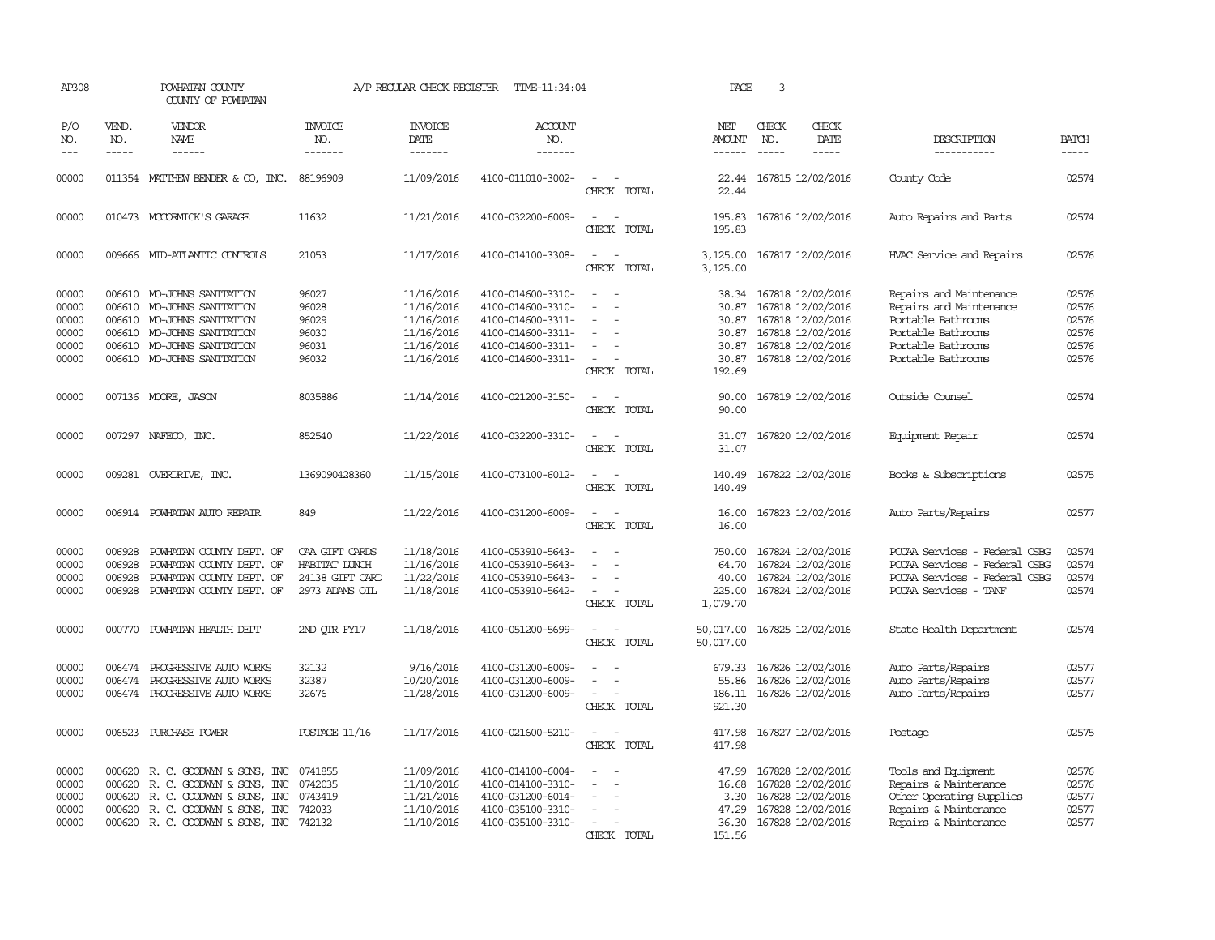AP308 POWHATAN COUNTY A/P REGULAR CHECK REGISTER TIME-11:34:04 PAGE 3

COUNTY OF POWHATAN

| P/O NO. | VEND. NO. | VENDOR NAME | INVOICE NO. | INVOICE DATE | ACCOUNT NO. | | NET AMOUNT | CHECK NO. | CHECK DATE | DESCRIPTION | BATCH |
|---|---|---|---|---|---|---|---|---|---|---|---|
| 00000 | 011354 | MATTHEW BENDER & CO, INC. | 88196909 | 11/09/2016 | 4100-011010-3002- | - - | 22.44 | 167815 | 12/02/2016 | County Code | 02574 |
| | | | | | | CHECK TOTAL | 22.44 | | | | |
| 00000 | 010473 | MCCORMICK'S GARAGE | 11632 | 11/21/2016 | 4100-032200-6009- | - - | 195.83 | 167816 | 12/02/2016 | Auto Repairs and Parts | 02574 |
| | | | | | | CHECK TOTAL | 195.83 | | | | |
| 00000 | 009666 | MID-ATLANTIC CONTROLS | 21053 | 11/17/2016 | 4100-014100-3308- | - - | 3,125.00 | 167817 | 12/02/2016 | HVAC Service and Repairs | 02576 |
| | | | | | | CHECK TOTAL | 3,125.00 | | | | |
| 00000 | 006610 | MO-JOHNS SANITATION | 96027 | 11/16/2016 | 4100-014600-3310- | - - | 38.34 | 167818 | 12/02/2016 | Repairs and Maintenance | 02576 |
| 00000 | 006610 | MO-JOHNS SANITATION | 96028 | 11/16/2016 | 4100-014600-3310- | - - | 30.87 | 167818 | 12/02/2016 | Repairs and Maintenance | 02576 |
| 00000 | 006610 | MO-JOHNS SANITATION | 96029 | 11/16/2016 | 4100-014600-3311- | - - | 30.87 | 167818 | 12/02/2016 | Portable Bathrooms | 02576 |
| 00000 | 006610 | MO-JOHNS SANITATION | 96030 | 11/16/2016 | 4100-014600-3311- | - - | 30.87 | 167818 | 12/02/2016 | Portable Bathrooms | 02576 |
| 00000 | 006610 | MO-JOHNS SANITATION | 96031 | 11/16/2016 | 4100-014600-3311- | - - | 30.87 | 167818 | 12/02/2016 | Portable Bathrooms | 02576 |
| 00000 | 006610 | MO-JOHNS SANITATION | 96032 | 11/16/2016 | 4100-014600-3311- | - - | 30.87 | 167818 | 12/02/2016 | Portable Bathrooms | 02576 |
| | | | | | | CHECK TOTAL | 192.69 | | | | |
| 00000 | 007136 | MOORE, JASON | 8035886 | 11/14/2016 | 4100-021200-3150- | - - | 90.00 | 167819 | 12/02/2016 | Outside Counsel | 02574 |
| | | | | | | CHECK TOTAL | 90.00 | | | | |
| 00000 | 007297 | NAFECO, INC. | 852540 | 11/22/2016 | 4100-032200-3310- | - - | 31.07 | 167820 | 12/02/2016 | Equipment Repair | 02574 |
| | | | | | | CHECK TOTAL | 31.07 | | | | |
| 00000 | 009281 | OVERDRIVE, INC. | 1369090428360 | 11/15/2016 | 4100-073100-6012- | - - | 140.49 | 167822 | 12/02/2016 | Books & Subscriptions | 02575 |
| | | | | | | CHECK TOTAL | 140.49 | | | | |
| 00000 | 006914 | POWHATAN AUTO REPAIR | 849 | 11/22/2016 | 4100-031200-6009- | - - | 16.00 | 167823 | 12/02/2016 | Auto Parts/Repairs | 02577 |
| | | | | | | CHECK TOTAL | 16.00 | | | | |
| 00000 | 006928 | POWHATAN COUNTY DEPT. OF | CAA GIFT CARDS | 11/18/2016 | 4100-053910-5643- | - - | 750.00 | 167824 | 12/02/2016 | PCCAA Services - Federal CSBG | 02574 |
| 00000 | 006928 | POWHATAN COUNTY DEPT. OF | HABITAT LUNCH | 11/16/2016 | 4100-053910-5643- | - - | 64.70 | 167824 | 12/02/2016 | PCCAA Services - Federal CSBG | 02574 |
| 00000 | 006928 | POWHATAN COUNTY DEPT. OF | 24138 GIFT CARD | 11/22/2016 | 4100-053910-5643- | - - | 40.00 | 167824 | 12/02/2016 | PCCAA Services - Federal CSBG | 02574 |
| 00000 | 006928 | POWHATAN COUNTY DEPT. OF | 2973 ADAMS OIL | 11/18/2016 | 4100-053910-5642- | - - | 225.00 | 167824 | 12/02/2016 | PCCAA Services - TANF | 02574 |
| | | | | | | CHECK TOTAL | 1,079.70 | | | | |
| 00000 | 000770 | POWHATAN HEALTH DEPT | 2ND QTR FY17 | 11/18/2016 | 4100-051200-5699- | - - | 50,017.00 | 167825 | 12/02/2016 | State Health Department | 02574 |
| | | | | | | CHECK TOTAL | 50,017.00 | | | | |
| 00000 | 006474 | PROGRESSIVE AUTO WORKS | 32132 | 9/16/2016 | 4100-031200-6009- | - - | 679.33 | 167826 | 12/02/2016 | Auto Parts/Repairs | 02577 |
| 00000 | 006474 | PROGRESSIVE AUTO WORKS | 32387 | 10/20/2016 | 4100-031200-6009- | - - | 55.86 | 167826 | 12/02/2016 | Auto Parts/Repairs | 02577 |
| 00000 | 006474 | PROGRESSIVE AUTO WORKS | 32676 | 11/28/2016 | 4100-031200-6009- | - - | 186.11 | 167826 | 12/02/2016 | Auto Parts/Repairs | 02577 |
| | | | | | | CHECK TOTAL | 921.30 | | | | |
| 00000 | 006523 | PURCHASE POWER | POSTAGE 11/16 | 11/17/2016 | 4100-021600-5210- | - - | 417.98 | 167827 | 12/02/2016 | Postage | 02575 |
| | | | | | | CHECK TOTAL | 417.98 | | | | |
| 00000 | 000620 | R. C. GOODWYN & SONS, INC | 0741855 | 11/09/2016 | 4100-014100-6004- | - - | 47.99 | 167828 | 12/02/2016 | Tools and Equipment | 02576 |
| 00000 | 000620 | R. C. GOODWYN & SONS, INC | 0742035 | 11/10/2016 | 4100-014100-3310- | - - | 16.68 | 167828 | 12/02/2016 | Repairs & Maintenance | 02576 |
| 00000 | 000620 | R. C. GOODWYN & SONS, INC | 0743419 | 11/21/2016 | 4100-031200-6014- | - - | 3.30 | 167828 | 12/02/2016 | Other Operating Supplies | 02577 |
| 00000 | 000620 | R. C. GOODWYN & SONS, INC | 742033 | 11/10/2016 | 4100-035100-3310- | - - | 47.29 | 167828 | 12/02/2016 | Repairs & Maintenance | 02577 |
| 00000 | 000620 | R. C. GOODWYN & SONS, INC | 742132 | 11/10/2016 | 4100-035100-3310- | - - | 36.30 | 167828 | 12/02/2016 | Repairs & Maintenance | 02577 |
| | | | | | | CHECK TOTAL | 151.56 | | | | |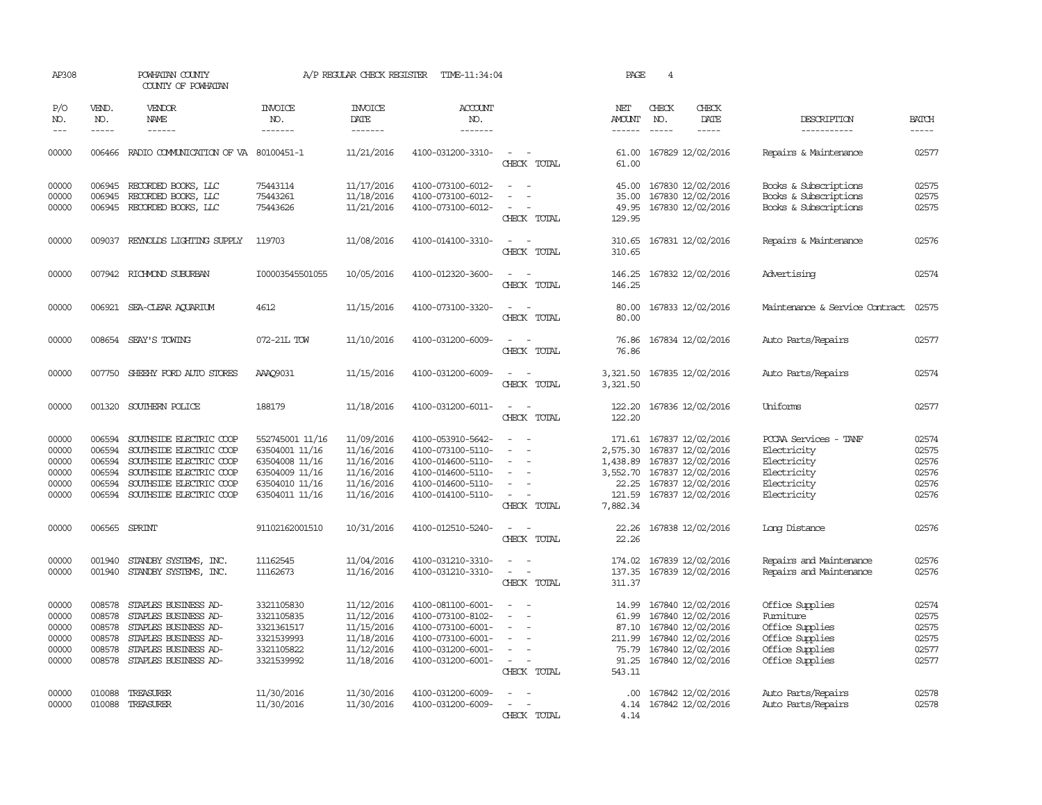AP308 POWHATAN COUNTY A/P REGULAR CHECK REGISTER TIME-11:34:04 PAGE 4
COUNTY OF POWHATAN

| P/O NO. | VEND. NO. | VENDOR NAME | INVOICE NO. | INVOICE DATE | ACCOUNT NO. | | NET AMOUNT | CHECK NO. | CHECK DATE | DESCRIPTION | BATCH |
|---|---|---|---|---|---|---|---|---|---|---|---|
| 00000 | 006466 | RADIO COMMUNICATION OF VA | 80100451-1 | 11/21/2016 | 4100-031200-3310- | - - | 61.00 | 167829 | 12/02/2016 | Repairs & Maintenance | 02577 |
| | | | | | | CHECK TOTAL | 61.00 | | | | |
| 00000 | 006945 | RECORDED BOOKS, LLC | 75443114 | 11/17/2016 | 4100-073100-6012- | - - | 45.00 | 167830 | 12/02/2016 | Books & Subscriptions | 02575 |
| 00000 | 006945 | RECORDED BOOKS, LLC | 75443261 | 11/18/2016 | 4100-073100-6012- | - - | 35.00 | 167830 | 12/02/2016 | Books & Subscriptions | 02575 |
| 00000 | 006945 | RECORDED BOOKS, LLC | 75443626 | 11/21/2016 | 4100-073100-6012- | - - | 49.95 | 167830 | 12/02/2016 | Books & Subscriptions | 02575 |
| | | | | | | CHECK TOTAL | 129.95 | | | | |
| 00000 | 009037 | REYNOLDS LIGHTING SUPPLY | 119703 | 11/08/2016 | 4100-014100-3310- | - - | 310.65 | 167831 | 12/02/2016 | Repairs & Maintenance | 02576 |
| | | | | | | CHECK TOTAL | 310.65 | | | | |
| 00000 | 007942 | RICHMOND SUBURBAN | I00003545501055 | 10/05/2016 | 4100-012320-3600- | - - | 146.25 | 167832 | 12/02/2016 | Advertising | 02574 |
| | | | | | | CHECK TOTAL | 146.25 | | | | |
| 00000 | 006921 | SEA-CLEAR AQUARIUM | 4612 | 11/15/2016 | 4100-073100-3320- | - - | 80.00 | 167833 | 12/02/2016 | Maintenance & Service Contract | 02575 |
| | | | | | | CHECK TOTAL | 80.00 | | | | |
| 00000 | 008654 | SEAY'S TOWING | 072-21L TOW | 11/10/2016 | 4100-031200-6009- | - - | 76.86 | 167834 | 12/02/2016 | Auto Parts/Repairs | 02577 |
| | | | | | | CHECK TOTAL | 76.86 | | | | |
| 00000 | 007750 | SHEEHY FORD AUTO STORES | AAAQ9031 | 11/15/2016 | 4100-031200-6009- | - - | 3,321.50 | 167835 | 12/02/2016 | Auto Parts/Repairs | 02574 |
| | | | | | | CHECK TOTAL | 3,321.50 | | | | |
| 00000 | 001320 | SOUTHERN POLICE | 188179 | 11/18/2016 | 4100-031200-6011- | - - | 122.20 | 167836 | 12/02/2016 | Uniforms | 02577 |
| | | | | | | CHECK TOTAL | 122.20 | | | | |
| 00000 | 006594 | SOUTHSIDE ELECTRIC COOP | 552745001 11/16 | 11/09/2016 | 4100-053910-5642- | - - | 171.61 | 167837 | 12/02/2016 | PCCAA Services - TANF | 02574 |
| 00000 | 006594 | SOUTHSIDE ELECTRIC COOP | 63504001 11/16 | 11/16/2016 | 4100-073100-5110- | - - | 2,575.30 | 167837 | 12/02/2016 | Electricity | 02575 |
| 00000 | 006594 | SOUTHSIDE ELECTRIC COOP | 63504008 11/16 | 11/16/2016 | 4100-014600-5110- | - - | 1,438.89 | 167837 | 12/02/2016 | Electricity | 02576 |
| 00000 | 006594 | SOUTHSIDE ELECTRIC COOP | 63504009 11/16 | 11/16/2016 | 4100-014600-5110- | - - | 3,552.70 | 167837 | 12/02/2016 | Electricity | 02576 |
| 00000 | 006594 | SOUTHSIDE ELECTRIC COOP | 63504010 11/16 | 11/16/2016 | 4100-014600-5110- | - - | 22.25 | 167837 | 12/02/2016 | Electricity | 02576 |
| 00000 | 006594 | SOUTHSIDE ELECTRIC COOP | 63504011 11/16 | 11/16/2016 | 4100-014100-5110- | - - | 121.59 | 167837 | 12/02/2016 | Electricity | 02576 |
| | | | | | | CHECK TOTAL | 7,882.34 | | | | |
| 00000 | 006565 | SPRINT | 91102162001510 | 10/31/2016 | 4100-012510-5240- | - - | 22.26 | 167838 | 12/02/2016 | Long Distance | 02576 |
| | | | | | | CHECK TOTAL | 22.26 | | | | |
| 00000 | 001940 | STANDBY SYSTEMS, INC. | 11162545 | 11/04/2016 | 4100-031210-3310- | - - | 174.02 | 167839 | 12/02/2016 | Repairs and Maintenance | 02576 |
| 00000 | 001940 | STANDBY SYSTEMS, INC. | 11162673 | 11/16/2016 | 4100-031210-3310- | - - | 137.35 | 167839 | 12/02/2016 | Repairs and Maintenance | 02576 |
| | | | | | | CHECK TOTAL | 311.37 | | | | |
| 00000 | 008578 | STAPLES BUSINESS AD- | 3321105830 | 11/12/2016 | 4100-081100-6001- | - - | 14.99 | 167840 | 12/02/2016 | Office Supplies | 02574 |
| 00000 | 008578 | STAPLES BUSINESS AD- | 3321105835 | 11/12/2016 | 4100-073100-8102- | - - | 61.99 | 167840 | 12/02/2016 | Furniture | 02575 |
| 00000 | 008578 | STAPLES BUSINESS AD- | 3321361517 | 11/15/2016 | 4100-073100-6001- | - - | 87.10 | 167840 | 12/02/2016 | Office Supplies | 02575 |
| 00000 | 008578 | STAPLES BUSINESS AD- | 3321539993 | 11/18/2016 | 4100-073100-6001- | - - | 211.99 | 167840 | 12/02/2016 | Office Supplies | 02575 |
| 00000 | 008578 | STAPLES BUSINESS AD- | 3321105822 | 11/12/2016 | 4100-031200-6001- | - - | 75.79 | 167840 | 12/02/2016 | Office Supplies | 02577 |
| 00000 | 008578 | STAPLES BUSINESS AD- | 3321539992 | 11/18/2016 | 4100-031200-6001- | - - | 91.25 | 167840 | 12/02/2016 | Office Supplies | 02577 |
| | | | | | | CHECK TOTAL | 543.11 | | | | |
| 00000 | 010088 | TREASURER | 11/30/2016 | 11/30/2016 | 4100-031200-6009- | - - | .00 | 167842 | 12/02/2016 | Auto Parts/Repairs | 02578 |
| 00000 | 010088 | TREASURER | 11/30/2016 | 11/30/2016 | 4100-031200-6009- | - - | 4.14 | 167842 | 12/02/2016 | Auto Parts/Repairs | 02578 |
| | | | | | | CHECK TOTAL | 4.14 | | | | |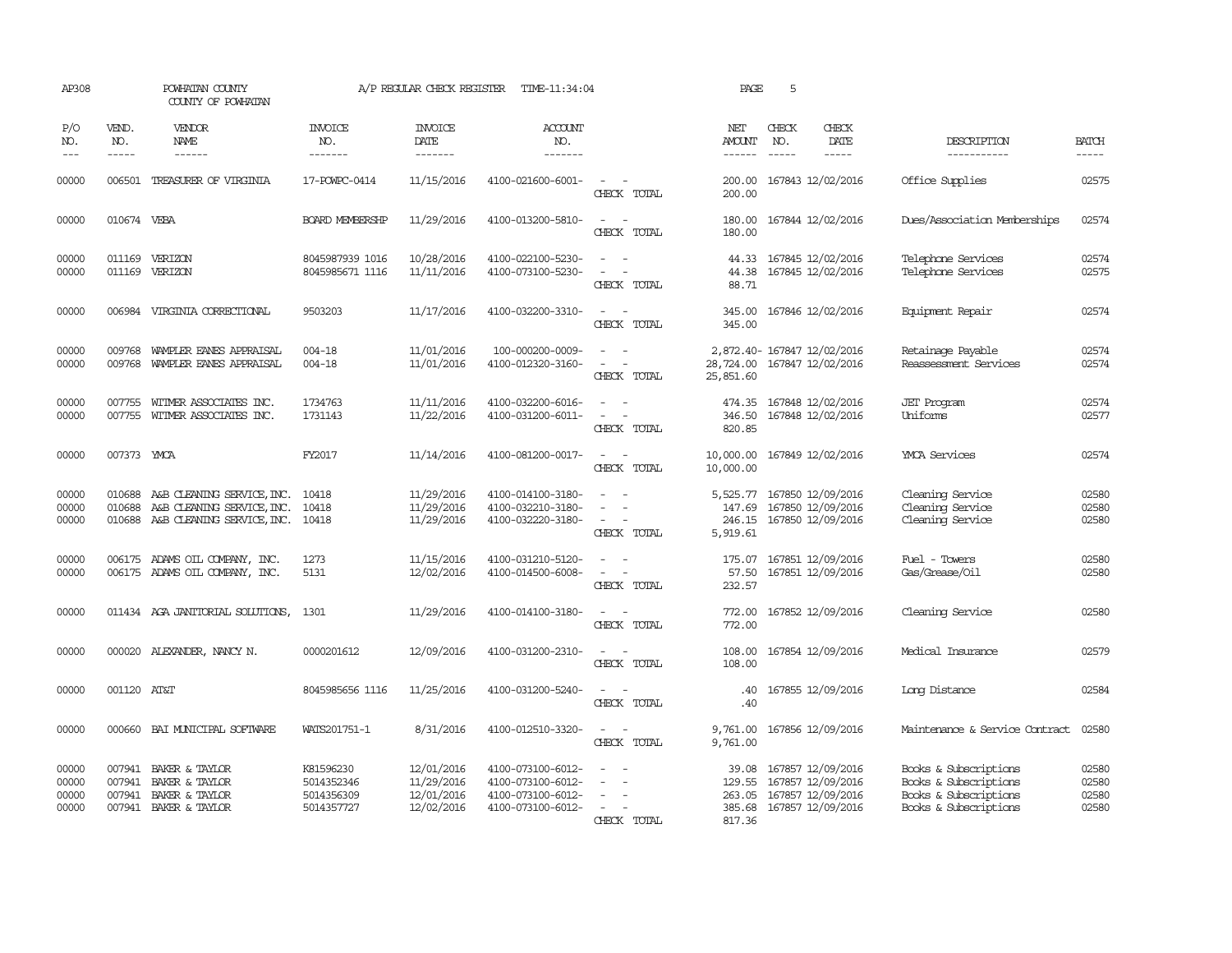AP308 POWHATAN COUNTY A/P REGULAR CHECK REGISTER TIME-11:34:04 PAGE 5

COUNTY OF POWHATAN

| P/O NO. | VEND. NO. | VENDOR NAME | INVOICE NO. | INVOICE DATE | ACCOUNT NO. | | NET AMOUNT | CHECK NO. | CHECK DATE | DESCRIPTION | BATCH |
|---|---|---|---|---|---|---|---|---|---|---|---|
| 00000 | 006501 | TREASURER OF VIRGINIA | 17-POWPC-0414 | 11/15/2016 | 4100-021600-6001- | - - | 200.00 | 167843 | 12/02/2016 | Office Supplies | 02575 |
| | | | | | | CHECK TOTAL | 200.00 | | | | |
| 00000 | 010674 | VEBA | BOARD MEMBERSHP | 11/29/2016 | 4100-013200-5810- | - - | 180.00 | 167844 | 12/02/2016 | Dues/Association Memberships | 02574 |
| | | | | | | CHECK TOTAL | 180.00 | | | | |
| 00000 | 011169 | VERIZON | 8045987939 1016 | 10/28/2016 | 4100-022100-5230- | - - | 44.33 | 167845 | 12/02/2016 | Telephone Services | 02574 |
| 00000 | 011169 | VERIZON | 8045985671 1116 | 11/11/2016 | 4100-073100-5230- | - - | 44.38 | 167845 | 12/02/2016 | Telephone Services | 02575 |
| | | | | | | CHECK TOTAL | 88.71 | | | | |
| 00000 | 006984 | VIRGINIA CORRECTIONAL | 9503203 | 11/17/2016 | 4100-032200-3310- | - - | 345.00 | 167846 | 12/02/2016 | Equipment Repair | 02574 |
| | | | | | | CHECK TOTAL | 345.00 | | | | |
| 00000 | 009768 | WAMPLER EANES APPRAISAL | 004-18 | 11/01/2016 | 100-000200-0009- | - - | 2,872.40- | 167847 | 12/02/2016 | Retainage Payable | 02574 |
| 00000 | 009768 | WAMPLER EANES APPRAISAL | 004-18 | 11/01/2016 | 4100-012320-3160- | - - | 28,724.00 | 167847 | 12/02/2016 | Reassessment Services | 02574 |
| | | | | | | CHECK TOTAL | 25,851.60 | | | | |
| 00000 | 007755 | WITMER ASSOCIATES INC. | 1734763 | 11/11/2016 | 4100-032200-6016- | - - | 474.35 | 167848 | 12/02/2016 | JET Program | 02574 |
| 00000 | 007755 | WITMER ASSOCIATES INC. | 1731143 | 11/22/2016 | 4100-031200-6011- | - - | 346.50 | 167848 | 12/02/2016 | Uniforms | 02577 |
| | | | | | | CHECK TOTAL | 820.85 | | | | |
| 00000 | 007373 | YMCA | FY2017 | 11/14/2016 | 4100-081200-0017- | - - | 10,000.00 | 167849 | 12/02/2016 | YMCA Services | 02574 |
| | | | | | | CHECK TOTAL | 10,000.00 | | | | |
| 00000 | 010688 | A&B CLEANING SERVICE,INC. | 10418 | 11/29/2016 | 4100-014100-3180- | - - | 5,525.77 | 167850 | 12/09/2016 | Cleaning Service | 02580 |
| 00000 | 010688 | A&B CLEANING SERVICE,INC. | 10418 | 11/29/2016 | 4100-032210-3180- | - - | 147.69 | 167850 | 12/09/2016 | Cleaning Service | 02580 |
| 00000 | 010688 | A&B CLEANING SERVICE,INC. | 10418 | 11/29/2016 | 4100-032220-3180- | - - | 246.15 | 167850 | 12/09/2016 | Cleaning Service | 02580 |
| | | | | | | CHECK TOTAL | 5,919.61 | | | | |
| 00000 | 006175 | ADAMS OIL COMPANY, INC. | 1273 | 11/15/2016 | 4100-031210-5120- | - - | 175.07 | 167851 | 12/09/2016 | Fuel - Towers | 02580 |
| 00000 | 006175 | ADAMS OIL COMPANY, INC. | 5131 | 12/02/2016 | 4100-014500-6008- | - - | 57.50 | 167851 | 12/09/2016 | Gas/Grease/Oil | 02580 |
| | | | | | | CHECK TOTAL | 232.57 | | | | |
| 00000 | 011434 | AGA JANITORIAL SOLUTIONS, | 1301 | 11/29/2016 | 4100-014100-3180- | - - | 772.00 | 167852 | 12/09/2016 | Cleaning Service | 02580 |
| | | | | | | CHECK TOTAL | 772.00 | | | | |
| 00000 | 000020 | ALEXANDER, NANCY N. | 0000201612 | 12/09/2016 | 4100-031200-2310- | - - | 108.00 | 167854 | 12/09/2016 | Medical Insurance | 02579 |
| | | | | | | CHECK TOTAL | 108.00 | | | | |
| 00000 | 001120 | AT&T | 8045985656 1116 | 11/25/2016 | 4100-031200-5240- | - - | .40 | 167855 | 12/09/2016 | Long Distance | 02584 |
| | | | | | | CHECK TOTAL | .40 | | | | |
| 00000 | 000660 | BAI MUNICIPAL SOFTWARE | WATS201751-1 | 8/31/2016 | 4100-012510-3320- | - - | 9,761.00 | 167856 | 12/09/2016 | Maintenance & Service Contract | 02580 |
| | | | | | | CHECK TOTAL | 9,761.00 | | | | |
| 00000 | 007941 | BAKER & TAYLOR | K81596230 | 12/01/2016 | 4100-073100-6012- | - - | 39.08 | 167857 | 12/09/2016 | Books & Subscriptions | 02580 |
| 00000 | 007941 | BAKER & TAYLOR | 5014352346 | 11/29/2016 | 4100-073100-6012- | - - | 129.55 | 167857 | 12/09/2016 | Books & Subscriptions | 02580 |
| 00000 | 007941 | BAKER & TAYLOR | 5014356309 | 12/01/2016 | 4100-073100-6012- | - - | 263.05 | 167857 | 12/09/2016 | Books & Subscriptions | 02580 |
| 00000 | 007941 | BAKER & TAYLOR | 5014357727 | 12/02/2016 | 4100-073100-6012- | - - | 385.68 | 167857 | 12/09/2016 | Books & Subscriptions | 02580 |
| | | | | | | CHECK TOTAL | 817.36 | | | | |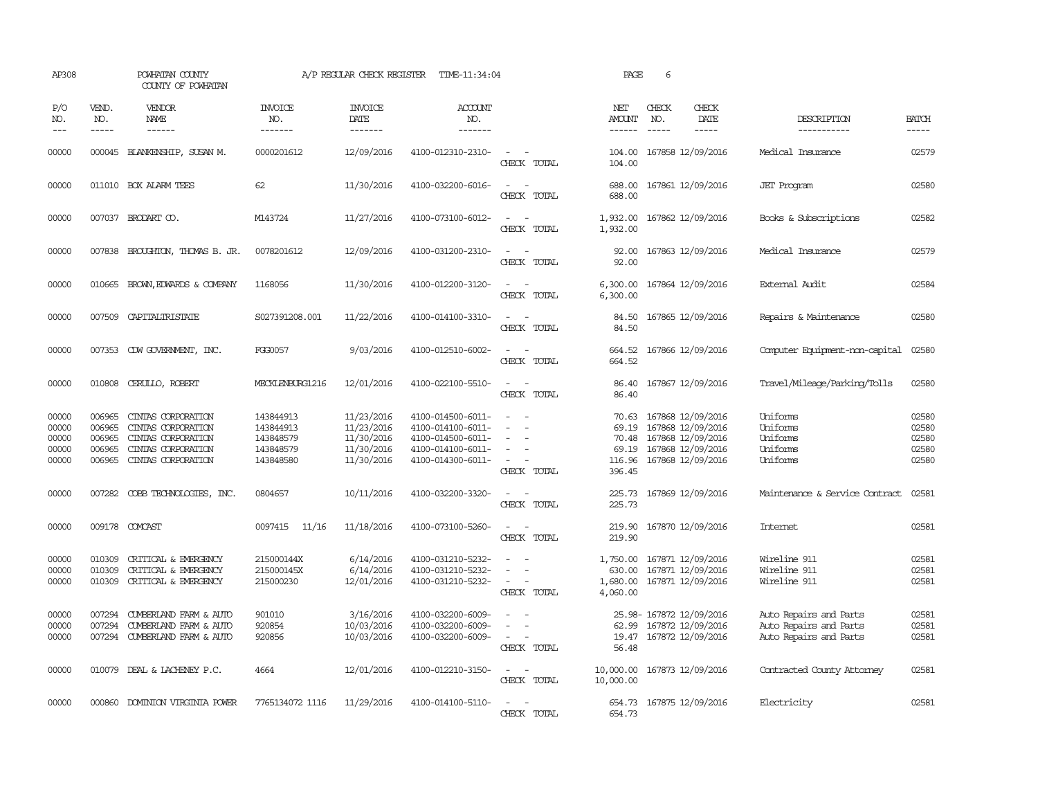AP308 POWHATAN COUNTY A/P REGULAR CHECK REGISTER TIME-11:34:04 PAGE 6
COUNTY OF POWHATAN

| P/O NO. | VEND. NO. | VENDOR NAME | INVOICE NO. | INVOICE DATE | ACCOUNT NO. | | NET AMOUNT | CHECK NO. | CHECK DATE | DESCRIPTION | BATCH |
|---|---|---|---|---|---|---|---|---|---|---|---|
| 00000 | 000045 | BLANKENSHIP, SUSAN M. | 0000201612 | 12/09/2016 | 4100-012310-2310- | - - | 104.00 | 167858 | 12/09/2016 | Medical Insurance | 02579 |
| | | | | | | CHECK TOTAL | 104.00 | | | | |
| 00000 | 011010 | BOX ALARM TEES | 62 | 11/30/2016 | 4100-032200-6016- | - - | 688.00 | 167861 | 12/09/2016 | JET Program | 02580 |
| | | | | | | CHECK TOTAL | 688.00 | | | | |
| 00000 | 007037 | BRODART CO. | M143724 | 11/27/2016 | 4100-073100-6012- | - - | 1,932.00 | 167862 | 12/09/2016 | Books & Subscriptions | 02582 |
| | | | | | | CHECK TOTAL | 1,932.00 | | | | |
| 00000 | 007838 | BROUGHTON, THOMAS B. JR. | 0078201612 | 12/09/2016 | 4100-031200-2310- | - - | 92.00 | 167863 | 12/09/2016 | Medical Insurance | 02579 |
| | | | | | | CHECK TOTAL | 92.00 | | | | |
| 00000 | 010665 | BROWN,EDWARDS & COMPANY | 1168056 | 11/30/2016 | 4100-012200-3120- | - - | 6,300.00 | 167864 | 12/09/2016 | External Audit | 02584 |
| | | | | | | CHECK TOTAL | 6,300.00 | | | | |
| 00000 | 007509 | CAPITALTRISTATE | S027391208.001 | 11/22/2016 | 4100-014100-3310- | - - | 84.50 | 167865 | 12/09/2016 | Repairs & Maintenance | 02580 |
| | | | | | | CHECK TOTAL | 84.50 | | | | |
| 00000 | 007353 | CDW GOVERNMENT, INC. | FGG0057 | 9/03/2016 | 4100-012510-6002- | - - | 664.52 | 167866 | 12/09/2016 | Computer Equipment-non-capital | 02580 |
| | | | | | | CHECK TOTAL | 664.52 | | | | |
| 00000 | 010808 | CERULLO, ROBERT | MECKLENBURG1216 | 12/01/2016 | 4100-022100-5510- | - - | 86.40 | 167867 | 12/09/2016 | Travel/Mileage/Parking/Tolls | 02580 |
| | | | | | | CHECK TOTAL | 86.40 | | | | |
| 00000 | 006965 | CINTAS CORPORATION | 143844913 | 11/23/2016 | 4100-014500-6011- | - - | 70.63 | 167868 | 12/09/2016 | Uniforms | 02580 |
| 00000 | 006965 | CINTAS CORPORATION | 143844913 | 11/23/2016 | 4100-014100-6011- | - - | 69.19 | 167868 | 12/09/2016 | Uniforms | 02580 |
| 00000 | 006965 | CINTAS CORPORATION | 143848579 | 11/30/2016 | 4100-014500-6011- | - - | 70.48 | 167868 | 12/09/2016 | Uniforms | 02580 |
| 00000 | 006965 | CINTAS CORPORATION | 143848579 | 11/30/2016 | 4100-014100-6011- | - - | 69.19 | 167868 | 12/09/2016 | Uniforms | 02580 |
| 00000 | 006965 | CINTAS CORPORATION | 143848580 | 11/30/2016 | 4100-014300-6011- | - - | 116.96 | 167868 | 12/09/2016 | Uniforms | 02580 |
| | | | | | | CHECK TOTAL | 396.45 | | | | |
| 00000 | 007282 | COBB TECHNOLOGIES, INC. | 0804657 | 10/11/2016 | 4100-032200-3320- | - - | 225.73 | 167869 | 12/09/2016 | Maintenance & Service Contract | 02581 |
| | | | | | | CHECK TOTAL | 225.73 | | | | |
| 00000 | 009178 | COMCAST | 0097415 11/16 | 11/18/2016 | 4100-073100-5260- | - - | 219.90 | 167870 | 12/09/2016 | Internet | 02581 |
| | | | | | | CHECK TOTAL | 219.90 | | | | |
| 00000 | 010309 | CRITICAL & EMERGENCY | 215000144X | 6/14/2016 | 4100-031210-5232- | - - | 1,750.00 | 167871 | 12/09/2016 | Wireline 911 | 02581 |
| 00000 | 010309 | CRITICAL & EMERGENCY | 215000145X | 6/14/2016 | 4100-031210-5232- | - - | 630.00 | 167871 | 12/09/2016 | Wireline 911 | 02581 |
| 00000 | 010309 | CRITICAL & EMERGENCY | 215000230 | 12/01/2016 | 4100-031210-5232- | - - | 1,680.00 | 167871 | 12/09/2016 | Wireline 911 | 02581 |
| | | | | | | CHECK TOTAL | 4,060.00 | | | | |
| 00000 | 007294 | CUMBERLAND FARM & AUTO | 901010 | 3/16/2016 | 4100-032200-6009- | - - | 25.98- | 167872 | 12/09/2016 | Auto Repairs and Parts | 02581 |
| 00000 | 007294 | CUMBERLAND FARM & AUTO | 920854 | 10/03/2016 | 4100-032200-6009- | - - | 62.99 | 167872 | 12/09/2016 | Auto Repairs and Parts | 02581 |
| 00000 | 007294 | CUMBERLAND FARM & AUTO | 920856 | 10/03/2016 | 4100-032200-6009- | - - | 19.47 | 167872 | 12/09/2016 | Auto Repairs and Parts | 02581 |
| | | | | | | CHECK TOTAL | 56.48 | | | | |
| 00000 | 010079 | DEAL & LACHENEY P.C. | 4664 | 12/01/2016 | 4100-012210-3150- | - - | 10,000.00 | 167873 | 12/09/2016 | Contracted County Attorney | 02581 |
| | | | | | | CHECK TOTAL | 10,000.00 | | | | |
| 00000 | 000860 | DOMINION VIRGINIA POWER | 7765134072 1116 | 11/29/2016 | 4100-014100-5110- | - - | 654.73 | 167875 | 12/09/2016 | Electricity | 02581 |
| | | | | | | CHECK TOTAL | 654.73 | | | | |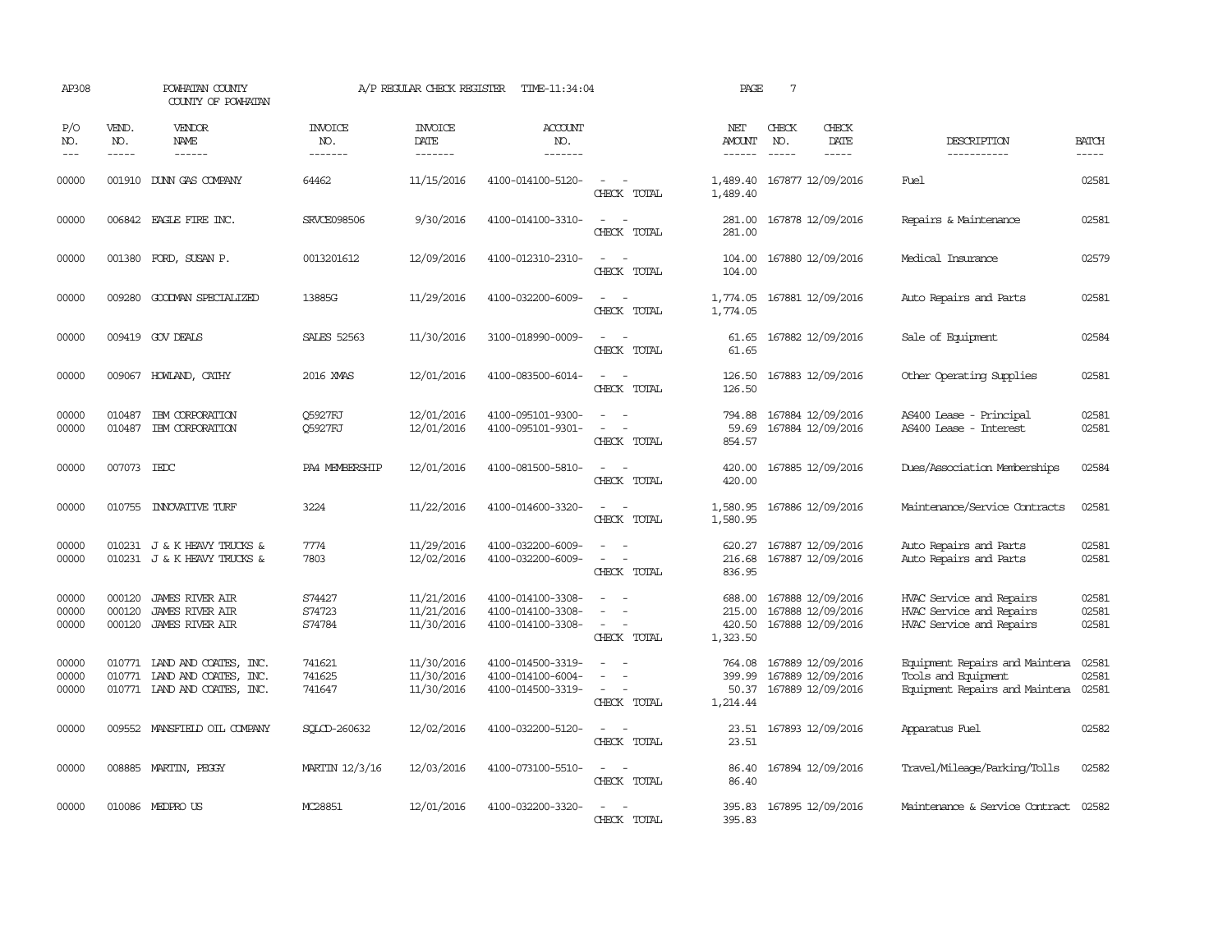AP308 POWHATAN COUNTY A/P REGULAR CHECK REGISTER TIME-11:34:04

COUNTY OF POWHATAN

| P/O NO. | VEND. NO. | VENDOR NAME | INVOICE NO. | INVOICE DATE | ACCOUNT NO. | | NET AMOUNT | CHECK NO. | CHECK DATE | DESCRIPTION | BATCH |
|---|---|---|---|---|---|---|---|---|---|---|---|
| 00000 | 001910 | DUNN GAS COMPANY | 64462 | 11/15/2016 | 4100-014100-5120- | - - | 1,489.40 | 167877 | 12/09/2016 | Fuel | 02581 |
| | | | | | | CHECK TOTAL | 1,489.40 | | | | |
| 00000 | 006842 | EAGLE FIRE INC. | SRVCE098506 | 9/30/2016 | 4100-014100-3310- | - - | 281.00 | 167878 | 12/09/2016 | Repairs & Maintenance | 02581 |
| | | | | | | CHECK TOTAL | 281.00 | | | | |
| 00000 | 001380 | FORD, SUSAN P. | 0013201612 | 12/09/2016 | 4100-012310-2310- | - - | 104.00 | 167880 | 12/09/2016 | Medical Insurance | 02579 |
| | | | | | | CHECK TOTAL | 104.00 | | | | |
| 00000 | 009280 | GOODMAN SPECIALIZED | 13885G | 11/29/2016 | 4100-032200-6009- | - - | 1,774.05 | 167881 | 12/09/2016 | Auto Repairs and Parts | 02581 |
| | | | | | | CHECK TOTAL | 1,774.05 | | | | |
| 00000 | 009419 | GOV DEALS | SALES 52563 | 11/30/2016 | 3100-018990-0009- | - - | 61.65 | 167882 | 12/09/2016 | Sale of Equipment | 02584 |
| | | | | | | CHECK TOTAL | 61.65 | | | | |
| 00000 | 009067 | HOWLAND, CATHY | 2016 XMAS | 12/01/2016 | 4100-083500-6014- | - - | 126.50 | 167883 | 12/09/2016 | Other Operating Supplies | 02581 |
| | | | | | | CHECK TOTAL | 126.50 | | | | |
| 00000 | 010487 | IBM CORPORATION | Q5927RJ | 12/01/2016 | 4100-095101-9300- | - - | 794.88 | 167884 | 12/09/2016 | AS400 Lease - Principal | 02581 |
| 00000 | 010487 | IBM CORPORATION | Q5927RJ | 12/01/2016 | 4100-095101-9301- | - - | 59.69 | 167884 | 12/09/2016 | AS400 Lease - Interest | 02581 |
| | | | | | | CHECK TOTAL | 854.57 | | | | |
| 00000 | 007073 | IEDC | PA4 MEMBERSHIP | 12/01/2016 | 4100-081500-5810- | - - | 420.00 | 167885 | 12/09/2016 | Dues/Association Memberships | 02584 |
| | | | | | | CHECK TOTAL | 420.00 | | | | |
| 00000 | 010755 | INNOVATIVE TURF | 3224 | 11/22/2016 | 4100-014600-3320- | - - | 1,580.95 | 167886 | 12/09/2016 | Maintenance/Service Contracts | 02581 |
| | | | | | | CHECK TOTAL | 1,580.95 | | | | |
| 00000 | 010231 | J & K HEAVY TRUCKS & | 7774 | 11/29/2016 | 4100-032200-6009- | - - | 620.27 | 167887 | 12/09/2016 | Auto Repairs and Parts | 02581 |
| 00000 | 010231 | J & K HEAVY TRUCKS & | 7803 | 12/02/2016 | 4100-032200-6009- | - - | 216.68 | 167887 | 12/09/2016 | Auto Repairs and Parts | 02581 |
| | | | | | | CHECK TOTAL | 836.95 | | | | |
| 00000 | 000120 | JAMES RIVER AIR | S74427 | 11/21/2016 | 4100-014100-3308- | - - | 688.00 | 167888 | 12/09/2016 | HVAC Service and Repairs | 02581 |
| 00000 | 000120 | JAMES RIVER AIR | S74723 | 11/21/2016 | 4100-014100-3308- | - - | 215.00 | 167888 | 12/09/2016 | HVAC Service and Repairs | 02581 |
| 00000 | 000120 | JAMES RIVER AIR | S74784 | 11/30/2016 | 4100-014100-3308- | - - | 420.50 | 167888 | 12/09/2016 | HVAC Service and Repairs | 02581 |
| | | | | | | CHECK TOTAL | 1,323.50 | | | | |
| 00000 | 010771 | LAND AND COATES, INC. | 741621 | 11/30/2016 | 4100-014500-3319- | - - | 764.08 | 167889 | 12/09/2016 | Equipment Repairs and Maintena | 02581 |
| 00000 | 010771 | LAND AND COATES, INC. | 741625 | 11/30/2016 | 4100-014100-6004- | - - | 399.99 | 167889 | 12/09/2016 | Tools and Equipment | 02581 |
| 00000 | 010771 | LAND AND COATES, INC. | 741647 | 11/30/2016 | 4100-014500-3319- | - - | 50.37 | 167889 | 12/09/2016 | Equipment Repairs and Maintena | 02581 |
| | | | | | | CHECK TOTAL | 1,214.44 | | | | |
| 00000 | 009552 | MANSFIELD OIL COMPANY | SQLCD-260632 | 12/02/2016 | 4100-032200-5120- | - - | 23.51 | 167893 | 12/09/2016 | Apparatus Fuel | 02582 |
| | | | | | | CHECK TOTAL | 23.51 | | | | |
| 00000 | 008885 | MARTIN, PEGGY | MARTIN 12/3/16 | 12/03/2016 | 4100-073100-5510- | - - | 86.40 | 167894 | 12/09/2016 | Travel/Mileage/Parking/Tolls | 02582 |
| | | | | | | CHECK TOTAL | 86.40 | | | | |
| 00000 | 010086 | MEDPRO US | MC28851 | 12/01/2016 | 4100-032200-3320- | - - | 395.83 | 167895 | 12/09/2016 | Maintenance & Service Contract | 02582 |
| | | | | | | CHECK TOTAL | 395.83 | | | | |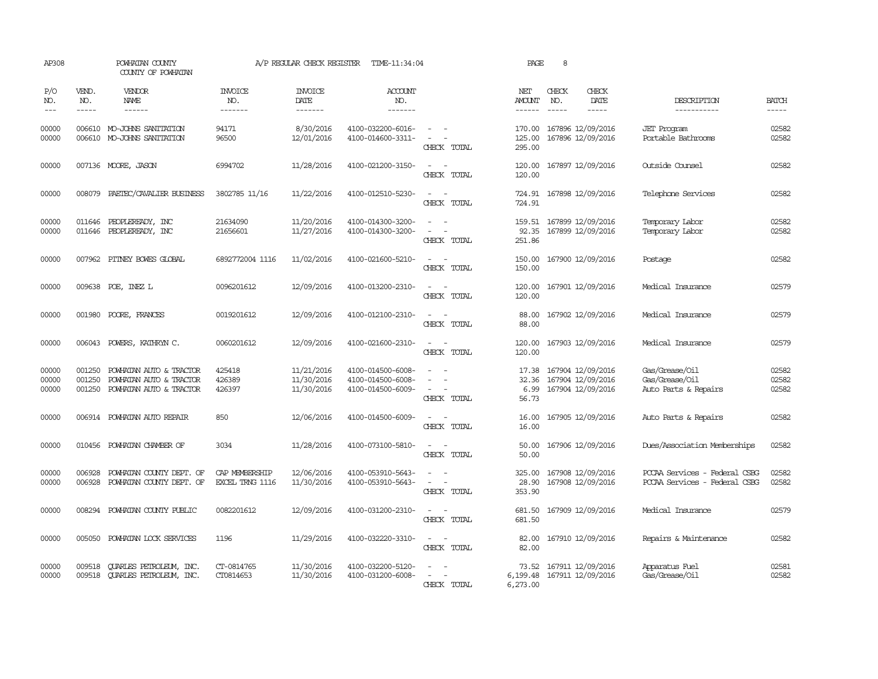AP308 POWHATAN COUNTY A/P REGULAR CHECK REGISTER TIME-11:34:04

COUNTY OF POWHATAN

| P/O NO. | VEND. NO. | VENDOR NAME | INVOICE NO. | INVOICE DATE | ACCOUNT NO. | | NET AMOUNT | CHECK NO. | CHECK DATE | DESCRIPTION | BATCH |
|---|---|---|---|---|---|---|---|---|---|---|---|
| 00000 | 006610 | MO-JOHNS SANITATION | 94171 | 8/30/2016 | 4100-032200-6016- | - - | 170.00 | 167896 | 12/09/2016 | JET Program | 02582 |
| 00000 | 006610 | MO-JOHNS SANITATION | 96500 | 12/01/2016 | 4100-014600-3311- | - - | 125.00 | 167896 | 12/09/2016 | Portable Bathrooms | 02582 |
| | | | | | | CHECK TOTAL | 295.00 | | | | |
| 00000 | 007136 | MOORE, JASON | 6994702 | 11/28/2016 | 4100-021200-3150- | - - | 120.00 | 167897 | 12/09/2016 | Outside Counsel | 02582 |
| | | | | | | CHECK TOTAL | 120.00 | | | | |
| 00000 | 008079 | PAETEC/CAVALIER BUSINESS | 3802785 11/16 | 11/22/2016 | 4100-012510-5230- | - - | 724.91 | 167898 | 12/09/2016 | Telephone Services | 02582 |
| | | | | | | CHECK TOTAL | 724.91 | | | | |
| 00000 | 011646 | PEOPLEREADY, INC | 21634090 | 11/20/2016 | 4100-014300-3200- | - - | 159.51 | 167899 | 12/09/2016 | Temporary Labor | 02582 |
| 00000 | 011646 | PEOPLEREADY, INC | 21656601 | 11/27/2016 | 4100-014300-3200- | - - | 92.35 | 167899 | 12/09/2016 | Temporary Labor | 02582 |
| | | | | | | CHECK TOTAL | 251.86 | | | | |
| 00000 | 007962 | PITNEY BOWES GLOBAL | 6892772004 1116 | 11/02/2016 | 4100-021600-5210- | - - | 150.00 | 167900 | 12/09/2016 | Postage | 02582 |
| | | | | | | CHECK TOTAL | 150.00 | | | | |
| 00000 | 009638 | POE, INEZ L | 0096201612 | 12/09/2016 | 4100-013200-2310- | - - | 120.00 | 167901 | 12/09/2016 | Medical Insurance | 02579 |
| | | | | | | CHECK TOTAL | 120.00 | | | | |
| 00000 | 001980 | POORE, FRANCES | 0019201612 | 12/09/2016 | 4100-012100-2310- | - - | 88.00 | 167902 | 12/09/2016 | Medical Insurance | 02579 |
| | | | | | | CHECK TOTAL | 88.00 | | | | |
| 00000 | 006043 | POWERS, KATHRYN C. | 0060201612 | 12/09/2016 | 4100-021600-2310- | - - | 120.00 | 167903 | 12/09/2016 | Medical Insurance | 02579 |
| | | | | | | CHECK TOTAL | 120.00 | | | | |
| 00000 | 001250 | POWHATAN AUTO & TRACTOR | 425418 | 11/21/2016 | 4100-014500-6008- | - - | 17.38 | 167904 | 12/09/2016 | Gas/Grease/Oil | 02582 |
| 00000 | 001250 | POWHATAN AUTO & TRACTOR | 426389 | 11/30/2016 | 4100-014500-6008- | - - | 32.36 | 167904 | 12/09/2016 | Gas/Grease/Oil | 02582 |
| 00000 | 001250 | POWHATAN AUTO & TRACTOR | 426397 | 11/30/2016 | 4100-014500-6009- | - - | 6.99 | 167904 | 12/09/2016 | Auto Parts & Repairs | 02582 |
| | | | | | | CHECK TOTAL | 56.73 | | | | |
| 00000 | 006914 | POWHATAN AUTO REPAIR | 850 | 12/06/2016 | 4100-014500-6009- | - - | 16.00 | 167905 | 12/09/2016 | Auto Parts & Repairs | 02582 |
| | | | | | | CHECK TOTAL | 16.00 | | | | |
| 00000 | 010456 | POWHATAN CHAMBER OF | 3034 | 11/28/2016 | 4100-073100-5810- | - - | 50.00 | 167906 | 12/09/2016 | Dues/Association Memberships | 02582 |
| | | | | | | CHECK TOTAL | 50.00 | | | | |
| 00000 | 006928 | POWHATAN COUNTY DEPT. OF | CAP MEMBERSHIP | 12/06/2016 | 4100-053910-5643- | - - | 325.00 | 167908 | 12/09/2016 | PCCAA Services - Federal CSBG | 02582 |
| 00000 | 006928 | POWHATAN COUNTY DEPT. OF | EXCEL TRNG 1116 | 11/30/2016 | 4100-053910-5643- | - - | 28.90 | 167908 | 12/09/2016 | PCCAA Services - Federal CSBG | 02582 |
| | | | | | | CHECK TOTAL | 353.90 | | | | |
| 00000 | 008294 | POWHATAN COUNTY PUBLIC | 0082201612 | 12/09/2016 | 4100-031200-2310- | - - | 681.50 | 167909 | 12/09/2016 | Medical Insurance | 02579 |
| | | | | | | CHECK TOTAL | 681.50 | | | | |
| 00000 | 005050 | POWHATAN LOCK SERVICES | 1196 | 11/29/2016 | 4100-032220-3310- | - - | 82.00 | 167910 | 12/09/2016 | Repairs & Maintenance | 02582 |
| | | | | | | CHECK TOTAL | 82.00 | | | | |
| 00000 | 009518 | QUARLES PETROLEUM, INC. | CT-0814765 | 11/30/2016 | 4100-032200-5120- | - - | 73.52 | 167911 | 12/09/2016 | Apparatus Fuel | 02581 |
| 00000 | 009518 | QUARLES PETROLEUM, INC. | CT0814653 | 11/30/2016 | 4100-031200-6008- | - - | 6,199.48 | 167911 | 12/09/2016 | Gas/Grease/Oil | 02582 |
| | | | | | | CHECK TOTAL | 6,273.00 | | | | |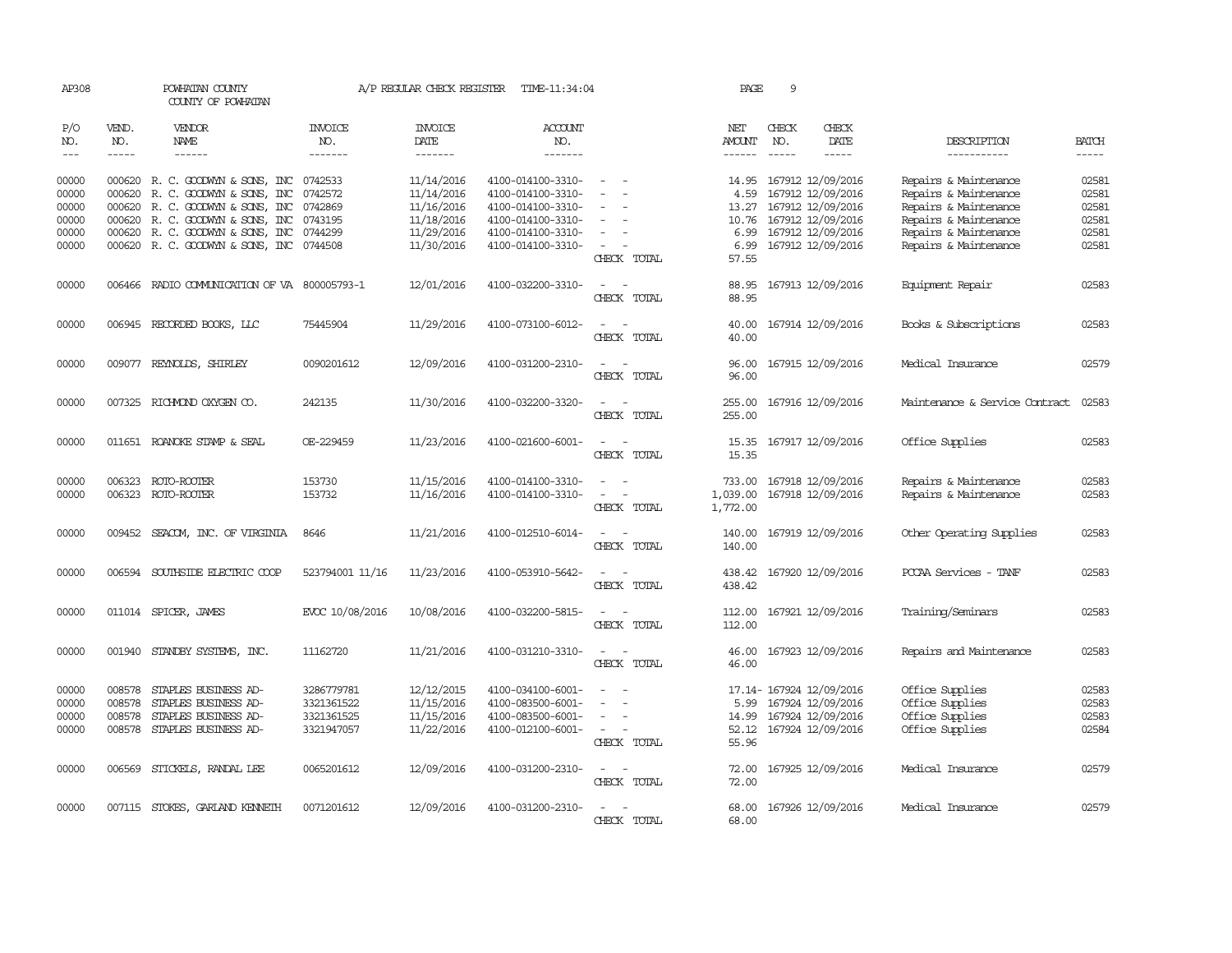AP308 POWHATAN COUNTY A/P REGULAR CHECK REGISTER TIME-11:34:04 PAGE 9

COUNTY OF POWHATAN

| P/O NO. | VEND. NO. | VENDOR NAME | INVOICE NO. | INVOICE DATE | ACCOUNT NO. | | NET AMOUNT | CHECK NO. | CHECK DATE | DESCRIPTION | BATCH |
|---|---|---|---|---|---|---|---|---|---|---|---|
| 00000 | 000620 | R. C. GOODWYN & SONS, INC | 0742533 | 11/14/2016 | 4100-014100-3310- | - - | 14.95 | 167912 | 12/09/2016 | Repairs & Maintenance | 02581 |
| 00000 | 000620 | R. C. GOODWYN & SONS, INC | 0742572 | 11/14/2016 | 4100-014100-3310- | - - | 4.59 | 167912 | 12/09/2016 | Repairs & Maintenance | 02581 |
| 00000 | 000620 | R. C. GOODWYN & SONS, INC | 0742869 | 11/16/2016 | 4100-014100-3310- | - - | 13.27 | 167912 | 12/09/2016 | Repairs & Maintenance | 02581 |
| 00000 | 000620 | R. C. GOODWYN & SONS, INC | 0743195 | 11/18/2016 | 4100-014100-3310- | - - | 10.76 | 167912 | 12/09/2016 | Repairs & Maintenance | 02581 |
| 00000 | 000620 | R. C. GOODWYN & SONS, INC | 0744299 | 11/29/2016 | 4100-014100-3310- | - - | 6.99 | 167912 | 12/09/2016 | Repairs & Maintenance | 02581 |
| 00000 | 000620 | R. C. GOODWYN & SONS, INC | 0744508 | 11/30/2016 | 4100-014100-3310- | - - | 6.99 | 167912 | 12/09/2016 | Repairs & Maintenance | 02581 |
| | | | | | | CHECK TOTAL | 57.55 | | | | |
| 00000 | 006466 | RADIO COMMUNICATION OF VA | 800005793-1 | 12/01/2016 | 4100-032200-3310- | - - | 88.95 | 167913 | 12/09/2016 | Equipment Repair | 02583 |
| | | | | | | CHECK TOTAL | 88.95 | | | | |
| 00000 | 006945 | RECORDED BOOKS, LLC | 75445904 | 11/29/2016 | 4100-073100-6012- | - - | 40.00 | 167914 | 12/09/2016 | Books & Subscriptions | 02583 |
| | | | | | | CHECK TOTAL | 40.00 | | | | |
| 00000 | 009077 | REYNOLDS, SHIRLEY | 0090201612 | 12/09/2016 | 4100-031200-2310- | - - | 96.00 | 167915 | 12/09/2016 | Medical Insurance | 02579 |
| | | | | | | CHECK TOTAL | 96.00 | | | | |
| 00000 | 007325 | RICHMOND OXYGEN CO. | 242135 | 11/30/2016 | 4100-032200-3320- | - - | 255.00 | 167916 | 12/09/2016 | Maintenance & Service Contract | 02583 |
| | | | | | | CHECK TOTAL | 255.00 | | | | |
| 00000 | 011651 | ROANOKE STAMP & SEAL | OE-229459 | 11/23/2016 | 4100-021600-6001- | - - | 15.35 | 167917 | 12/09/2016 | Office Supplies | 02583 |
| | | | | | | CHECK TOTAL | 15.35 | | | | |
| 00000 | 006323 | ROTO-ROOTER | 153730 | 11/15/2016 | 4100-014100-3310- | - - | 733.00 | 167918 | 12/09/2016 | Repairs & Maintenance | 02583 |
| 00000 | 006323 | ROTO-ROOTER | 153732 | 11/16/2016 | 4100-014100-3310- | - - | 1,039.00 | 167918 | 12/09/2016 | Repairs & Maintenance | 02583 |
| | | | | | | CHECK TOTAL | 1,772.00 | | | | |
| 00000 | 009452 | SEACOM, INC. OF VIRGINIA | 8646 | 11/21/2016 | 4100-012510-6014- | - - | 140.00 | 167919 | 12/09/2016 | Other Operating Supplies | 02583 |
| | | | | | | CHECK TOTAL | 140.00 | | | | |
| 00000 | 006594 | SOUTHSIDE ELECTRIC COOP | 523794001 11/16 | 11/23/2016 | 4100-053910-5642- | - - | 438.42 | 167920 | 12/09/2016 | PCCAA Services - TANF | 02583 |
| | | | | | | CHECK TOTAL | 438.42 | | | | |
| 00000 | 011014 | SPICER, JAMES | EVOC 10/08/2016 | 10/08/2016 | 4100-032200-5815- | - - | 112.00 | 167921 | 12/09/2016 | Training/Seminars | 02583 |
| | | | | | | CHECK TOTAL | 112.00 | | | | |
| 00000 | 001940 | STANDBY SYSTEMS, INC. | 11162720 | 11/21/2016 | 4100-031210-3310- | - - | 46.00 | 167923 | 12/09/2016 | Repairs and Maintenance | 02583 |
| | | | | | | CHECK TOTAL | 46.00 | | | | |
| 00000 | 008578 | STAPLES BUSINESS AD- | 3286779781 | 12/12/2015 | 4100-034100-6001- | - - | 17.14- | 167924 | 12/09/2016 | Office Supplies | 02583 |
| 00000 | 008578 | STAPLES BUSINESS AD- | 3321361522 | 11/15/2016 | 4100-083500-6001- | - - | 5.99 | 167924 | 12/09/2016 | Office Supplies | 02583 |
| 00000 | 008578 | STAPLES BUSINESS AD- | 3321361525 | 11/15/2016 | 4100-083500-6001- | - - | 14.99 | 167924 | 12/09/2016 | Office Supplies | 02583 |
| 00000 | 008578 | STAPLES BUSINESS AD- | 3321947057 | 11/22/2016 | 4100-012100-6001- | - - | 52.12 | 167924 | 12/09/2016 | Office Supplies | 02584 |
| | | | | | | CHECK TOTAL | 55.96 | | | | |
| 00000 | 006569 | STICKELS, RANDAL LEE | 0065201612 | 12/09/2016 | 4100-031200-2310- | - - | 72.00 | 167925 | 12/09/2016 | Medical Insurance | 02579 |
| | | | | | | CHECK TOTAL | 72.00 | | | | |
| 00000 | 007115 | STOKES, GARLAND KENNETH | 0071201612 | 12/09/2016 | 4100-031200-2310- | - - | 68.00 | 167926 | 12/09/2016 | Medical Insurance | 02579 |
| | | | | | | CHECK TOTAL | 68.00 | | | | |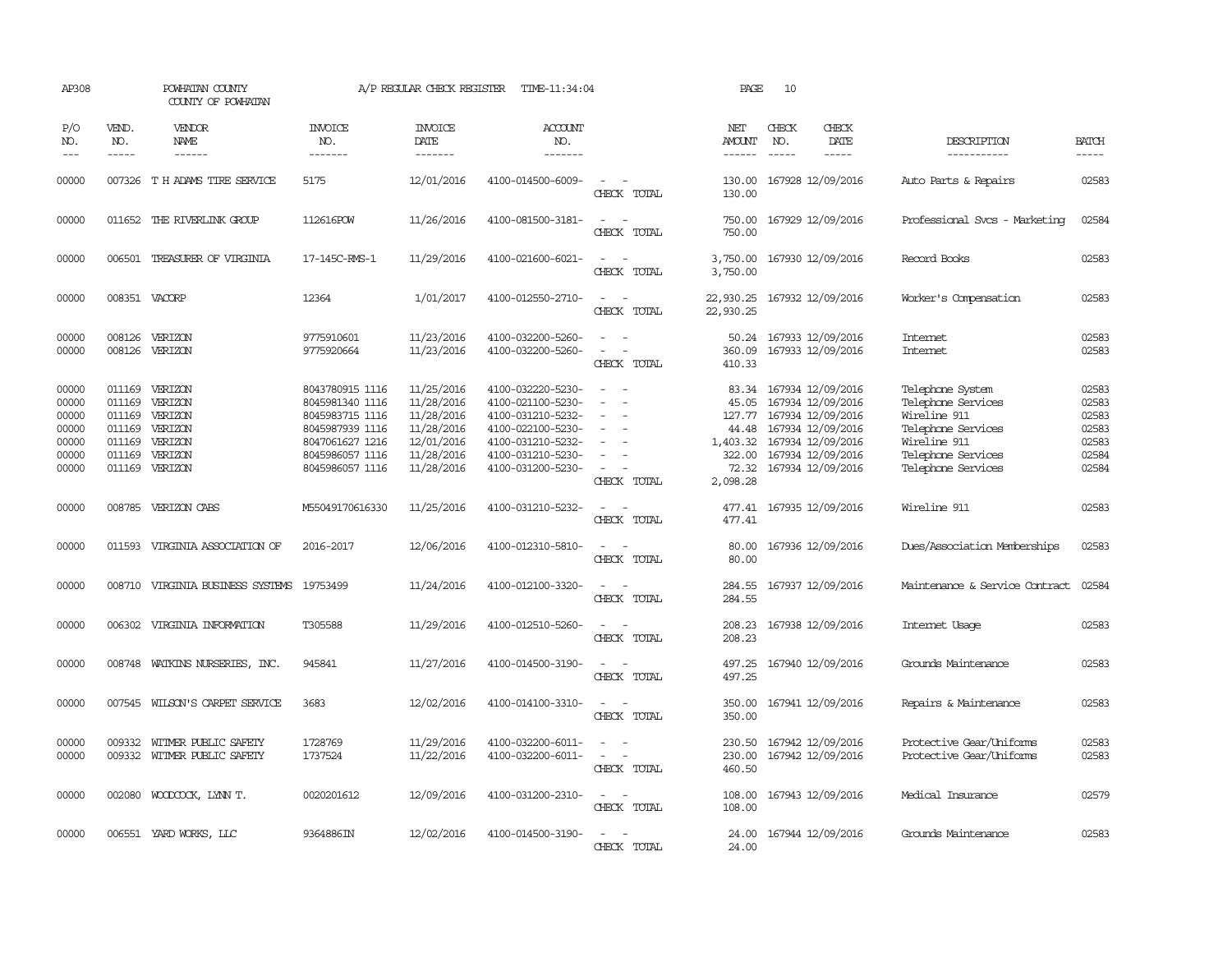AP308 POWHATAN COUNTY A/P REGULAR CHECK REGISTER TIME-11:34:04
COUNTY OF POWHATAN

| P/O NO. | VEND. NO. | VENDOR NAME | INVOICE NO. | INVOICE DATE | ACCOUNT NO. | | NET AMOUNT | CHECK NO. | CHECK DATE | DESCRIPTION | BATCH |
|---|---|---|---|---|---|---|---|---|---|---|---|
| 00000 | 007326 | T H ADAMS TIRE SERVICE | 5175 | 12/01/2016 | 4100-014500-6009- | - - | 130.00 | 167928 | 12/09/2016 | Auto Parts & Repairs | 02583 |
| | | | | | | CHECK TOTAL | 130.00 | | | | |
| 00000 | 011652 | THE RIVERLINK GROUP | 112616POW | 11/26/2016 | 4100-081500-3181- | - - | 750.00 | 167929 | 12/09/2016 | Professional Svcs - Marketing | 02584 |
| | | | | | | CHECK TOTAL | 750.00 | | | | |
| 00000 | 006501 | TREASURER OF VIRGINIA | 17-145C-RMS-1 | 11/29/2016 | 4100-021600-6021- | - - | 3,750.00 | 167930 | 12/09/2016 | Record Books | 02583 |
| | | | | | | CHECK TOTAL | 3,750.00 | | | | |
| 00000 | 008351 | VACORP | 12364 | 1/01/2017 | 4100-012550-2710- | - - | 22,930.25 | 167932 | 12/09/2016 | Worker's Compensation | 02583 |
| | | | | | | CHECK TOTAL | 22,930.25 | | | | |
| 00000 | 008126 | VERIZON | 9775910601 | 11/23/2016 | 4100-032200-5260- | - - | 50.24 | 167933 | 12/09/2016 | Internet | 02583 |
| 00000 | 008126 | VERIZON | 9775920664 | 11/23/2016 | 4100-032200-5260- | - - | 360.09 | 167933 | 12/09/2016 | Internet | 02583 |
| | | | | | | CHECK TOTAL | 410.33 | | | | |
| 00000 | 011169 | VERIZON | 8043780915 1116 | 11/25/2016 | 4100-032220-5230- | - - | 83.34 | 167934 | 12/09/2016 | Telephone System | 02583 |
| 00000 | 011169 | VERIZON | 8045981340 1116 | 11/28/2016 | 4100-021100-5230- | - - | 45.05 | 167934 | 12/09/2016 | Telephone Services | 02583 |
| 00000 | 011169 | VERIZON | 8045983715 1116 | 11/28/2016 | 4100-031210-5232- | - - | 127.77 | 167934 | 12/09/2016 | Wireline 911 | 02583 |
| 00000 | 011169 | VERIZON | 8045987939 1116 | 11/28/2016 | 4100-022100-5230- | - - | 44.48 | 167934 | 12/09/2016 | Telephone Services | 02583 |
| 00000 | 011169 | VERIZON | 8047061627 1216 | 12/01/2016 | 4100-031210-5232- | - - | 1,403.32 | 167934 | 12/09/2016 | Wireline 911 | 02583 |
| 00000 | 011169 | VERIZON | 8045986057 1116 | 11/28/2016 | 4100-031210-5230- | - - | 322.00 | 167934 | 12/09/2016 | Telephone Services | 02584 |
| 00000 | 011169 | VERIZON | 8045986057 1116 | 11/28/2016 | 4100-031200-5230- | - - | 72.32 | 167934 | 12/09/2016 | Telephone Services | 02584 |
| | | | | | | CHECK TOTAL | 2,098.28 | | | | |
| 00000 | 008785 | VERIZON CABS | M55049170616330 | 11/25/2016 | 4100-031210-5232- | - - | 477.41 | 167935 | 12/09/2016 | Wireline 911 | 02583 |
| | | | | | | CHECK TOTAL | 477.41 | | | | |
| 00000 | 011593 | VIRGINIA ASSOCIATION OF | 2016-2017 | 12/06/2016 | 4100-012310-5810- | - - | 80.00 | 167936 | 12/09/2016 | Dues/Association Memberships | 02583 |
| | | | | | | CHECK TOTAL | 80.00 | | | | |
| 00000 | 008710 | VIRGINIA BUSINESS SYSTEMS | 19753499 | 11/24/2016 | 4100-012100-3320- | - - | 284.55 | 167937 | 12/09/2016 | Maintenance & Service Contract | 02584 |
| | | | | | | CHECK TOTAL | 284.55 | | | | |
| 00000 | 006302 | VIRGINIA INFORMATION | T305588 | 11/29/2016 | 4100-012510-5260- | - - | 208.23 | 167938 | 12/09/2016 | Internet Usage | 02583 |
| | | | | | | CHECK TOTAL | 208.23 | | | | |
| 00000 | 008748 | WATKINS NURSERIES, INC. | 945841 | 11/27/2016 | 4100-014500-3190- | - - | 497.25 | 167940 | 12/09/2016 | Grounds Maintenance | 02583 |
| | | | | | | CHECK TOTAL | 497.25 | | | | |
| 00000 | 007545 | WILSON'S CARPET SERVICE | 3683 | 12/02/2016 | 4100-014100-3310- | - - | 350.00 | 167941 | 12/09/2016 | Repairs & Maintenance | 02583 |
| | | | | | | CHECK TOTAL | 350.00 | | | | |
| 00000 | 009332 | WITMER PUBLIC SAFETY | 1728769 | 11/29/2016 | 4100-032200-6011- | - - | 230.50 | 167942 | 12/09/2016 | Protective Gear/Uniforms | 02583 |
| 00000 | 009332 | WITMER PUBLIC SAFETY | 1737524 | 11/22/2016 | 4100-032200-6011- | - - | 230.00 | 167942 | 12/09/2016 | Protective Gear/Uniforms | 02583 |
| | | | | | | CHECK TOTAL | 460.50 | | | | |
| 00000 | 002080 | WOODCOCK, LYNN T. | 0020201612 | 12/09/2016 | 4100-031200-2310- | - - | 108.00 | 167943 | 12/09/2016 | Medical Insurance | 02579 |
| | | | | | | CHECK TOTAL | 108.00 | | | | |
| 00000 | 006551 | YARD WORKS, LLC | 9364886IN | 12/02/2016 | 4100-014500-3190- | - - | 24.00 | 167944 | 12/09/2016 | Grounds Maintenance | 02583 |
| | | | | | | CHECK TOTAL | 24.00 | | | | |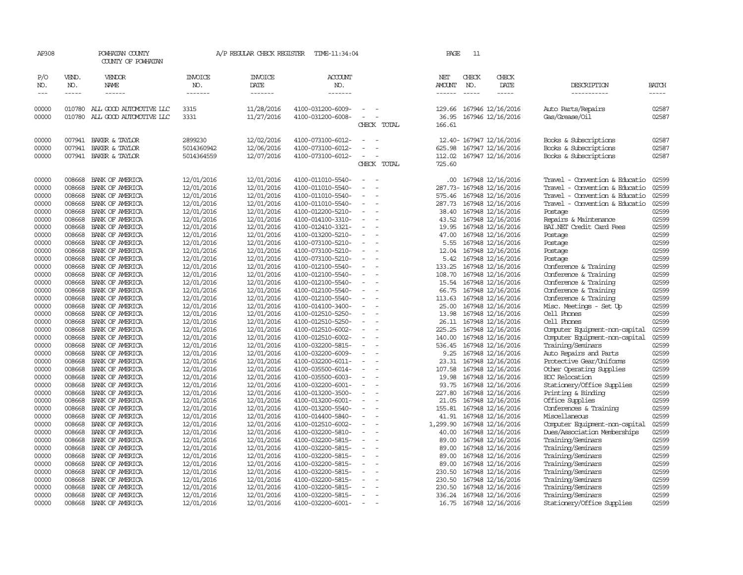AP308 POWHATAN COUNTY A/P REGULAR CHECK REGISTER TIME-11:34:04 PAGE 11

COUNTY OF POWHATAN

| P/O NO. | VEND. NO. | VENDOR NAME | INVOICE NO. | INVOICE DATE | ACCOUNT NO. | | NET AMOUNT | CHECK NO. | CHECK DATE | DESCRIPTION | BATCH |
|---|---|---|---|---|---|---|---|---|---|---|---|
| 00000 | 010780 | ALL GOOD AUTOMOTIVE LLC | 3315 | 11/28/2016 | 4100-031200-6009- | - - | 129.66 | 167946 | 12/16/2016 | Auto Parts/Repairs | 02587 |
| 00000 | 010780 | ALL GOOD AUTOMOTIVE LLC | 3331 | 11/27/2016 | 4100-031200-6008- | - - | 36.95 | 167946 | 12/16/2016 | Gas/Grease/Oil | 02587 |
| | | | | | | CHECK TOTAL | 166.61 | | | | |
| 00000 | 007941 | BAKER & TAYLOR | 2899230 | 12/02/2016 | 4100-073100-6012- | - - | 12.40- | 167947 | 12/16/2016 | Books & Subscriptions | 02587 |
| 00000 | 007941 | BAKER & TAYLOR | 5014360942 | 12/06/2016 | 4100-073100-6012- | - - | 625.98 | 167947 | 12/16/2016 | Books & Subscriptions | 02587 |
| 00000 | 007941 | BAKER & TAYLOR | 5014364559 | 12/07/2016 | 4100-073100-6012- | - - | 112.02 | 167947 | 12/16/2016 | Books & Subscriptions | 02587 |
| | | | | | | CHECK TOTAL | 725.60 | | | | |
| 00000 | 008668 | BANK OF AMERICA | 12/01/2016 | 12/01/2016 | 4100-011010-5540- | - - | .00 | 167948 | 12/16/2016 | Travel - Convention & Educatio | 02599 |
| 00000 | 008668 | BANK OF AMERICA | 12/01/2016 | 12/01/2016 | 4100-011010-5540- | - - | 287.73- | 167948 | 12/16/2016 | Travel - Convention & Educatio | 02599 |
| 00000 | 008668 | BANK OF AMERICA | 12/01/2016 | 12/01/2016 | 4100-011010-5540- | - - | 575.46 | 167948 | 12/16/2016 | Travel - Convention & Educatio | 02599 |
| 00000 | 008668 | BANK OF AMERICA | 12/01/2016 | 12/01/2016 | 4100-011010-5540- | - - | 287.73 | 167948 | 12/16/2016 | Travel - Convention & Educatio | 02599 |
| 00000 | 008668 | BANK OF AMERICA | 12/01/2016 | 12/01/2016 | 4100-012200-5210- | - - | 38.40 | 167948 | 12/16/2016 | Postage | 02599 |
| 00000 | 008668 | BANK OF AMERICA | 12/01/2016 | 12/01/2016 | 4100-014100-3310- | - - | 43.52 | 167948 | 12/16/2016 | Repairs & Maintenance | 02599 |
| 00000 | 008668 | BANK OF AMERICA | 12/01/2016 | 12/01/2016 | 4100-012410-3321- | - - | 19.95 | 167948 | 12/16/2016 | BAI.NET Credit Card Fees | 02599 |
| 00000 | 008668 | BANK OF AMERICA | 12/01/2016 | 12/01/2016 | 4100-013200-5210- | - - | 47.00 | 167948 | 12/16/2016 | Postage | 02599 |
| 00000 | 008668 | BANK OF AMERICA | 12/01/2016 | 12/01/2016 | 4100-073100-5210- | - - | 5.55 | 167948 | 12/16/2016 | Postage | 02599 |
| 00000 | 008668 | BANK OF AMERICA | 12/01/2016 | 12/01/2016 | 4100-073100-5210- | - - | 12.04 | 167948 | 12/16/2016 | Postage | 02599 |
| 00000 | 008668 | BANK OF AMERICA | 12/01/2016 | 12/01/2016 | 4100-073100-5210- | - - | 5.42 | 167948 | 12/16/2016 | Postage | 02599 |
| 00000 | 008668 | BANK OF AMERICA | 12/01/2016 | 12/01/2016 | 4100-012100-5540- | - - | 133.25 | 167948 | 12/16/2016 | Conference & Training | 02599 |
| 00000 | 008668 | BANK OF AMERICA | 12/01/2016 | 12/01/2016 | 4100-012100-5540- | - - | 108.70 | 167948 | 12/16/2016 | Conference & Training | 02599 |
| 00000 | 008668 | BANK OF AMERICA | 12/01/2016 | 12/01/2016 | 4100-012100-5540- | - - | 15.54 | 167948 | 12/16/2016 | Conference & Training | 02599 |
| 00000 | 008668 | BANK OF AMERICA | 12/01/2016 | 12/01/2016 | 4100-012100-5540- | - - | 66.75 | 167948 | 12/16/2016 | Conference & Training | 02599 |
| 00000 | 008668 | BANK OF AMERICA | 12/01/2016 | 12/01/2016 | 4100-012100-5540- | - - | 113.63 | 167948 | 12/16/2016 | Conference & Training | 02599 |
| 00000 | 008668 | BANK OF AMERICA | 12/01/2016 | 12/01/2016 | 4100-014100-3400- | - - | 25.00 | 167948 | 12/16/2016 | Misc. Meetings - Set Up | 02599 |
| 00000 | 008668 | BANK OF AMERICA | 12/01/2016 | 12/01/2016 | 4100-012510-5250- | - - | 13.98 | 167948 | 12/16/2016 | Cell Phones | 02599 |
| 00000 | 008668 | BANK OF AMERICA | 12/01/2016 | 12/01/2016 | 4100-012510-5250- | - - | 26.11 | 167948 | 12/16/2016 | Cell Phones | 02599 |
| 00000 | 008668 | BANK OF AMERICA | 12/01/2016 | 12/01/2016 | 4100-012510-6002- | - - | 225.25 | 167948 | 12/16/2016 | Computer Equipment-non-capital | 02599 |
| 00000 | 008668 | BANK OF AMERICA | 12/01/2016 | 12/01/2016 | 4100-012510-6002- | - - | 140.00 | 167948 | 12/16/2016 | Computer Equipment-non-capital | 02599 |
| 00000 | 008668 | BANK OF AMERICA | 12/01/2016 | 12/01/2016 | 4100-032200-5815- | - - | 536.45 | 167948 | 12/16/2016 | Training/Seminars | 02599 |
| 00000 | 008668 | BANK OF AMERICA | 12/01/2016 | 12/01/2016 | 4100-032200-6009- | - - | 9.25 | 167948 | 12/16/2016 | Auto Repairs and Parts | 02599 |
| 00000 | 008668 | BANK OF AMERICA | 12/01/2016 | 12/01/2016 | 4100-032200-6011- | - - | 23.31 | 167948 | 12/16/2016 | Protective Gear/Uniforms | 02599 |
| 00000 | 008668 | BANK OF AMERICA | 12/01/2016 | 12/01/2016 | 4100-035500-6014- | - - | 107.58 | 167948 | 12/16/2016 | Other Operating Supplies | 02599 |
| 00000 | 008668 | BANK OF AMERICA | 12/01/2016 | 12/01/2016 | 4100-035500-6003- | - - | 19.98 | 167948 | 12/16/2016 | EOC Relocation | 02599 |
| 00000 | 008668 | BANK OF AMERICA | 12/01/2016 | 12/01/2016 | 4100-032200-6001- | - - | 93.75 | 167948 | 12/16/2016 | Stationery/Office Supplies | 02599 |
| 00000 | 008668 | BANK OF AMERICA | 12/01/2016 | 12/01/2016 | 4100-013200-3500- | - - | 227.80 | 167948 | 12/16/2016 | Printing & Binding | 02599 |
| 00000 | 008668 | BANK OF AMERICA | 12/01/2016 | 12/01/2016 | 4100-013200-6001- | - - | 21.05 | 167948 | 12/16/2016 | Office Supplies | 02599 |
| 00000 | 008668 | BANK OF AMERICA | 12/01/2016 | 12/01/2016 | 4100-013200-5540- | - - | 155.81 | 167948 | 12/16/2016 | Conferences & Training | 02599 |
| 00000 | 008668 | BANK OF AMERICA | 12/01/2016 | 12/01/2016 | 4100-014400-5840- | - - | 41.91 | 167948 | 12/16/2016 | Miscellaneous | 02599 |
| 00000 | 008668 | BANK OF AMERICA | 12/01/2016 | 12/01/2016 | 4100-012510-6002- | - - | 1,299.90 | 167948 | 12/16/2016 | Computer Equipment-non-capital | 02599 |
| 00000 | 008668 | BANK OF AMERICA | 12/01/2016 | 12/01/2016 | 4100-032200-5810- | - - | 40.00 | 167948 | 12/16/2016 | Dues/Association Memberships | 02599 |
| 00000 | 008668 | BANK OF AMERICA | 12/01/2016 | 12/01/2016 | 4100-032200-5815- | - - | 89.00 | 167948 | 12/16/2016 | Training/Seminars | 02599 |
| 00000 | 008668 | BANK OF AMERICA | 12/01/2016 | 12/01/2016 | 4100-032200-5815- | - - | 89.00 | 167948 | 12/16/2016 | Training/Seminars | 02599 |
| 00000 | 008668 | BANK OF AMERICA | 12/01/2016 | 12/01/2016 | 4100-032200-5815- | - - | 89.00 | 167948 | 12/16/2016 | Training/Seminars | 02599 |
| 00000 | 008668 | BANK OF AMERICA | 12/01/2016 | 12/01/2016 | 4100-032200-5815- | - - | 89.00 | 167948 | 12/16/2016 | Training/Seminars | 02599 |
| 00000 | 008668 | BANK OF AMERICA | 12/01/2016 | 12/01/2016 | 4100-032200-5815- | - - | 230.50 | 167948 | 12/16/2016 | Training/Seminars | 02599 |
| 00000 | 008668 | BANK OF AMERICA | 12/01/2016 | 12/01/2016 | 4100-032200-5815- | - - | 230.50 | 167948 | 12/16/2016 | Training/Seminars | 02599 |
| 00000 | 008668 | BANK OF AMERICA | 12/01/2016 | 12/01/2016 | 4100-032200-5815- | - - | 230.50 | 167948 | 12/16/2016 | Training/Seminars | 02599 |
| 00000 | 008668 | BANK OF AMERICA | 12/01/2016 | 12/01/2016 | 4100-032200-5815- | - - | 336.24 | 167948 | 12/16/2016 | Training/Seminars | 02599 |
| 00000 | 008668 | BANK OF AMERICA | 12/01/2016 | 12/01/2016 | 4100-032200-6001- | - - | 16.75 | 167948 | 12/16/2016 | Stationery/Office Supplies | 02599 |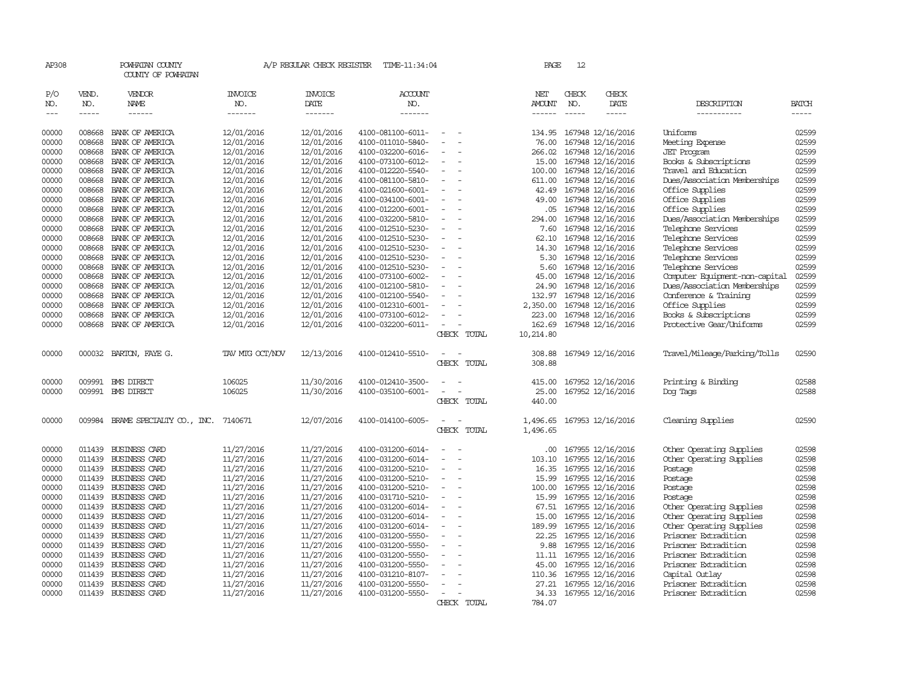AP308 POWHATAN COUNTY A/P REGULAR CHECK REGISTER TIME-11:34:04 PAGE 12

COUNTY OF POWHATAN

| P/O NO. | VEND. NO. | VENDOR NAME | INVOICE NO. | INVOICE DATE | ACCOUNT NO. | | NET AMOUNT | CHECK NO. | CHECK DATE | DESCRIPTION | BATCH |
|---|---|---|---|---|---|---|---|---|---|---|---|
| 00000 | 008668 | BANK OF AMERICA | 12/01/2016 | 12/01/2016 | 4100-081100-6011- | - - | 134.95 | 167948 | 12/16/2016 | Uniforms | 02599 |
| 00000 | 008668 | BANK OF AMERICA | 12/01/2016 | 12/01/2016 | 4100-011010-5840- | - - | 76.00 | 167948 | 12/16/2016 | Meeting Expense | 02599 |
| 00000 | 008668 | BANK OF AMERICA | 12/01/2016 | 12/01/2016 | 4100-032200-6016- | - - | 266.02 | 167948 | 12/16/2016 | JET Program | 02599 |
| 00000 | 008668 | BANK OF AMERICA | 12/01/2016 | 12/01/2016 | 4100-073100-6012- | - - | 15.00 | 167948 | 12/16/2016 | Books & Subscriptions | 02599 |
| 00000 | 008668 | BANK OF AMERICA | 12/01/2016 | 12/01/2016 | 4100-012220-5540- | - - | 100.00 | 167948 | 12/16/2016 | Travel and Education | 02599 |
| 00000 | 008668 | BANK OF AMERICA | 12/01/2016 | 12/01/2016 | 4100-081100-5810- | - - | 611.00 | 167948 | 12/16/2016 | Dues/Association Memberships | 02599 |
| 00000 | 008668 | BANK OF AMERICA | 12/01/2016 | 12/01/2016 | 4100-021600-6001- | - - | 42.49 | 167948 | 12/16/2016 | Office Supplies | 02599 |
| 00000 | 008668 | BANK OF AMERICA | 12/01/2016 | 12/01/2016 | 4100-034100-6001- | - - | 49.00 | 167948 | 12/16/2016 | Office Supplies | 02599 |
| 00000 | 008668 | BANK OF AMERICA | 12/01/2016 | 12/01/2016 | 4100-012200-6001- | - - | .05 | 167948 | 12/16/2016 | Office Supplies | 02599 |
| 00000 | 008668 | BANK OF AMERICA | 12/01/2016 | 12/01/2016 | 4100-032200-5810- | - - | 294.00 | 167948 | 12/16/2016 | Dues/Association Memberships | 02599 |
| 00000 | 008668 | BANK OF AMERICA | 12/01/2016 | 12/01/2016 | 4100-012510-5230- | - - | 7.60 | 167948 | 12/16/2016 | Telephone Services | 02599 |
| 00000 | 008668 | BANK OF AMERICA | 12/01/2016 | 12/01/2016 | 4100-012510-5230- | - - | 62.10 | 167948 | 12/16/2016 | Telephone Services | 02599 |
| 00000 | 008668 | BANK OF AMERICA | 12/01/2016 | 12/01/2016 | 4100-012510-5230- | - - | 14.30 | 167948 | 12/16/2016 | Telephone Services | 02599 |
| 00000 | 008668 | BANK OF AMERICA | 12/01/2016 | 12/01/2016 | 4100-012510-5230- | - - | 5.30 | 167948 | 12/16/2016 | Telephone Services | 02599 |
| 00000 | 008668 | BANK OF AMERICA | 12/01/2016 | 12/01/2016 | 4100-012510-5230- | - - | 5.60 | 167948 | 12/16/2016 | Telephone Services | 02599 |
| 00000 | 008668 | BANK OF AMERICA | 12/01/2016 | 12/01/2016 | 4100-073100-6002- | - - | 45.00 | 167948 | 12/16/2016 | Computer Equipment-non-capital | 02599 |
| 00000 | 008668 | BANK OF AMERICA | 12/01/2016 | 12/01/2016 | 4100-012100-5810- | - - | 24.90 | 167948 | 12/16/2016 | Dues/Association Memberships | 02599 |
| 00000 | 008668 | BANK OF AMERICA | 12/01/2016 | 12/01/2016 | 4100-012100-5540- | - - | 132.97 | 167948 | 12/16/2016 | Conference & Training | 02599 |
| 00000 | 008668 | BANK OF AMERICA | 12/01/2016 | 12/01/2016 | 4100-012310-6001- | - - | 2,350.00 | 167948 | 12/16/2016 | Office Supplies | 02599 |
| 00000 | 008668 | BANK OF AMERICA | 12/01/2016 | 12/01/2016 | 4100-073100-6012- | - - | 223.00 | 167948 | 12/16/2016 | Books & Subscriptions | 02599 |
| 00000 | 008668 | BANK OF AMERICA | 12/01/2016 | 12/01/2016 | 4100-032200-6011- | - - | 162.69 | 167948 | 12/16/2016 | Protective Gear/Uniforms | 02599 |
| | | | | | | CHECK TOTAL | 10,214.80 | | | | |
| 00000 | 000032 | BARTON, FAYE G. | TAV MTG OCT/NOV | 12/13/2016 | 4100-012410-5510- | - - | 308.88 | 167949 | 12/16/2016 | Travel/Mileage/Parking/Tolls | 02590 |
| | | | | | | CHECK TOTAL | 308.88 | | | | |
| 00000 | 009991 | BMS DIRECT | 106025 | 11/30/2016 | 4100-012410-3500- | - - | 415.00 | 167952 | 12/16/2016 | Printing & Binding | 02588 |
| 00000 | 009991 | BMS DIRECT | 106025 | 11/30/2016 | 4100-035100-6001- | - - | 25.00 | 167952 | 12/16/2016 | Dog Tags | 02588 |
| | | | | | | CHECK TOTAL | 440.00 | | | | |
| 00000 | 009984 | BRAME SPECIALTY CO., INC. | 7140671 | 12/07/2016 | 4100-014100-6005- | - - | 1,496.65 | 167953 | 12/16/2016 | Cleaning Supplies | 02590 |
| | | | | | | CHECK TOTAL | 1,496.65 | | | | |
| 00000 | 011439 | BUSINESS CARD | 11/27/2016 | 11/27/2016 | 4100-031200-6014- | - - | .00 | 167955 | 12/16/2016 | Other Operating Supplies | 02598 |
| 00000 | 011439 | BUSINESS CARD | 11/27/2016 | 11/27/2016 | 4100-031200-6014- | - - | 103.10 | 167955 | 12/16/2016 | Other Operating Supplies | 02598 |
| 00000 | 011439 | BUSINESS CARD | 11/27/2016 | 11/27/2016 | 4100-031200-5210- | - - | 16.35 | 167955 | 12/16/2016 | Postage | 02598 |
| 00000 | 011439 | BUSINESS CARD | 11/27/2016 | 11/27/2016 | 4100-031200-5210- | - - | 15.99 | 167955 | 12/16/2016 | Postage | 02598 |
| 00000 | 011439 | BUSINESS CARD | 11/27/2016 | 11/27/2016 | 4100-031200-5210- | - - | 100.00 | 167955 | 12/16/2016 | Postage | 02598 |
| 00000 | 011439 | BUSINESS CARD | 11/27/2016 | 11/27/2016 | 4100-031710-5210- | - - | 15.99 | 167955 | 12/16/2016 | Postage | 02598 |
| 00000 | 011439 | BUSINESS CARD | 11/27/2016 | 11/27/2016 | 4100-031200-6014- | - - | 67.51 | 167955 | 12/16/2016 | Other Operating Supplies | 02598 |
| 00000 | 011439 | BUSINESS CARD | 11/27/2016 | 11/27/2016 | 4100-031200-6014- | - - | 15.00 | 167955 | 12/16/2016 | Other Operating Supplies | 02598 |
| 00000 | 011439 | BUSINESS CARD | 11/27/2016 | 11/27/2016 | 4100-031200-6014- | - - | 189.99 | 167955 | 12/16/2016 | Other Operating Supplies | 02598 |
| 00000 | 011439 | BUSINESS CARD | 11/27/2016 | 11/27/2016 | 4100-031200-5550- | - - | 22.25 | 167955 | 12/16/2016 | Prisoner Extradition | 02598 |
| 00000 | 011439 | BUSINESS CARD | 11/27/2016 | 11/27/2016 | 4100-031200-5550- | - - | 9.88 | 167955 | 12/16/2016 | Prisoner Extradition | 02598 |
| 00000 | 011439 | BUSINESS CARD | 11/27/2016 | 11/27/2016 | 4100-031200-5550- | - - | 11.11 | 167955 | 12/16/2016 | Prisoner Extradition | 02598 |
| 00000 | 011439 | BUSINESS CARD | 11/27/2016 | 11/27/2016 | 4100-031200-5550- | - - | 45.00 | 167955 | 12/16/2016 | Prisoner Extradition | 02598 |
| 00000 | 011439 | BUSINESS CARD | 11/27/2016 | 11/27/2016 | 4100-031210-8107- | - - | 110.36 | 167955 | 12/16/2016 | Capital Outlay | 02598 |
| 00000 | 011439 | BUSINESS CARD | 11/27/2016 | 11/27/2016 | 4100-031200-5550- | - - | 27.21 | 167955 | 12/16/2016 | Prisoner Extradition | 02598 |
| 00000 | 011439 | BUSINESS CARD | 11/27/2016 | 11/27/2016 | 4100-031200-5550- | - - | 34.33 | 167955 | 12/16/2016 | Prisoner Extradition | 02598 |
| | | | | | | CHECK TOTAL | 784.07 | | | | |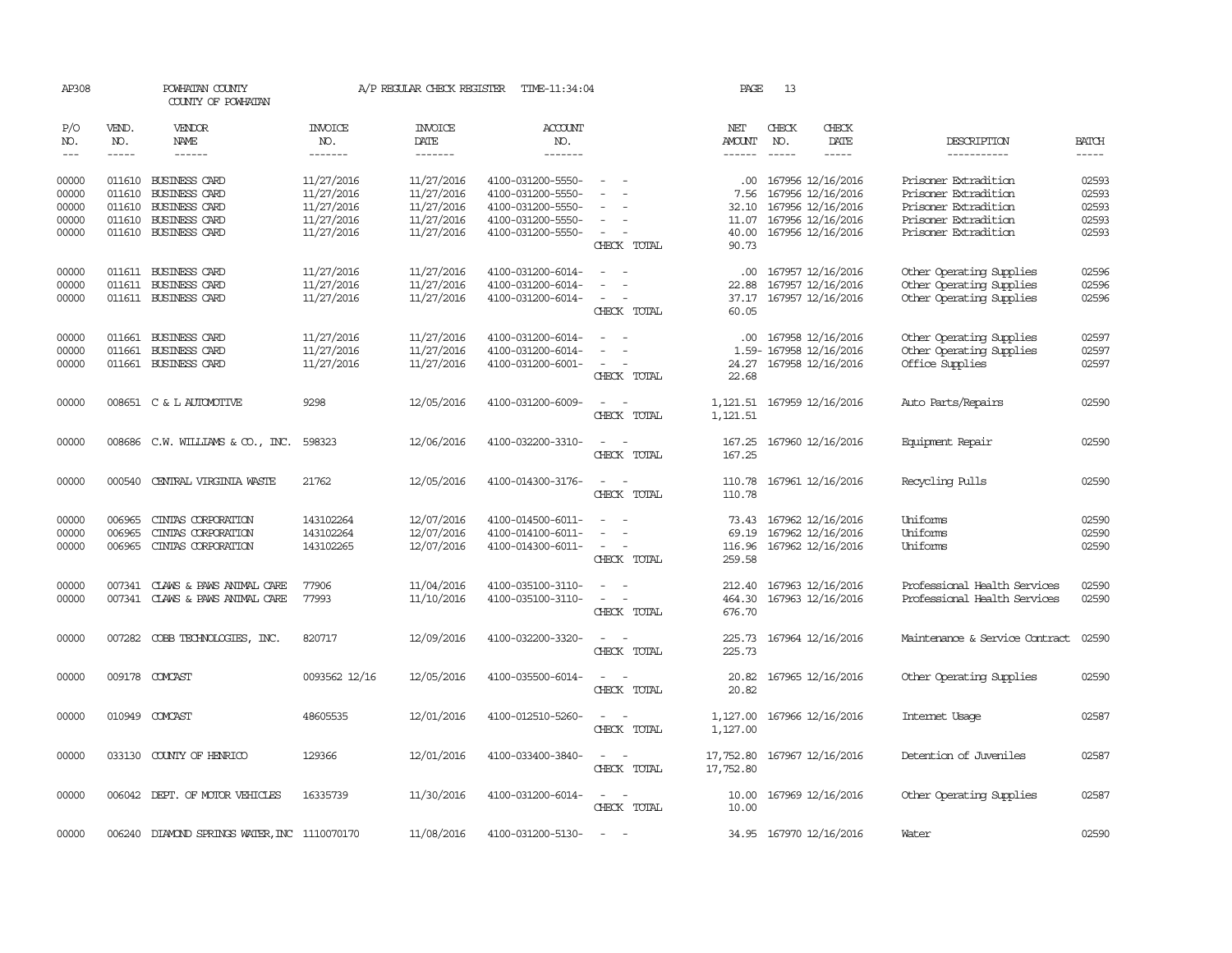AP308 POWHATAN COUNTY A/P REGULAR CHECK REGISTER TIME-11:34:04 PAGE 13

COUNTY OF POWHATAN

| P/O NO. | VEND. NO. | VENDOR NAME | INVOICE NO. | INVOICE DATE | ACCOUNT NO. | | NET AMOUNT | CHECK NO. | CHECK DATE | DESCRIPTION | BATCH |
|---|---|---|---|---|---|---|---|---|---|---|---|
| --- | ----- | ------ | ------- | ------- | ------- | | ------ | ----- | ----- | ----------- | ----- |
| 00000 | 011610 | BUSINESS CARD | 11/27/2016 | 11/27/2016 | 4100-031200-5550- | - - | .00 | 167956 | 12/16/2016 | Prisoner Extradition | 02593 |
| 00000 | 011610 | BUSINESS CARD | 11/27/2016 | 11/27/2016 | 4100-031200-5550- | - - | 7.56 | 167956 | 12/16/2016 | Prisoner Extradition | 02593 |
| 00000 | 011610 | BUSINESS CARD | 11/27/2016 | 11/27/2016 | 4100-031200-5550- | - - | 32.10 | 167956 | 12/16/2016 | Prisoner Extradition | 02593 |
| 00000 | 011610 | BUSINESS CARD | 11/27/2016 | 11/27/2016 | 4100-031200-5550- | - - | 11.07 | 167956 | 12/16/2016 | Prisoner Extradition | 02593 |
| 00000 | 011610 | BUSINESS CARD | 11/27/2016 | 11/27/2016 | 4100-031200-5550- | - - | 40.00 | 167956 | 12/16/2016 | Prisoner Extradition | 02593 |
| | | | | | | CHECK TOTAL | 90.73 | | | | |
| 00000 | 011611 | BUSINESS CARD | 11/27/2016 | 11/27/2016 | 4100-031200-6014- | - - | .00 | 167957 | 12/16/2016 | Other Operating Supplies | 02596 |
| 00000 | 011611 | BUSINESS CARD | 11/27/2016 | 11/27/2016 | 4100-031200-6014- | - - | 22.88 | 167957 | 12/16/2016 | Other Operating Supplies | 02596 |
| 00000 | 011611 | BUSINESS CARD | 11/27/2016 | 11/27/2016 | 4100-031200-6014- | - - | 37.17 | 167957 | 12/16/2016 | Other Operating Supplies | 02596 |
| | | | | | | CHECK TOTAL | 60.05 | | | | |
| 00000 | 011661 | BUSINESS CARD | 11/27/2016 | 11/27/2016 | 4100-031200-6014- | - - | .00 | 167958 | 12/16/2016 | Other Operating Supplies | 02597 |
| 00000 | 011661 | BUSINESS CARD | 11/27/2016 | 11/27/2016 | 4100-031200-6014- | - - | 1.59- | 167958 | 12/16/2016 | Other Operating Supplies | 02597 |
| 00000 | 011661 | BUSINESS CARD | 11/27/2016 | 11/27/2016 | 4100-031200-6001- | - - | 24.27 | 167958 | 12/16/2016 | Office Supplies | 02597 |
| | | | | | | CHECK TOTAL | 22.68 | | | | |
| 00000 | 008651 | C & L AUTOMOTIVE | 9298 | 12/05/2016 | 4100-031200-6009- | - - | 1,121.51 | 167959 | 12/16/2016 | Auto Parts/Repairs | 02590 |
| | | | | | | CHECK TOTAL | 1,121.51 | | | | |
| 00000 | 008686 | C.W. WILLIAMS & CO., INC. | 598323 | 12/06/2016 | 4100-032200-3310- | - - | 167.25 | 167960 | 12/16/2016 | Equipment Repair | 02590 |
| | | | | | | CHECK TOTAL | 167.25 | | | | |
| 00000 | 000540 | CENTRAL VIRGINIA WASTE | 21762 | 12/05/2016 | 4100-014300-3176- | - - | 110.78 | 167961 | 12/16/2016 | Recycling Pulls | 02590 |
| | | | | | | CHECK TOTAL | 110.78 | | | | |
| 00000 | 006965 | CINTAS CORPORATION | 143102264 | 12/07/2016 | 4100-014500-6011- | - - | 73.43 | 167962 | 12/16/2016 | Uniforms | 02590 |
| 00000 | 006965 | CINTAS CORPORATION | 143102264 | 12/07/2016 | 4100-014100-6011- | - - | 69.19 | 167962 | 12/16/2016 | Uniforms | 02590 |
| 00000 | 006965 | CINTAS CORPORATION | 143102265 | 12/07/2016 | 4100-014300-6011- | - - | 116.96 | 167962 | 12/16/2016 | Uniforms | 02590 |
| | | | | | | CHECK TOTAL | 259.58 | | | | |
| 00000 | 007341 | CLAWS & PAWS ANIMAL CARE | 77906 | 11/04/2016 | 4100-035100-3110- | - - | 212.40 | 167963 | 12/16/2016 | Professional Health Services | 02590 |
| 00000 | 007341 | CLAWS & PAWS ANIMAL CARE | 77993 | 11/10/2016 | 4100-035100-3110- | - - | 464.30 | 167963 | 12/16/2016 | Professional Health Services | 02590 |
| | | | | | | CHECK TOTAL | 676.70 | | | | |
| 00000 | 007282 | COBB TECHNOLOGIES, INC. | 820717 | 12/09/2016 | 4100-032200-3320- | - - | 225.73 | 167964 | 12/16/2016 | Maintenance & Service Contract | 02590 |
| | | | | | | CHECK TOTAL | 225.73 | | | | |
| 00000 | 009178 | COMCAST | 0093562 12/16 | 12/05/2016 | 4100-035500-6014- | - - | 20.82 | 167965 | 12/16/2016 | Other Operating Supplies | 02590 |
| | | | | | | CHECK TOTAL | 20.82 | | | | |
| 00000 | 010949 | COMCAST | 48605535 | 12/01/2016 | 4100-012510-5260- | - - | 1,127.00 | 167966 | 12/16/2016 | Internet Usage | 02587 |
| | | | | | | CHECK TOTAL | 1,127.00 | | | | |
| 00000 | 033130 | COUNTY OF HENRICO | 129366 | 12/01/2016 | 4100-033400-3840- | - - | 17,752.80 | 167967 | 12/16/2016 | Detention of Juveniles | 02587 |
| | | | | | | CHECK TOTAL | 17,752.80 | | | | |
| 00000 | 006042 | DEPT. OF MOTOR VEHICLES | 16335739 | 11/30/2016 | 4100-031200-6014- | - - | 10.00 | 167969 | 12/16/2016 | Other Operating Supplies | 02587 |
| | | | | | | CHECK TOTAL | 10.00 | | | | |
| 00000 | 006240 | DIAMOND SPRINGS WATER, INC | 1110070170 | 11/08/2016 | 4100-031200-5130- | - - | 34.95 | 167970 | 12/16/2016 | Water | 02590 |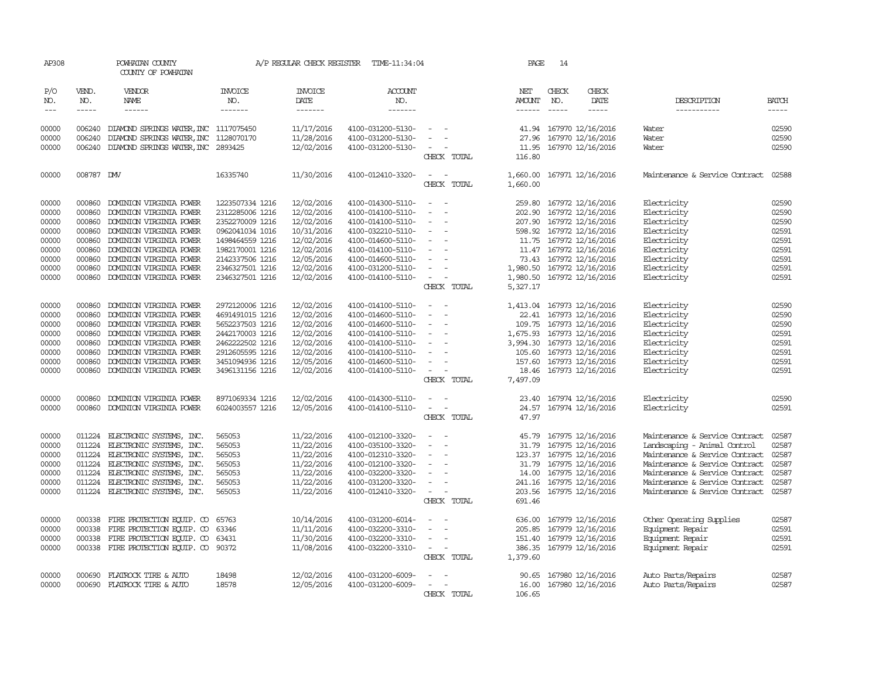AP308 POWHATAN COUNTY A/P REGULAR CHECK REGISTER TIME-11:34:04 PAGE 14
COUNTY OF POWHATAN

| P/O NO. | VEND. NO. | VENDOR NAME | INVOICE NO. | INVOICE DATE | ACCOUNT NO. | | NET AMOUNT | CHECK NO. | CHECK DATE | DESCRIPTION | BATCH |
|---|---|---|---|---|---|---|---|---|---|---|---|
| 00000 | 006240 | DIAMOND SPRINGS WATER,INC | 1117075450 | 11/17/2016 | 4100-031200-5130- | - - | 41.94 | 167970 | 12/16/2016 | Water | 02590 |
| 00000 | 006240 | DIAMOND SPRINGS WATER,INC | 1128070170 | 11/28/2016 | 4100-031200-5130- | - - | 27.96 | 167970 | 12/16/2016 | Water | 02590 |
| 00000 | 006240 | DIAMOND SPRINGS WATER,INC | 2893425 | 12/02/2016 | 4100-031200-5130- | - - | 11.95 | 167970 | 12/16/2016 | Water | 02590 |
| | | | | | | CHECK TOTAL | 116.80 | | | | |
| 00000 | 008787 | DMV | 16335740 | 11/30/2016 | 4100-012410-3320- | - - | 1,660.00 | 167971 | 12/16/2016 | Maintenance & Service Contract | 02588 |
| | | | | | | CHECK TOTAL | 1,660.00 | | | | |
| 00000 | 000860 | DOMINION VIRGINIA POWER | 1223507334 1216 | 12/02/2016 | 4100-014300-5110- | - - | 259.80 | 167972 | 12/16/2016 | Electricity | 02590 |
| 00000 | 000860 | DOMINION VIRGINIA POWER | 2312285006 1216 | 12/02/2016 | 4100-014100-5110- | - - | 202.90 | 167972 | 12/16/2016 | Electricity | 02590 |
| 00000 | 000860 | DOMINION VIRGINIA POWER | 2352270009 1216 | 12/02/2016 | 4100-014100-5110- | - - | 207.90 | 167972 | 12/16/2016 | Electricity | 02590 |
| 00000 | 000860 | DOMINION VIRGINIA POWER | 0962041034 1016 | 10/31/2016 | 4100-032210-5110- | - - | 598.92 | 167972 | 12/16/2016 | Electricity | 02591 |
| 00000 | 000860 | DOMINION VIRGINIA POWER | 1498464559 1216 | 12/02/2016 | 4100-014600-5110- | - - | 11.75 | 167972 | 12/16/2016 | Electricity | 02591 |
| 00000 | 000860 | DOMINION VIRGINIA POWER | 1982170001 1216 | 12/02/2016 | 4100-014100-5110- | - - | 11.47 | 167972 | 12/16/2016 | Electricity | 02591 |
| 00000 | 000860 | DOMINION VIRGINIA POWER | 2142337506 1216 | 12/05/2016 | 4100-014600-5110- | - - | 73.43 | 167972 | 12/16/2016 | Electricity | 02591 |
| 00000 | 000860 | DOMINION VIRGINIA POWER | 2346327501 1216 | 12/02/2016 | 4100-031200-5110- | - - | 1,980.50 | 167972 | 12/16/2016 | Electricity | 02591 |
| 00000 | 000860 | DOMINION VIRGINIA POWER | 2346327501 1216 | 12/02/2016 | 4100-014100-5110- | - - | 1,980.50 | 167972 | 12/16/2016 | Electricity | 02591 |
| | | | | | | CHECK TOTAL | 5,327.17 | | | | |
| 00000 | 000860 | DOMINION VIRGINIA POWER | 2972120006 1216 | 12/02/2016 | 4100-014100-5110- | - - | 1,413.04 | 167973 | 12/16/2016 | Electricity | 02590 |
| 00000 | 000860 | DOMINION VIRGINIA POWER | 4691491015 1216 | 12/02/2016 | 4100-014600-5110- | - - | 22.41 | 167973 | 12/16/2016 | Electricity | 02590 |
| 00000 | 000860 | DOMINION VIRGINIA POWER | 5652237503 1216 | 12/02/2016 | 4100-014600-5110- | - - | 109.75 | 167973 | 12/16/2016 | Electricity | 02590 |
| 00000 | 000860 | DOMINION VIRGINIA POWER | 2442170003 1216 | 12/02/2016 | 4100-014100-5110- | - - | 1,675.93 | 167973 | 12/16/2016 | Electricity | 02591 |
| 00000 | 000860 | DOMINION VIRGINIA POWER | 2462222502 1216 | 12/02/2016 | 4100-014100-5110- | - - | 3,994.30 | 167973 | 12/16/2016 | Electricity | 02591 |
| 00000 | 000860 | DOMINION VIRGINIA POWER | 2912605595 1216 | 12/02/2016 | 4100-014100-5110- | - - | 105.60 | 167973 | 12/16/2016 | Electricity | 02591 |
| 00000 | 000860 | DOMINION VIRGINIA POWER | 3451094936 1216 | 12/05/2016 | 4100-014600-5110- | - - | 157.60 | 167973 | 12/16/2016 | Electricity | 02591 |
| 00000 | 000860 | DOMINION VIRGINIA POWER | 3496131156 1216 | 12/02/2016 | 4100-014100-5110- | - - | 18.46 | 167973 | 12/16/2016 | Electricity | 02591 |
| | | | | | | CHECK TOTAL | 7,497.09 | | | | |
| 00000 | 000860 | DOMINION VIRGINIA POWER | 8971069334 1216 | 12/02/2016 | 4100-014300-5110- | - - | 23.40 | 167974 | 12/16/2016 | Electricity | 02590 |
| 00000 | 000860 | DOMINION VIRGINIA POWER | 6024003557 1216 | 12/05/2016 | 4100-014100-5110- | - - | 24.57 | 167974 | 12/16/2016 | Electricity | 02591 |
| | | | | | | CHECK TOTAL | 47.97 | | | | |
| 00000 | 011224 | ELECTRONIC SYSTEMS, INC. | 565053 | 11/22/2016 | 4100-012100-3320- | - - | 45.79 | 167975 | 12/16/2016 | Maintenance & Service Contract | 02587 |
| 00000 | 011224 | ELECTRONIC SYSTEMS, INC. | 565053 | 11/22/2016 | 4100-035100-3320- | - - | 31.79 | 167975 | 12/16/2016 | Landscaping - Animal Control | 02587 |
| 00000 | 011224 | ELECTRONIC SYSTEMS, INC. | 565053 | 11/22/2016 | 4100-012310-3320- | - - | 123.37 | 167975 | 12/16/2016 | Maintenance & Service Contract | 02587 |
| 00000 | 011224 | ELECTRONIC SYSTEMS, INC. | 565053 | 11/22/2016 | 4100-012100-3320- | - - | 31.79 | 167975 | 12/16/2016 | Maintenance & Service Contract | 02587 |
| 00000 | 011224 | ELECTRONIC SYSTEMS, INC. | 565053 | 11/22/2016 | 4100-032200-3320- | - - | 14.00 | 167975 | 12/16/2016 | Maintenance & Service Contract | 02587 |
| 00000 | 011224 | ELECTRONIC SYSTEMS, INC. | 565053 | 11/22/2016 | 4100-031200-3320- | - - | 241.16 | 167975 | 12/16/2016 | Maintenance & Service Contract | 02587 |
| 00000 | 011224 | ELECTRONIC SYSTEMS, INC. | 565053 | 11/22/2016 | 4100-012410-3320- | - - | 203.56 | 167975 | 12/16/2016 | Maintenance & Service Contract | 02587 |
| | | | | | | CHECK TOTAL | 691.46 | | | | |
| 00000 | 000338 | FIRE PROTECTION EQUIP. CO | 65763 | 10/14/2016 | 4100-031200-6014- | - - | 636.00 | 167979 | 12/16/2016 | Other Operating Supplies | 02587 |
| 00000 | 000338 | FIRE PROTECTION EQUIP. CO | 63346 | 11/11/2016 | 4100-032200-3310- | - - | 205.85 | 167979 | 12/16/2016 | Equipment Repair | 02591 |
| 00000 | 000338 | FIRE PROTECTION EQUIP. CO | 63431 | 11/30/2016 | 4100-032200-3310- | - - | 151.40 | 167979 | 12/16/2016 | Equipment Repair | 02591 |
| 00000 | 000338 | FIRE PROTECTION EQUIP. CO | 90372 | 11/08/2016 | 4100-032200-3310- | - - | 386.35 | 167979 | 12/16/2016 | Equipment Repair | 02591 |
| | | | | | | CHECK TOTAL | 1,379.60 | | | | |
| 00000 | 000690 | FLATROCK TIRE & AUTO | 18498 | 12/02/2016 | 4100-031200-6009- | - - | 90.65 | 167980 | 12/16/2016 | Auto Parts/Repairs | 02587 |
| 00000 | 000690 | FLATROCK TIRE & AUTO | 18578 | 12/05/2016 | 4100-031200-6009- | - - | 16.00 | 167980 | 12/16/2016 | Auto Parts/Repairs | 02587 |
| | | | | | | CHECK TOTAL | 106.65 | | | | |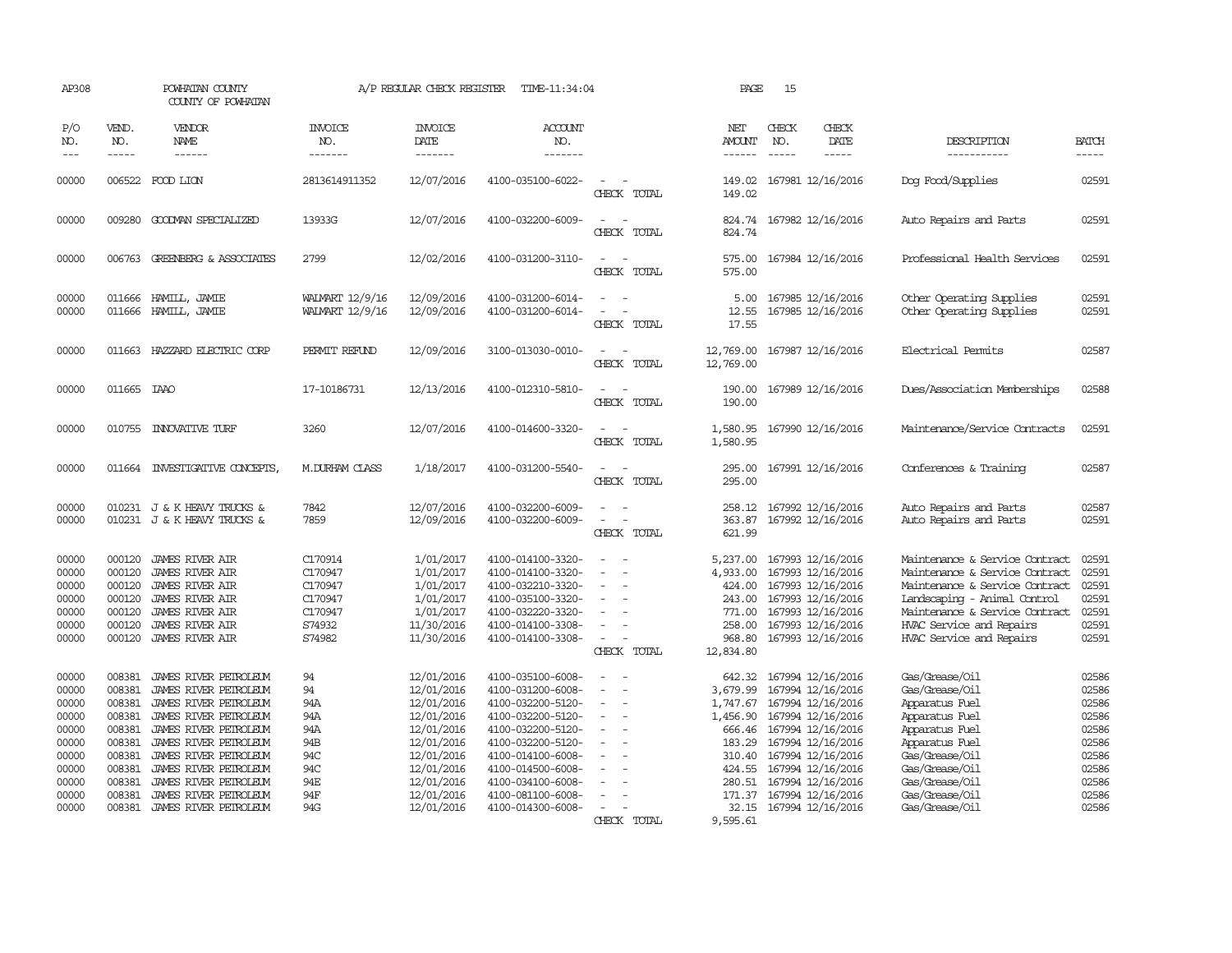AP308 POWHATAN COUNTY COUNTY OF POWHATAN A/P REGULAR CHECK REGISTER TIME-11:34:04

| P/O NO. | VEND. NO. | VENDOR NAME | INVOICE NO. | INVOICE DATE | ACCOUNT NO. | | NET AMOUNT | CHECK NO. | CHECK DATE | DESCRIPTION | BATCH |
|---|---|---|---|---|---|---|---|---|---|---|---|
| 00000 | 006522 | FOOD LION | 2813614911352 | 12/07/2016 | 4100-035100-6022- | - - | 149.02 | 167981 | 12/16/2016 | Dog Food/Supplies | 02591 |
| | | | | | | CHECK TOTAL | 149.02 | | | | |
| 00000 | 009280 | GOODMAN SPECIALIZED | 13933G | 12/07/2016 | 4100-032200-6009- | - - | 824.74 | 167982 | 12/16/2016 | Auto Repairs and Parts | 02591 |
| | | | | | | CHECK TOTAL | 824.74 | | | | |
| 00000 | 006763 | GREENBERG & ASSOCIATES | 2799 | 12/02/2016 | 4100-031200-3110- | - - | 575.00 | 167984 | 12/16/2016 | Professional Health Services | 02591 |
| | | | | | | CHECK TOTAL | 575.00 | | | | |
| 00000 | 011666 | HAMILL, JAMIE | WALMART 12/9/16 | 12/09/2016 | 4100-031200-6014- | - - | 5.00 | 167985 | 12/16/2016 | Other Operating Supplies | 02591 |
| 00000 | 011666 | HAMILL, JAMIE | WALMART 12/9/16 | 12/09/2016 | 4100-031200-6014- | - - | 12.55 | 167985 | 12/16/2016 | Other Operating Supplies | 02591 |
| | | | | | | CHECK TOTAL | 17.55 | | | | |
| 00000 | 011663 | HAZZARD ELECTRIC CORP | PERMIT REFUND | 12/09/2016 | 3100-013030-0010- | - - | 12,769.00 | 167987 | 12/16/2016 | Electrical Permits | 02587 |
| | | | | | | CHECK TOTAL | 12,769.00 | | | | |
| 00000 | 011665 | IAAO | 17-10186731 | 12/13/2016 | 4100-012310-5810- | - - | 190.00 | 167989 | 12/16/2016 | Dues/Association Memberships | 02588 |
| | | | | | | CHECK TOTAL | 190.00 | | | | |
| 00000 | 010755 | INNOVATIVE TURF | 3260 | 12/07/2016 | 4100-014600-3320- | - - | 1,580.95 | 167990 | 12/16/2016 | Maintenance/Service Contracts | 02591 |
| | | | | | | CHECK TOTAL | 1,580.95 | | | | |
| 00000 | 011664 | INVESTIGATIVE CONCEPTS, | M.DURHAM CLASS | 1/18/2017 | 4100-031200-5540- | - - | 295.00 | 167991 | 12/16/2016 | Conferences & Training | 02587 |
| | | | | | | CHECK TOTAL | 295.00 | | | | |
| 00000 | 010231 | J & K HEAVY TRUCKS & | 7842 | 12/07/2016 | 4100-032200-6009- | - - | 258.12 | 167992 | 12/16/2016 | Auto Repairs and Parts | 02587 |
| 00000 | 010231 | J & K HEAVY TRUCKS & | 7859 | 12/09/2016 | 4100-032200-6009- | - - | 363.87 | 167992 | 12/16/2016 | Auto Repairs and Parts | 02591 |
| | | | | | | CHECK TOTAL | 621.99 | | | | |
| 00000 | 000120 | JAMES RIVER AIR | C170914 | 1/01/2017 | 4100-014100-3320- | - - | 5,237.00 | 167993 | 12/16/2016 | Maintenance & Service Contract | 02591 |
| 00000 | 000120 | JAMES RIVER AIR | C170947 | 1/01/2017 | 4100-014100-3320- | - - | 4,933.00 | 167993 | 12/16/2016 | Maintenance & Service Contract | 02591 |
| 00000 | 000120 | JAMES RIVER AIR | C170947 | 1/01/2017 | 4100-032210-3320- | - - | 424.00 | 167993 | 12/16/2016 | Maintenance & Service Contract | 02591 |
| 00000 | 000120 | JAMES RIVER AIR | C170947 | 1/01/2017 | 4100-035100-3320- | - - | 243.00 | 167993 | 12/16/2016 | Landscaping - Animal Control | 02591 |
| 00000 | 000120 | JAMES RIVER AIR | C170947 | 1/01/2017 | 4100-032220-3320- | - - | 771.00 | 167993 | 12/16/2016 | Maintenance & Service Contract | 02591 |
| 00000 | 000120 | JAMES RIVER AIR | S74932 | 11/30/2016 | 4100-014100-3308- | - - | 258.00 | 167993 | 12/16/2016 | HVAC Service and Repairs | 02591 |
| 00000 | 000120 | JAMES RIVER AIR | S74982 | 11/30/2016 | 4100-014100-3308- | - - | 968.80 | 167993 | 12/16/2016 | HVAC Service and Repairs | 02591 |
| | | | | | | CHECK TOTAL | 12,834.80 | | | | |
| 00000 | 008381 | JAMES RIVER PETROLEUM | 94 | 12/01/2016 | 4100-035100-6008- | - - | 642.32 | 167994 | 12/16/2016 | Gas/Grease/Oil | 02586 |
| 00000 | 008381 | JAMES RIVER PETROLEUM | 94 | 12/01/2016 | 4100-031200-6008- | - - | 3,679.99 | 167994 | 12/16/2016 | Gas/Grease/Oil | 02586 |
| 00000 | 008381 | JAMES RIVER PETROLEUM | 94A | 12/01/2016 | 4100-032200-5120- | - - | 1,747.67 | 167994 | 12/16/2016 | Apparatus Fuel | 02586 |
| 00000 | 008381 | JAMES RIVER PETROLEUM | 94A | 12/01/2016 | 4100-032200-5120- | - - | 1,456.90 | 167994 | 12/16/2016 | Apparatus Fuel | 02586 |
| 00000 | 008381 | JAMES RIVER PETROLEUM | 94A | 12/01/2016 | 4100-032200-5120- | - - | 666.46 | 167994 | 12/16/2016 | Apparatus Fuel | 02586 |
| 00000 | 008381 | JAMES RIVER PETROLEUM | 94B | 12/01/2016 | 4100-032200-5120- | - - | 183.29 | 167994 | 12/16/2016 | Apparatus Fuel | 02586 |
| 00000 | 008381 | JAMES RIVER PETROLEUM | 94C | 12/01/2016 | 4100-014100-6008- | - - | 310.40 | 167994 | 12/16/2016 | Gas/Grease/Oil | 02586 |
| 00000 | 008381 | JAMES RIVER PETROLEUM | 94C | 12/01/2016 | 4100-014500-6008- | - - | 424.55 | 167994 | 12/16/2016 | Gas/Grease/Oil | 02586 |
| 00000 | 008381 | JAMES RIVER PETROLEUM | 94E | 12/01/2016 | 4100-034100-6008- | - - | 280.51 | 167994 | 12/16/2016 | Gas/Grease/Oil | 02586 |
| 00000 | 008381 | JAMES RIVER PETROLEUM | 94F | 12/01/2016 | 4100-081100-6008- | - - | 171.37 | 167994 | 12/16/2016 | Gas/Grease/Oil | 02586 |
| 00000 | 008381 | JAMES RIVER PETROLEUM | 94G | 12/01/2016 | 4100-014300-6008- | - - | 32.15 | 167994 | 12/16/2016 | Gas/Grease/Oil | 02586 |
| | | | | | | CHECK TOTAL | 9,595.61 | | | | |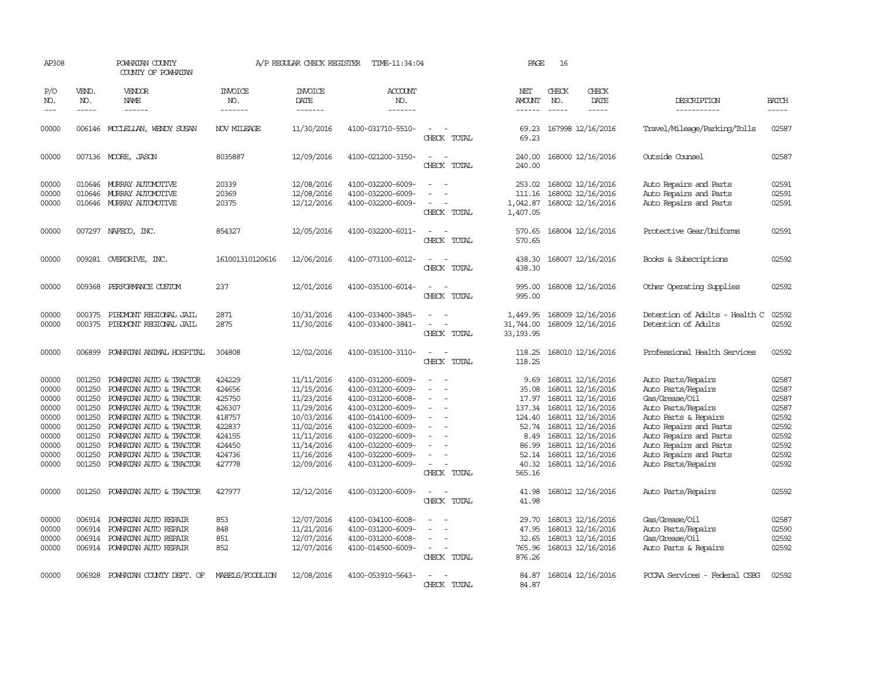AP308 POWHATAN COUNTY COUNTY OF POWHATAN A/P REGULAR CHECK REGISTER TIME-11:34:04 PAGE 16

| P/O NO. | VEND. NO. | VENDOR NAME | INVOICE NO. | INVOICE DATE | ACCOUNT NO. | | NET AMOUNT | CHECK NO. | CHECK DATE | DESCRIPTION | BATCH |
|---|---|---|---|---|---|---|---|---|---|---|---|
| 00000 | 006146 | MCCLELLAN, WENDY SUSAN | NOV MILEAGE | 11/30/2016 | 4100-031710-5510- | - - | 69.23 | 167998 | 12/16/2016 | Travel/Mileage/Parking/Tolls | 02587 |
| | | | | | | CHECK TOTAL | 69.23 | | | | |
| 00000 | 007136 | MOORE, JASON | 8035887 | 12/09/2016 | 4100-021200-3150- | - - | 240.00 | 168000 | 12/16/2016 | Outside Counsel | 02587 |
| | | | | | | CHECK TOTAL | 240.00 | | | | |
| 00000 | 010646 | MURRAY AUTOMOTIVE | 20339 | 12/08/2016 | 4100-032200-6009- | - - | 253.02 | 168002 | 12/16/2016 | Auto Repairs and Parts | 02591 |
| 00000 | 010646 | MURRAY AUTOMOTIVE | 20369 | 12/08/2016 | 4100-032200-6009- | - - | 111.16 | 168002 | 12/16/2016 | Auto Repairs and Parts | 02591 |
| 00000 | 010646 | MURRAY AUTOMOTIVE | 20375 | 12/12/2016 | 4100-032200-6009- | - - | 1,042.87 | 168002 | 12/16/2016 | Auto Repairs and Parts | 02591 |
| | | | | | | CHECK TOTAL | 1,407.05 | | | | |
| 00000 | 007297 | NAFECO, INC. | 854327 | 12/05/2016 | 4100-032200-6011- | - - | 570.65 | 168004 | 12/16/2016 | Protective Gear/Uniforms | 02591 |
| | | | | | | CHECK TOTAL | 570.65 | | | | |
| 00000 | 009281 | OVERDRIVE, INC. | 161001310120616 | 12/06/2016 | 4100-073100-6012- | - - | 438.30 | 168007 | 12/16/2016 | Books & Subscriptions | 02592 |
| | | | | | | CHECK TOTAL | 438.30 | | | | |
| 00000 | 009368 | PERFORMANCE CUSTOM | 237 | 12/01/2016 | 4100-035100-6014- | - - | 995.00 | 168008 | 12/16/2016 | Other Operating Supplies | 02592 |
| | | | | | | CHECK TOTAL | 995.00 | | | | |
| 00000 | 000375 | PIEDMONT REGIONAL JAIL | 2871 | 10/31/2016 | 4100-033400-3845- | - - | 1,449.95 | 168009 | 12/16/2016 | Detention of Adults - Health C | 02592 |
| 00000 | 000375 | PIEDMONT REGIONAL JAIL | 2875 | 11/30/2016 | 4100-033400-3841- | - - | 31,744.00 | 168009 | 12/16/2016 | Detention of Adults | 02592 |
| | | | | | | CHECK TOTAL | 33,193.95 | | | | |
| 00000 | 006899 | POWHATAN ANIMAL HOSPITAL | 304808 | 12/02/2016 | 4100-035100-3110- | - - | 118.25 | 168010 | 12/16/2016 | Professional Health Services | 02592 |
| | | | | | | CHECK TOTAL | 118.25 | | | | |
| 00000 | 001250 | POWHATAN AUTO & TRACTOR | 424229 | 11/11/2016 | 4100-031200-6009- | - - | 9.69 | 168011 | 12/16/2016 | Auto Parts/Repairs | 02587 |
| 00000 | 001250 | POWHATAN AUTO & TRACTOR | 424656 | 11/15/2016 | 4100-031200-6009- | - - | 35.08 | 168011 | 12/16/2016 | Auto Parts/Repairs | 02587 |
| 00000 | 001250 | POWHATAN AUTO & TRACTOR | 425750 | 11/23/2016 | 4100-031200-6008- | - - | 17.97 | 168011 | 12/16/2016 | Gas/Grease/Oil | 02587 |
| 00000 | 001250 | POWHATAN AUTO & TRACTOR | 426307 | 11/29/2016 | 4100-031200-6009- | - - | 137.34 | 168011 | 12/16/2016 | Auto Parts/Repairs | 02587 |
| 00000 | 001250 | POWHATAN AUTO & TRACTOR | 418757 | 10/03/2016 | 4100-014100-6009- | - - | 124.40 | 168011 | 12/16/2016 | Auto Parts & Repairs | 02592 |
| 00000 | 001250 | POWHATAN AUTO & TRACTOR | 422837 | 11/02/2016 | 4100-032200-6009- | - - | 52.74 | 168011 | 12/16/2016 | Auto Repairs and Parts | 02592 |
| 00000 | 001250 | POWHATAN AUTO & TRACTOR | 424155 | 11/11/2016 | 4100-032200-6009- | - - | 8.49 | 168011 | 12/16/2016 | Auto Repairs and Parts | 02592 |
| 00000 | 001250 | POWHATAN AUTO & TRACTOR | 424450 | 11/14/2016 | 4100-032200-6009- | - - | 86.99 | 168011 | 12/16/2016 | Auto Repairs and Parts | 02592 |
| 00000 | 001250 | POWHATAN AUTO & TRACTOR | 424736 | 11/16/2016 | 4100-032200-6009- | - - | 52.14 | 168011 | 12/16/2016 | Auto Repairs and Parts | 02592 |
| 00000 | 001250 | POWHATAN AUTO & TRACTOR | 427778 | 12/09/2016 | 4100-031200-6009- | - - | 40.32 | 168011 | 12/16/2016 | Auto Parts/Repairs | 02592 |
| | | | | | | CHECK TOTAL | 565.16 | | | | |
| 00000 | 001250 | POWHATAN AUTO & TRACTOR | 427977 | 12/12/2016 | 4100-031200-6009- | - - | 41.98 | 168012 | 12/16/2016 | Auto Parts/Repairs | 02592 |
| | | | | | | CHECK TOTAL | 41.98 | | | | |
| 00000 | 006914 | POWHATAN AUTO REPAIR | 853 | 12/07/2016 | 4100-034100-6008- | - - | 29.70 | 168013 | 12/16/2016 | Gas/Grease/Oil | 02587 |
| 00000 | 006914 | POWHATAN AUTO REPAIR | 848 | 11/21/2016 | 4100-031200-6009- | - - | 47.95 | 168013 | 12/16/2016 | Auto Parts/Repairs | 02590 |
| 00000 | 006914 | POWHATAN AUTO REPAIR | 851 | 12/07/2016 | 4100-031200-6008- | - - | 32.65 | 168013 | 12/16/2016 | Gas/Grease/Oil | 02592 |
| 00000 | 006914 | POWHATAN AUTO REPAIR | 852 | 12/07/2016 | 4100-014500-6009- | - - | 765.96 | 168013 | 12/16/2016 | Auto Parts & Repairs | 02592 |
| | | | | | | CHECK TOTAL | 876.26 | | | | |
| 00000 | 006928 | POWHATAN COUNTY DEPT. OF | MABELS/FOODLION | 12/08/2016 | 4100-053910-5643- | - - | 84.87 | 168014 | 12/16/2016 | PCCAA Services - Federal CSBG | 02592 |
| | | | | | | CHECK TOTAL | 84.87 | | | | |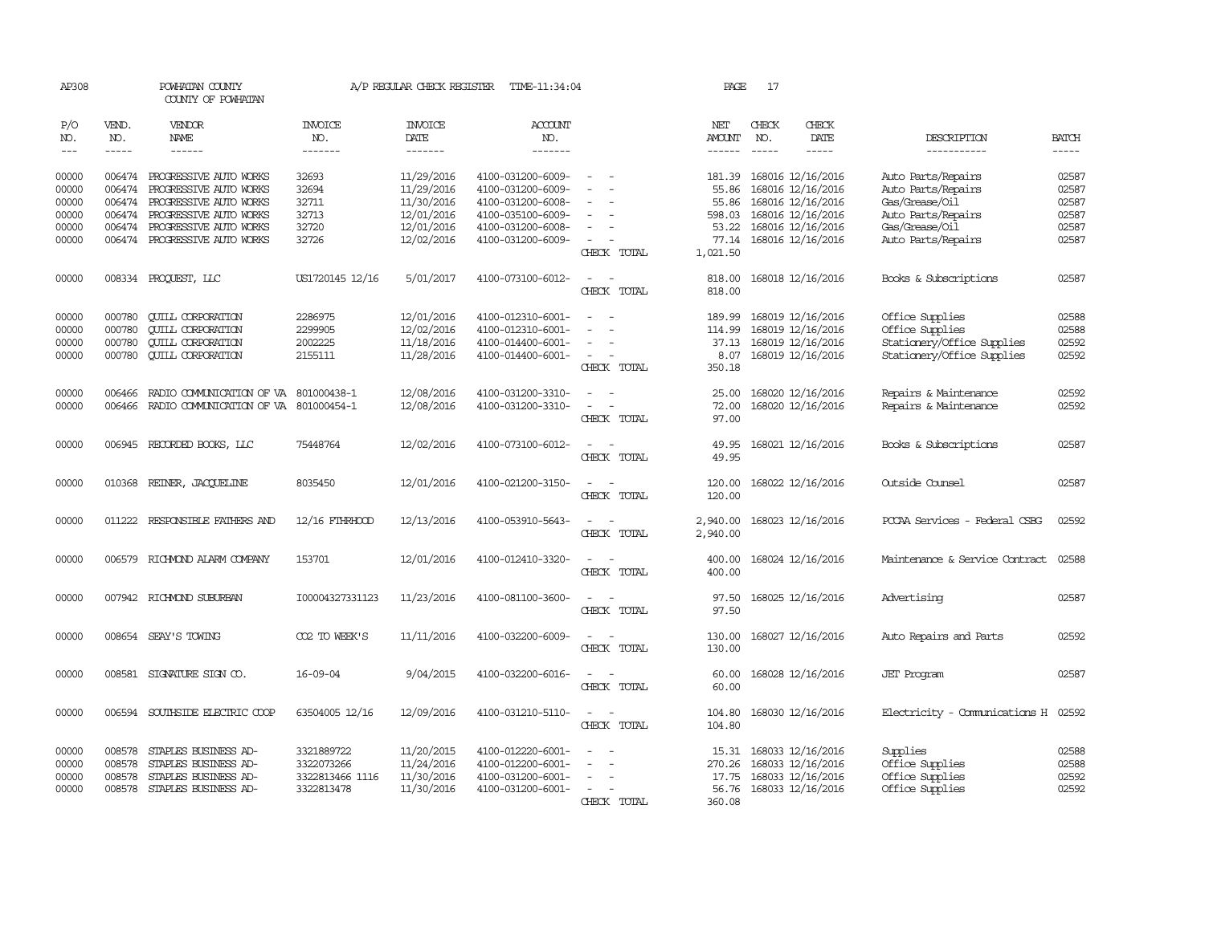AP308 POWHATAN COUNTY A/P REGULAR CHECK REGISTER TIME-11:34:04 PAGE 17

COUNTY OF POWHATAN

| P/O NO. | VEND. NO. | VENDOR NAME | INVOICE NO. | INVOICE DATE | ACCOUNT NO. | | NET AMOUNT | CHECK NO. | CHECK DATE | DESCRIPTION | BATCH |
|---|---|---|---|---|---|---|---|---|---|---|---|
| 00000 | 006474 | PROGRESSIVE AUTO WORKS | 32693 | 11/29/2016 | 4100-031200-6009- | - - | 181.39 | 168016 | 12/16/2016 | Auto Parts/Repairs | 02587 |
| 00000 | 006474 | PROGRESSIVE AUTO WORKS | 32694 | 11/29/2016 | 4100-031200-6009- | - - | 55.86 | 168016 | 12/16/2016 | Auto Parts/Repairs | 02587 |
| 00000 | 006474 | PROGRESSIVE AUTO WORKS | 32711 | 11/30/2016 | 4100-031200-6008- | - - | 55.86 | 168016 | 12/16/2016 | Gas/Grease/Oil | 02587 |
| 00000 | 006474 | PROGRESSIVE AUTO WORKS | 32713 | 12/01/2016 | 4100-035100-6009- | - - | 598.03 | 168016 | 12/16/2016 | Auto Parts/Repairs | 02587 |
| 00000 | 006474 | PROGRESSIVE AUTO WORKS | 32720 | 12/01/2016 | 4100-031200-6008- | - - | 53.22 | 168016 | 12/16/2016 | Gas/Grease/Oil | 02587 |
| 00000 | 006474 | PROGRESSIVE AUTO WORKS | 32726 | 12/02/2016 | 4100-031200-6009- | - - | 77.14 | 168016 | 12/16/2016 | Auto Parts/Repairs | 02587 |
| | | | | | | CHECK TOTAL | 1,021.50 | | | | |
| 00000 | 008334 | PROQUEST, LLC | US1720145 12/16 | 5/01/2017 | 4100-073100-6012- | - - | 818.00 | 168018 | 12/16/2016 | Books & Subscriptions | 02587 |
| | | | | | | CHECK TOTAL | 818.00 | | | | |
| 00000 | 000780 | QUILL CORPORATION | 2286975 | 12/01/2016 | 4100-012310-6001- | - - | 189.99 | 168019 | 12/16/2016 | Office Supplies | 02588 |
| 00000 | 000780 | QUILL CORPORATION | 2299905 | 12/02/2016 | 4100-012310-6001- | - - | 114.99 | 168019 | 12/16/2016 | Office Supplies | 02588 |
| 00000 | 000780 | QUILL CORPORATION | 2002225 | 11/18/2016 | 4100-014400-6001- | - - | 37.13 | 168019 | 12/16/2016 | Stationery/Office Supplies | 02592 |
| 00000 | 000780 | QUILL CORPORATION | 2155111 | 11/28/2016 | 4100-014400-6001- | - - | 8.07 | 168019 | 12/16/2016 | Stationery/Office Supplies | 02592 |
| | | | | | | CHECK TOTAL | 350.18 | | | | |
| 00000 | 006466 | RADIO COMMUNICATION OF VA | 801000438-1 | 12/08/2016 | 4100-031200-3310- | - - | 25.00 | 168020 | 12/16/2016 | Repairs & Maintenance | 02592 |
| 00000 | 006466 | RADIO COMMUNICATION OF VA | 801000454-1 | 12/08/2016 | 4100-031200-3310- | - - | 72.00 | 168020 | 12/16/2016 | Repairs & Maintenance | 02592 |
| | | | | | | CHECK TOTAL | 97.00 | | | | |
| 00000 | 006945 | RECORDED BOOKS, LLC | 75448764 | 12/02/2016 | 4100-073100-6012- | - - | 49.95 | 168021 | 12/16/2016 | Books & Subscriptions | 02587 |
| | | | | | | CHECK TOTAL | 49.95 | | | | |
| 00000 | 010368 | REINER, JACQUELINE | 8035450 | 12/01/2016 | 4100-021200-3150- | - - | 120.00 | 168022 | 12/16/2016 | Outside Counsel | 02587 |
| | | | | | | CHECK TOTAL | 120.00 | | | | |
| 00000 | 011222 | RESPONSIBLE FATHERS AND | 12/16 FTHRHOOD | 12/13/2016 | 4100-053910-5643- | - - | 2,940.00 | 168023 | 12/16/2016 | PCCAA Services - Federal CSBG | 02592 |
| | | | | | | CHECK TOTAL | 2,940.00 | | | | |
| 00000 | 006579 | RICHMOND ALARM COMPANY | 153701 | 12/01/2016 | 4100-012410-3320- | - - | 400.00 | 168024 | 12/16/2016 | Maintenance & Service Contract | 02588 |
| | | | | | | CHECK TOTAL | 400.00 | | | | |
| 00000 | 007942 | RICHMOND SUBURBAN | I00004327331123 | 11/23/2016 | 4100-081100-3600- | - - | 97.50 | 168025 | 12/16/2016 | Advertising | 02587 |
| | | | | | | CHECK TOTAL | 97.50 | | | | |
| 00000 | 008654 | SEAY'S TOWING | CO2 TO WEEK'S | 11/11/2016 | 4100-032200-6009- | - - | 130.00 | 168027 | 12/16/2016 | Auto Repairs and Parts | 02592 |
| | | | | | | CHECK TOTAL | 130.00 | | | | |
| 00000 | 008581 | SIGNATURE SIGN CO. | 16-09-04 | 9/04/2015 | 4100-032200-6016- | - - | 60.00 | 168028 | 12/16/2016 | JET Program | 02587 |
| | | | | | | CHECK TOTAL | 60.00 | | | | |
| 00000 | 006594 | SOUTHSIDE ELECTRIC COOP | 63504005 12/16 | 12/09/2016 | 4100-031210-5110- | - - | 104.80 | 168030 | 12/16/2016 | Electricity - Communications H | 02592 |
| | | | | | | CHECK TOTAL | 104.80 | | | | |
| 00000 | 008578 | STAPLES BUSINESS AD- | 3321889722 | 11/20/2015 | 4100-012220-6001- | - - | 15.31 | 168033 | 12/16/2016 | Supplies | 02588 |
| 00000 | 008578 | STAPLES BUSINESS AD- | 3322073266 | 11/24/2016 | 4100-012200-6001- | - - | 270.26 | 168033 | 12/16/2016 | Office Supplies | 02588 |
| 00000 | 008578 | STAPLES BUSINESS AD- | 3322813466 1116 | 11/30/2016 | 4100-031200-6001- | - - | 17.75 | 168033 | 12/16/2016 | Office Supplies | 02592 |
| 00000 | 008578 | STAPLES BUSINESS AD- | 3322813478 | 11/30/2016 | 4100-031200-6001- | - - | 56.76 | 168033 | 12/16/2016 | Office Supplies | 02592 |
| | | | | | | CHECK TOTAL | 360.08 | | | | |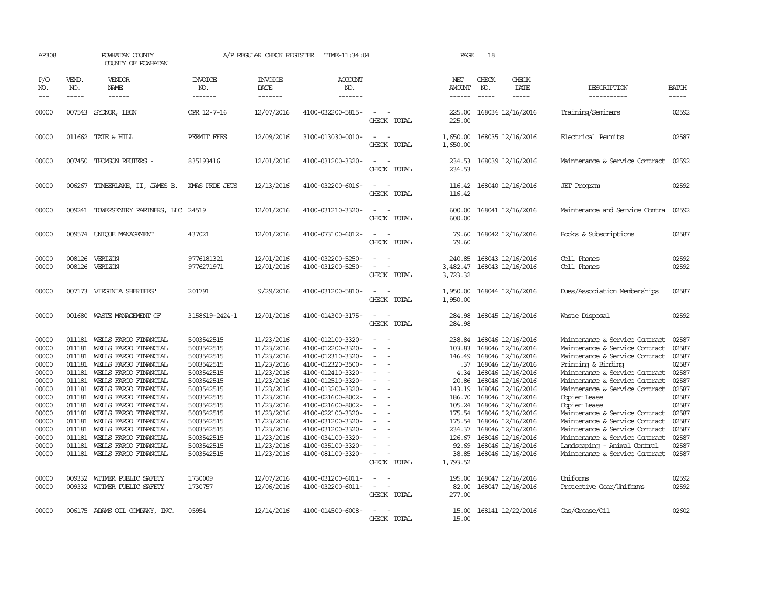AP308 POWHATAN COUNTY A/P REGULAR CHECK REGISTER TIME-11:34:04

COUNTY OF POWHATAN

| P/O NO. | VEND. NO. | VENDOR NAME | INVOICE NO. | INVOICE DATE | ACCOUNT NO. | | NET AMOUNT | CHECK NO. | CHECK DATE | DESCRIPTION | BATCH |
|---|---|---|---|---|---|---|---|---|---|---|---|
| 00000 | 007543 | SYDNOR, LEON | CPR 12-7-16 | 12/07/2016 | 4100-032200-5815- | - - | 225.00 | 168034 | 12/16/2016 | Training/Seminars | 02592 |
| | | | | | | CHECK TOTAL | 225.00 | | | | |
| 00000 | 011662 | TATE & HILL | PERMIT FEES | 12/09/2016 | 3100-013030-0010- | - - | 1,650.00 | 168035 | 12/16/2016 | Electrical Permits | 02587 |
| | | | | | | CHECK TOTAL | 1,650.00 | | | | |
| 00000 | 007450 | THOMSON REUTERS - | 835193416 | 12/01/2016 | 4100-031200-3320- | - - | 234.53 | 168039 | 12/16/2016 | Maintenance & Service Contract | 02592 |
| | | | | | | CHECK TOTAL | 234.53 | | | | |
| 00000 | 006267 | TIMBERLAKE, II, JAMES B. | XMAS PRDE JETS | 12/13/2016 | 4100-032200-6016- | - - | 116.42 | 168040 | 12/16/2016 | JET Program | 02592 |
| | | | | | | CHECK TOTAL | 116.42 | | | | |
| 00000 | 009241 | TOWERSENTRY PARTNERS, LLC | 24519 | 12/01/2016 | 4100-031210-3320- | - - | 600.00 | 168041 | 12/16/2016 | Maintenance and Service Contra | 02592 |
| | | | | | | CHECK TOTAL | 600.00 | | | | |
| 00000 | 009574 | UNIQUE MANAGEMENT | 437021 | 12/01/2016 | 4100-073100-6012- | - - | 79.60 | 168042 | 12/16/2016 | Books & Subscriptions | 02587 |
| | | | | | | CHECK TOTAL | 79.60 | | | | |
| 00000 | 008126 | VERIZON | 9776181321 | 12/01/2016 | 4100-032200-5250- | - - | 240.85 | 168043 | 12/16/2016 | Cell Phones | 02592 |
| 00000 | 008126 | VERIZON | 9776271971 | 12/01/2016 | 4100-031200-5250- | - - | 3,482.47 | 168043 | 12/16/2016 | Cell Phones | 02592 |
| | | | | | | CHECK TOTAL | 3,723.32 | | | | |
| 00000 | 007173 | VIRGINIA SHERIFFS' | 201791 | 9/29/2016 | 4100-031200-5810- | - - | 1,950.00 | 168044 | 12/16/2016 | Dues/Association Memberships | 02587 |
| | | | | | | CHECK TOTAL | 1,950.00 | | | | |
| 00000 | 001680 | WASTE MANAGEMENT OF | 3158619-2424-1 | 12/01/2016 | 4100-014300-3175- | - - | 284.98 | 168045 | 12/16/2016 | Waste Disposal | 02592 |
| | | | | | | CHECK TOTAL | 284.98 | | | | |
| 00000 | 011181 | WELLS FARGO FINANCIAL | 5003542515 | 11/23/2016 | 4100-012100-3320- | - - | 238.84 | 168046 | 12/16/2016 | Maintenance & Service Contract | 02587 |
| 00000 | 011181 | WELLS FARGO FINANCIAL | 5003542515 | 11/23/2016 | 4100-012200-3320- | - - | 103.83 | 168046 | 12/16/2016 | Maintenance & Service Contract | 02587 |
| 00000 | 011181 | WELLS FARGO FINANCIAL | 5003542515 | 11/23/2016 | 4100-012310-3320- | - - | 146.49 | 168046 | 12/16/2016 | Maintenance & Service Contract | 02587 |
| 00000 | 011181 | WELLS FARGO FINANCIAL | 5003542515 | 11/23/2016 | 4100-012320-3500- | - - | .37 | 168046 | 12/16/2016 | Printing & Binding | 02587 |
| 00000 | 011181 | WELLS FARGO FINANCIAL | 5003542515 | 11/23/2016 | 4100-012410-3320- | - - | 4.34 | 168046 | 12/16/2016 | Maintenance & Service Contract | 02587 |
| 00000 | 011181 | WELLS FARGO FINANCIAL | 5003542515 | 11/23/2016 | 4100-012510-3320- | - - | 20.86 | 168046 | 12/16/2016 | Maintenance & Service Contract | 02587 |
| 00000 | 011181 | WELLS FARGO FINANCIAL | 5003542515 | 11/23/2016 | 4100-013200-3320- | - - | 143.19 | 168046 | 12/16/2016 | Maintenance & Service Contract | 02587 |
| 00000 | 011181 | WELLS FARGO FINANCIAL | 5003542515 | 11/23/2016 | 4100-021600-8002- | - - | 186.70 | 168046 | 12/16/2016 | Copier Lease | 02587 |
| 00000 | 011181 | WELLS FARGO FINANCIAL | 5003542515 | 11/23/2016 | 4100-021600-8002- | - - | 105.24 | 168046 | 12/16/2016 | Copier Lease | 02587 |
| 00000 | 011181 | WELLS FARGO FINANCIAL | 5003542515 | 11/23/2016 | 4100-022100-3320- | - - | 175.54 | 168046 | 12/16/2016 | Maintenance & Service Contract | 02587 |
| 00000 | 011181 | WELLS FARGO FINANCIAL | 5003542515 | 11/23/2016 | 4100-031200-3320- | - - | 175.54 | 168046 | 12/16/2016 | Maintenance & Service Contract | 02587 |
| 00000 | 011181 | WELLS FARGO FINANCIAL | 5003542515 | 11/23/2016 | 4100-031200-3320- | - - | 234.37 | 168046 | 12/16/2016 | Maintenance & Service Contract | 02587 |
| 00000 | 011181 | WELLS FARGO FINANCIAL | 5003542515 | 11/23/2016 | 4100-034100-3320- | - - | 126.67 | 168046 | 12/16/2016 | Maintenance & Service Contract | 02587 |
| 00000 | 011181 | WELLS FARGO FINANCIAL | 5003542515 | 11/23/2016 | 4100-035100-3320- | - - | 92.69 | 168046 | 12/16/2016 | Landscaping - Animal Control | 02587 |
| 00000 | 011181 | WELLS FARGO FINANCIAL | 5003542515 | 11/23/2016 | 4100-081100-3320- | - - | 38.85 | 168046 | 12/16/2016 | Maintenance & Service Contract | 02587 |
| | | | | | | CHECK TOTAL | 1,793.52 | | | | |
| 00000 | 009332 | WITMER PUBLIC SAFETY | 1730009 | 12/07/2016 | 4100-031200-6011- | - - | 195.00 | 168047 | 12/16/2016 | Uniforms | 02592 |
| 00000 | 009332 | WITMER PUBLIC SAFETY | 1730757 | 12/06/2016 | 4100-032200-6011- | - - | 82.00 | 168047 | 12/16/2016 | Protective Gear/Uniforms | 02592 |
| | | | | | | CHECK TOTAL | 277.00 | | | | |
| 00000 | 006175 | ADAMS OIL COMPANY, INC. | 05954 | 12/14/2016 | 4100-014500-6008- | - - | 15.00 | 168141 | 12/22/2016 | Gas/Grease/Oil | 02602 |
| | | | | | | CHECK TOTAL | 15.00 | | | | |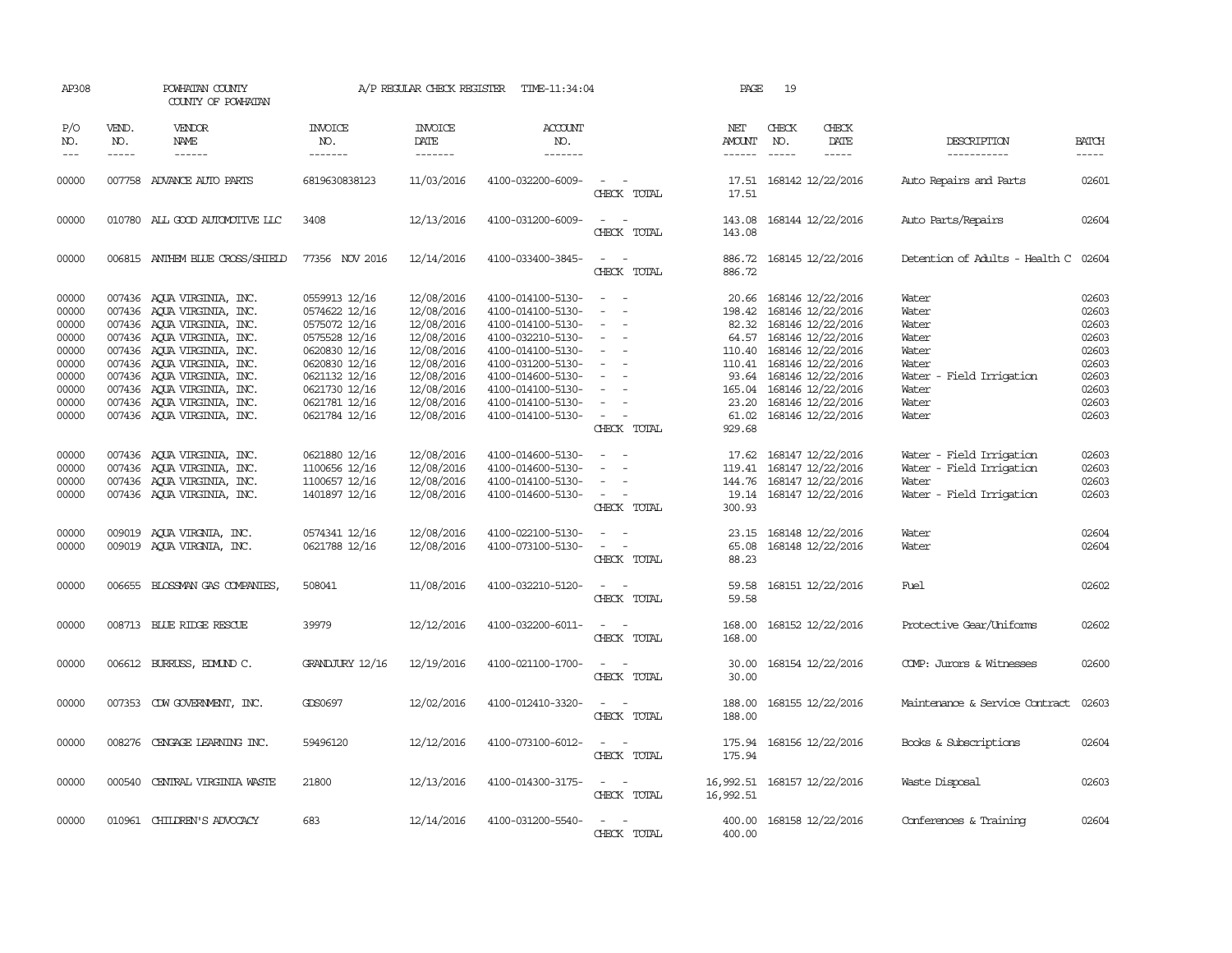AP308 POWHATAN COUNTY A/P REGULAR CHECK REGISTER TIME-11:34:04 PAGE 19

COUNTY OF POWHATAN

| P/O NO. | VEND. NO. | VENDOR NAME | INVOICE NO. | INVOICE DATE | ACCOUNT NO. | | NET AMOUNT | CHECK NO. | CHECK DATE | DESCRIPTION | BATCH |
|---|---|---|---|---|---|---|---|---|---|---|---|
| --- | ----- | ------ | ------- | ------- | ------- | | ------ | ----- | ----- | ----------- | ----- |
| 00000 | 007758 | ADVANCE AUTO PARTS | 6819630838123 | 11/03/2016 | 4100-032200-6009- | - - | 17.51 | 168142 | 12/22/2016 | Auto Repairs and Parts | 02601 |
| | | | | | | CHECK TOTAL | 17.51 | | | | |
| 00000 | 010780 | ALL GOOD AUTOMOTIVE LLC | 3408 | 12/13/2016 | 4100-031200-6009- | - - | 143.08 | 168144 | 12/22/2016 | Auto Parts/Repairs | 02604 |
| | | | | | | CHECK TOTAL | 143.08 | | | | |
| 00000 | 006815 | ANTHEM BLUE CROSS/SHIELD | 77356 NOV 2016 | 12/14/2016 | 4100-033400-3845- | - - | 886.72 | 168145 | 12/22/2016 | Detention of Adults - Health C | 02604 |
| | | | | | | CHECK TOTAL | 886.72 | | | | |
| 00000 | 007436 | AQUA VIRGINIA, INC. | 0559913 12/16 | 12/08/2016 | 4100-014100-5130- | - - | 20.66 | 168146 | 12/22/2016 | Water | 02603 |
| 00000 | 007436 | AQUA VIRGINIA, INC. | 0574622 12/16 | 12/08/2016 | 4100-014100-5130- | - - | 198.42 | 168146 | 12/22/2016 | Water | 02603 |
| 00000 | 007436 | AQUA VIRGINIA, INC. | 0575072 12/16 | 12/08/2016 | 4100-014100-5130- | - - | 82.32 | 168146 | 12/22/2016 | Water | 02603 |
| 00000 | 007436 | AQUA VIRGINIA, INC. | 0575528 12/16 | 12/08/2016 | 4100-032210-5130- | - - | 64.57 | 168146 | 12/22/2016 | Water | 02603 |
| 00000 | 007436 | AQUA VIRGINIA, INC. | 0620830 12/16 | 12/08/2016 | 4100-014100-5130- | - - | 110.40 | 168146 | 12/22/2016 | Water | 02603 |
| 00000 | 007436 | AQUA VIRGINIA, INC. | 0620830 12/16 | 12/08/2016 | 4100-031200-5130- | - - | 110.41 | 168146 | 12/22/2016 | Water | 02603 |
| 00000 | 007436 | AQUA VIRGINIA, INC. | 0621132 12/16 | 12/08/2016 | 4100-014600-5130- | - - | 93.64 | 168146 | 12/22/2016 | Water - Field Irrigation | 02603 |
| 00000 | 007436 | AQUA VIRGINIA, INC. | 0621730 12/16 | 12/08/2016 | 4100-014100-5130- | - - | 165.04 | 168146 | 12/22/2016 | Water | 02603 |
| 00000 | 007436 | AQUA VIRGINIA, INC. | 0621781 12/16 | 12/08/2016 | 4100-014100-5130- | - - | 23.20 | 168146 | 12/22/2016 | Water | 02603 |
| 00000 | 007436 | AQUA VIRGINIA, INC. | 0621784 12/16 | 12/08/2016 | 4100-014100-5130- | - - | 61.02 | 168146 | 12/22/2016 | Water | 02603 |
| | | | | | | CHECK TOTAL | 929.68 | | | | |
| 00000 | 007436 | AQUA VIRGINIA, INC. | 0621880 12/16 | 12/08/2016 | 4100-014600-5130- | - - | 17.62 | 168147 | 12/22/2016 | Water - Field Irrigation | 02603 |
| 00000 | 007436 | AQUA VIRGINIA, INC. | 1100656 12/16 | 12/08/2016 | 4100-014600-5130- | - - | 119.41 | 168147 | 12/22/2016 | Water - Field Irrigation | 02603 |
| 00000 | 007436 | AQUA VIRGINIA, INC. | 1100657 12/16 | 12/08/2016 | 4100-014100-5130- | - - | 144.76 | 168147 | 12/22/2016 | Water | 02603 |
| 00000 | 007436 | AQUA VIRGINIA, INC. | 1401897 12/16 | 12/08/2016 | 4100-014600-5130- | - - | 19.14 | 168147 | 12/22/2016 | Water - Field Irrigation | 02603 |
| | | | | | | CHECK TOTAL | 300.93 | | | | |
| 00000 | 009019 | AQUA VIRGNIA, INC. | 0574341 12/16 | 12/08/2016 | 4100-022100-5130- | - - | 23.15 | 168148 | 12/22/2016 | Water | 02604 |
| 00000 | 009019 | AQUA VIRGNIA, INC. | 0621788 12/16 | 12/08/2016 | 4100-073100-5130- | - - | 65.08 | 168148 | 12/22/2016 | Water | 02604 |
| | | | | | | CHECK TOTAL | 88.23 | | | | |
| 00000 | 006655 | BLOSSMAN GAS COMPANIES, | 508041 | 11/08/2016 | 4100-032210-5120- | - - | 59.58 | 168151 | 12/22/2016 | Fuel | 02602 |
| | | | | | | CHECK TOTAL | 59.58 | | | | |
| 00000 | 008713 | BLUE RIDGE RESCUE | 39979 | 12/12/2016 | 4100-032200-6011- | - - | 168.00 | 168152 | 12/22/2016 | Protective Gear/Uniforms | 02602 |
| | | | | | | CHECK TOTAL | 168.00 | | | | |
| 00000 | 006612 | BURRUSS, EDMUND C. | GRANDJURY 12/16 | 12/19/2016 | 4100-021100-1700- | - - | 30.00 | 168154 | 12/22/2016 | COMP: Jurors & Witnesses | 02600 |
| | | | | | | CHECK TOTAL | 30.00 | | | | |
| 00000 | 007353 | CDW GOVERNMENT, INC. | GDS0697 | 12/02/2016 | 4100-012410-3320- | - - | 188.00 | 168155 | 12/22/2016 | Maintenance & Service Contract | 02603 |
| | | | | | | CHECK TOTAL | 188.00 | | | | |
| 00000 | 008276 | CENGAGE LEARNING INC. | 59496120 | 12/12/2016 | 4100-073100-6012- | - - | 175.94 | 168156 | 12/22/2016 | Books & Subscriptions | 02604 |
| | | | | | | CHECK TOTAL | 175.94 | | | | |
| 00000 | 000540 | CENTRAL VIRGINIA WASTE | 21800 | 12/13/2016 | 4100-014300-3175- | - - | 16,992.51 | 168157 | 12/22/2016 | Waste Disposal | 02603 |
| | | | | | | CHECK TOTAL | 16,992.51 | | | | |
| 00000 | 010961 | CHILDREN'S ADVOCACY | 683 | 12/14/2016 | 4100-031200-5540- | - - | 400.00 | 168158 | 12/22/2016 | Conferences & Training | 02604 |
| | | | | | | CHECK TOTAL | 400.00 | | | | |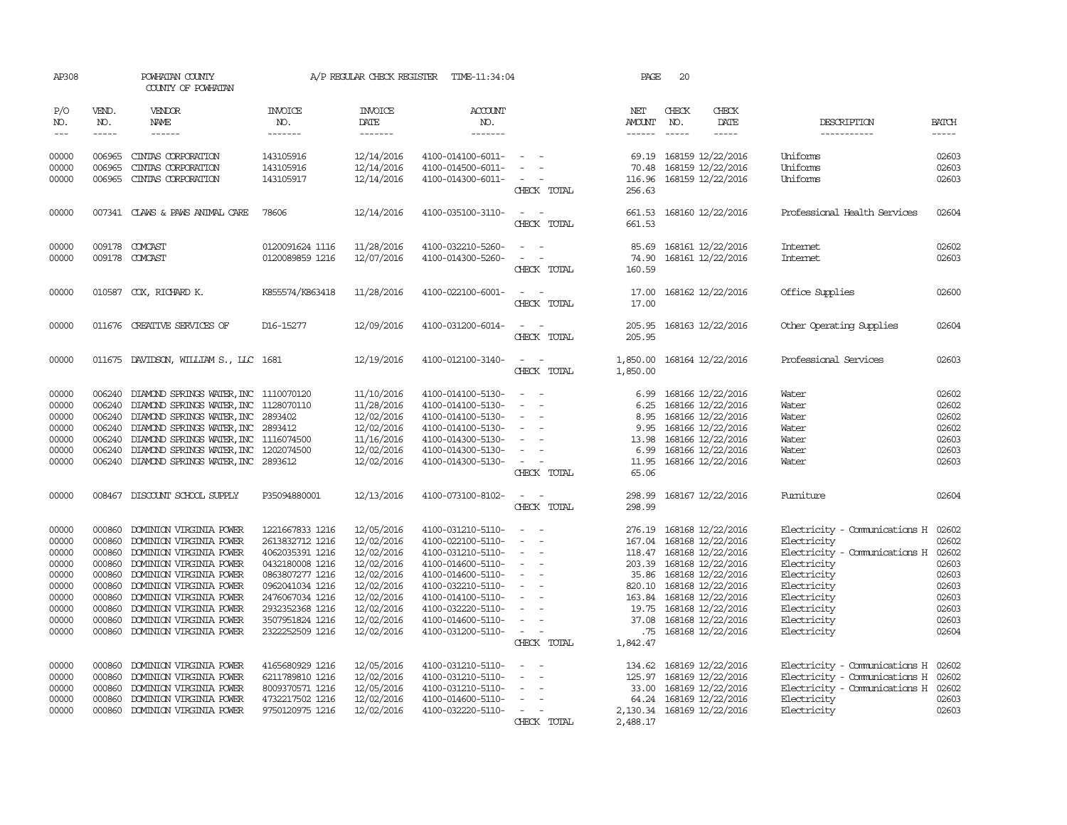AP308 POWHATAN COUNTY A/P REGULAR CHECK REGISTER TIME-11:34:04

COUNTY OF POWHATAN

| P/O NO. | VEND. NO. | VENDOR NAME | INVOICE NO. | INVOICE DATE | ACCOUNT NO. | | NET AMOUNT | CHECK NO. | CHECK DATE | DESCRIPTION | BATCH |
|---|---|---|---|---|---|---|---|---|---|---|---|
| 00000 | 006965 | CINTAS CORPORATION | 143105916 | 12/14/2016 | 4100-014100-6011- | - - | 69.19 | 168159 | 12/22/2016 | Uniforms | 02603 |
| 00000 | 006965 | CINTAS CORPORATION | 143105916 | 12/14/2016 | 4100-014500-6011- | - - | 70.48 | 168159 | 12/22/2016 | Uniforms | 02603 |
| 00000 | 006965 | CINTAS CORPORATION | 143105917 | 12/14/2016 | 4100-014300-6011- | - - | 116.96 | 168159 | 12/22/2016 | Uniforms | 02603 |
| | | | | | | CHECK TOTAL | 256.63 | | | | |
| 00000 | 007341 | CLAWS & PAWS ANIMAL CARE | 78606 | 12/14/2016 | 4100-035100-3110- | - - | 661.53 | 168160 | 12/22/2016 | Professional Health Services | 02604 |
| | | | | | | CHECK TOTAL | 661.53 | | | | |
| 00000 | 009178 | COMCAST | 0120091624 1116 | 11/28/2016 | 4100-032210-5260- | - - | 85.69 | 168161 | 12/22/2016 | Internet | 02602 |
| 00000 | 009178 | COMCAST | 0120089859 1216 | 12/07/2016 | 4100-014300-5260- | - - | 74.90 | 168161 | 12/22/2016 | Internet | 02603 |
| | | | | | | CHECK TOTAL | 160.59 | | | | |
| 00000 | 010587 | COX, RICHARD K. | K855574/K863418 | 11/28/2016 | 4100-022100-6001- | - - | 17.00 | 168162 | 12/22/2016 | Office Supplies | 02600 |
| | | | | | | CHECK TOTAL | 17.00 | | | | |
| 00000 | 011676 | CREATIVE SERVICES OF | D16-15277 | 12/09/2016 | 4100-031200-6014- | - - | 205.95 | 168163 | 12/22/2016 | Other Operating Supplies | 02604 |
| | | | | | | CHECK TOTAL | 205.95 | | | | |
| 00000 | 011675 | DAVIDSON, WILLIAM S., LLC | 1681 | 12/19/2016 | 4100-012100-3140- | - - | 1,850.00 | 168164 | 12/22/2016 | Professional Services | 02603 |
| | | | | | | CHECK TOTAL | 1,850.00 | | | | |
| 00000 | 006240 | DIAMOND SPRINGS WATER,INC | 1110070120 | 11/10/2016 | 4100-014100-5130- | - - | 6.99 | 168166 | 12/22/2016 | Water | 02602 |
| 00000 | 006240 | DIAMOND SPRINGS WATER,INC | 1128070110 | 11/28/2016 | 4100-014100-5130- | - - | 6.25 | 168166 | 12/22/2016 | Water | 02602 |
| 00000 | 006240 | DIAMOND SPRINGS WATER,INC | 2893402 | 12/02/2016 | 4100-014100-5130- | - - | 8.95 | 168166 | 12/22/2016 | Water | 02602 |
| 00000 | 006240 | DIAMOND SPRINGS WATER,INC | 2893412 | 12/02/2016 | 4100-014100-5130- | - - | 9.95 | 168166 | 12/22/2016 | Water | 02602 |
| 00000 | 006240 | DIAMOND SPRINGS WATER,INC | 1116074500 | 11/16/2016 | 4100-014300-5130- | - - | 13.98 | 168166 | 12/22/2016 | Water | 02603 |
| 00000 | 006240 | DIAMOND SPRINGS WATER,INC | 1202074500 | 12/02/2016 | 4100-014300-5130- | - - | 6.99 | 168166 | 12/22/2016 | Water | 02603 |
| 00000 | 006240 | DIAMOND SPRINGS WATER,INC | 2893612 | 12/02/2016 | 4100-014300-5130- | - - | 11.95 | 168166 | 12/22/2016 | Water | 02603 |
| | | | | | | CHECK TOTAL | 65.06 | | | | |
| 00000 | 008467 | DISCOUNT SCHOOL SUPPLY | P35094880001 | 12/13/2016 | 4100-073100-8102- | - - | 298.99 | 168167 | 12/22/2016 | Furniture | 02604 |
| | | | | | | CHECK TOTAL | 298.99 | | | | |
| 00000 | 000860 | DOMINION VIRGINIA POWER | 1221667833 1216 | 12/05/2016 | 4100-031210-5110- | - - | 276.19 | 168168 | 12/22/2016 | Electricity - Communications H | 02602 |
| 00000 | 000860 | DOMINION VIRGINIA POWER | 2613832712 1216 | 12/02/2016 | 4100-022100-5110- | - - | 167.04 | 168168 | 12/22/2016 | Electricity | 02602 |
| 00000 | 000860 | DOMINION VIRGINIA POWER | 4062035391 1216 | 12/02/2016 | 4100-031210-5110- | - - | 118.47 | 168168 | 12/22/2016 | Electricity - Communications H | 02602 |
| 00000 | 000860 | DOMINION VIRGINIA POWER | 0432180008 1216 | 12/02/2016 | 4100-014600-5110- | - - | 203.39 | 168168 | 12/22/2016 | Electricity | 02603 |
| 00000 | 000860 | DOMINION VIRGINIA POWER | 0863807277 1216 | 12/02/2016 | 4100-014600-5110- | - - | 35.86 | 168168 | 12/22/2016 | Electricity | 02603 |
| 00000 | 000860 | DOMINION VIRGINIA POWER | 0962041034 1216 | 12/02/2016 | 4100-032210-5110- | - - | 820.10 | 168168 | 12/22/2016 | Electricity | 02603 |
| 00000 | 000860 | DOMINION VIRGINIA POWER | 2476067034 1216 | 12/02/2016 | 4100-014100-5110- | - - | 163.84 | 168168 | 12/22/2016 | Electricity | 02603 |
| 00000 | 000860 | DOMINION VIRGINIA POWER | 2932352368 1216 | 12/02/2016 | 4100-032220-5110- | - - | 19.75 | 168168 | 12/22/2016 | Electricity | 02603 |
| 00000 | 000860 | DOMINION VIRGINIA POWER | 3507951824 1216 | 12/02/2016 | 4100-014600-5110- | - - | 37.08 | 168168 | 12/22/2016 | Electricity | 02603 |
| 00000 | 000860 | DOMINION VIRGINIA POWER | 2322252509 1216 | 12/02/2016 | 4100-031200-5110- | - - | .75 | 168168 | 12/22/2016 | Electricity | 02604 |
| | | | | | | CHECK TOTAL | 1,842.47 | | | | |
| 00000 | 000860 | DOMINION VIRGINIA POWER | 4165680929 1216 | 12/05/2016 | 4100-031210-5110- | - - | 134.62 | 168169 | 12/22/2016 | Electricity - Communications H | 02602 |
| 00000 | 000860 | DOMINION VIRGINIA POWER | 6211789810 1216 | 12/02/2016 | 4100-031210-5110- | - - | 125.97 | 168169 | 12/22/2016 | Electricity - Communications H | 02602 |
| 00000 | 000860 | DOMINION VIRGINIA POWER | 8009370571 1216 | 12/05/2016 | 4100-031210-5110- | - - | 33.00 | 168169 | 12/22/2016 | Electricity - Communications H | 02602 |
| 00000 | 000860 | DOMINION VIRGINIA POWER | 4732217502 1216 | 12/02/2016 | 4100-014600-5110- | - - | 64.24 | 168169 | 12/22/2016 | Electricity | 02603 |
| 00000 | 000860 | DOMINION VIRGINIA POWER | 9750120975 1216 | 12/02/2016 | 4100-032220-5110- | - - | 2,130.34 | 168169 | 12/22/2016 | Electricity | 02603 |
| | | | | | | CHECK TOTAL | 2,488.17 | | | | |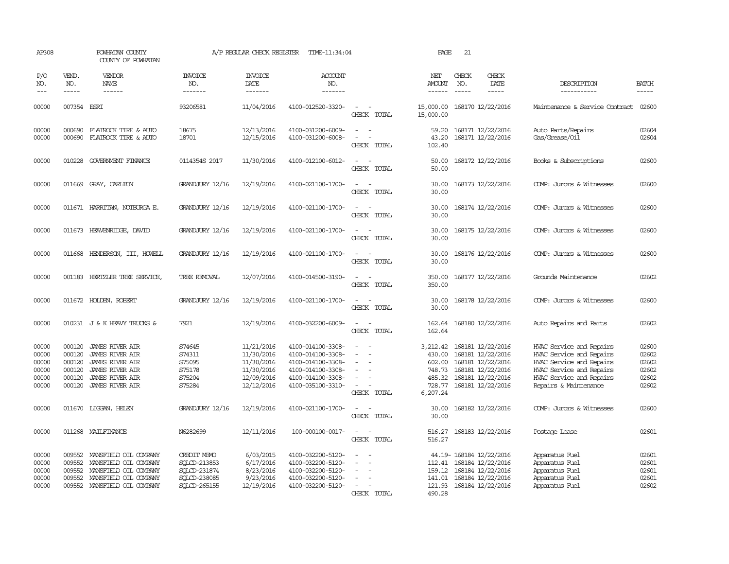AP308 POWHATAN COUNTY COUNTY OF POWHATAN A/P REGULAR CHECK REGISTER TIME-11:34:04 PAGE 21

| P/O NO. | VEND. NO. | VENDOR NAME | INVOICE NO. | INVOICE DATE | ACCOUNT NO. | | NET AMOUNT | CHECK NO. | CHECK DATE | DESCRIPTION | BATCH |
|---|---|---|---|---|---|---|---|---|---|---|---|
| 00000 | 007354 | ESRI | 93206581 | 11/04/2016 | 4100-012520-3320- | - - | 15,000.00 | 168170 | 12/22/2016 | Maintenance & Service Contract | 02600 |
| | | | | | | CHECK TOTAL | 15,000.00 | | | | |
| 00000 | 000690 | FLATROCK TIRE & AUTO | 18675 | 12/13/2016 | 4100-031200-6009- | - - | 59.20 | 168171 | 12/22/2016 | Auto Parts/Repairs | 02604 |
| 00000 | 000690 | FLATROCK TIRE & AUTO | 18701 | 12/15/2016 | 4100-031200-6008- | - - | 43.20 | 168171 | 12/22/2016 | Gas/Grease/Oil | 02604 |
| | | | | | | CHECK TOTAL | 102.40 | | | | |
| 00000 | 010228 | GOVERNMENT FINANCE | 0114354S 2017 | 11/30/2016 | 4100-012100-6012- | - - | 50.00 | 168172 | 12/22/2016 | Books & Subscriptions | 02600 |
| | | | | | | CHECK TOTAL | 50.00 | | | | |
| 00000 | 011669 | GRAY, CARLTON | GRANDJURY 12/16 | 12/19/2016 | 4100-021100-1700- | - - | 30.00 | 168173 | 12/22/2016 | COMP: Jurors & Witnesses | 02600 |
| | | | | | | CHECK TOTAL | 30.00 | | | | |
| 00000 | 011671 | HARRITAN, NOTBURGA E. | GRANDJURY 12/16 | 12/19/2016 | 4100-021100-1700- | - - | 30.00 | 168174 | 12/22/2016 | COMP: Jurors & Witnesses | 02600 |
| | | | | | | CHECK TOTAL | 30.00 | | | | |
| 00000 | 011673 | HEAVENRIDGE, DAVID | GRANDJURY 12/16 | 12/19/2016 | 4100-021100-1700- | - - | 30.00 | 168175 | 12/22/2016 | COMP: Jurors & Witnesses | 02600 |
| | | | | | | CHECK TOTAL | 30.00 | | | | |
| 00000 | 011668 | HENDERSON, III, HOWELL | GRANDJURY 12/16 | 12/19/2016 | 4100-021100-1700- | - - | 30.00 | 168176 | 12/22/2016 | COMP: Jurors & Witnesses | 02600 |
| | | | | | | CHECK TOTAL | 30.00 | | | | |
| 00000 | 001183 | HERTZLER TREE SERVICE, | TREE REMOVAL | 12/07/2016 | 4100-014500-3190- | - - | 350.00 | 168177 | 12/22/2016 | Grounds Maintenance | 02602 |
| | | | | | | CHECK TOTAL | 350.00 | | | | |
| 00000 | 011672 | HOLDEN, ROBERT | GRANDJURY 12/16 | 12/19/2016 | 4100-021100-1700- | - - | 30.00 | 168178 | 12/22/2016 | COMP: Jurors & Witnesses | 02600 |
| | | | | | | CHECK TOTAL | 30.00 | | | | |
| 00000 | 010231 | J & K HEAVY TRUCKS & | 7921 | 12/19/2016 | 4100-032200-6009- | - - | 162.64 | 168180 | 12/22/2016 | Auto Repairs and Parts | 02602 |
| | | | | | | CHECK TOTAL | 162.64 | | | | |
| 00000 | 000120 | JAMES RIVER AIR | S74645 | 11/21/2016 | 4100-014100-3308- | - - | 3,212.42 | 168181 | 12/22/2016 | HVAC Service and Repairs | 02600 |
| 00000 | 000120 | JAMES RIVER AIR | S74311 | 11/30/2016 | 4100-014100-3308- | - - | 430.00 | 168181 | 12/22/2016 | HVAC Service and Repairs | 02602 |
| 00000 | 000120 | JAMES RIVER AIR | S75095 | 11/30/2016 | 4100-014100-3308- | - - | 602.00 | 168181 | 12/22/2016 | HVAC Service and Repairs | 02602 |
| 00000 | 000120 | JAMES RIVER AIR | S75178 | 11/30/2016 | 4100-014100-3308- | - - | 748.73 | 168181 | 12/22/2016 | HVAC Service and Repairs | 02602 |
| 00000 | 000120 | JAMES RIVER AIR | S75204 | 12/09/2016 | 4100-014100-3308- | - - | 485.32 | 168181 | 12/22/2016 | HVAC Service and Repairs | 02602 |
| 00000 | 000120 | JAMES RIVER AIR | S75284 | 12/12/2016 | 4100-035100-3310- | - - | 728.77 | 168181 | 12/22/2016 | Repairs & Maintenance | 02602 |
| | | | | | | CHECK TOTAL | 6,207.24 | | | | |
| 00000 | 011670 | LIGGAN, HELEN | GRANDJURY 12/16 | 12/19/2016 | 4100-021100-1700- | - - | 30.00 | 168182 | 12/22/2016 | COMP: Jurors & Witnesses | 02600 |
| | | | | | | CHECK TOTAL | 30.00 | | | | |
| 00000 | 011268 | MAILFINANCE | N6282699 | 12/11/2016 | 100-000100-0017- | - - | 516.27 | 168183 | 12/22/2016 | Postage Lease | 02601 |
| | | | | | | CHECK TOTAL | 516.27 | | | | |
| 00000 | 009552 | MANSFIELD OIL COMPANY | CREDIT MEMO | 6/03/2015 | 4100-032200-5120- | - - | 44.19- | 168184 | 12/22/2016 | Apparatus Fuel | 02601 |
| 00000 | 009552 | MANSFIELD OIL COMPANY | SQLCD-213853 | 6/17/2016 | 4100-032200-5120- | - - | 112.41 | 168184 | 12/22/2016 | Apparatus Fuel | 02601 |
| 00000 | 009552 | MANSFIELD OIL COMPANY | SQLCD-231874 | 8/23/2016 | 4100-032200-5120- | - - | 159.12 | 168184 | 12/22/2016 | Apparatus Fuel | 02601 |
| 00000 | 009552 | MANSFIELD OIL COMPANY | SQLCD-238085 | 9/23/2016 | 4100-032200-5120- | - - | 141.01 | 168184 | 12/22/2016 | Apparatus Fuel | 02601 |
| 00000 | 009552 | MANSFIELD OIL COMPANY | SQLCD-265155 | 12/19/2016 | 4100-032200-5120- | - - | 121.93 | 168184 | 12/22/2016 | Apparatus Fuel | 02602 |
| | | | | | | CHECK TOTAL | 490.28 | | | | |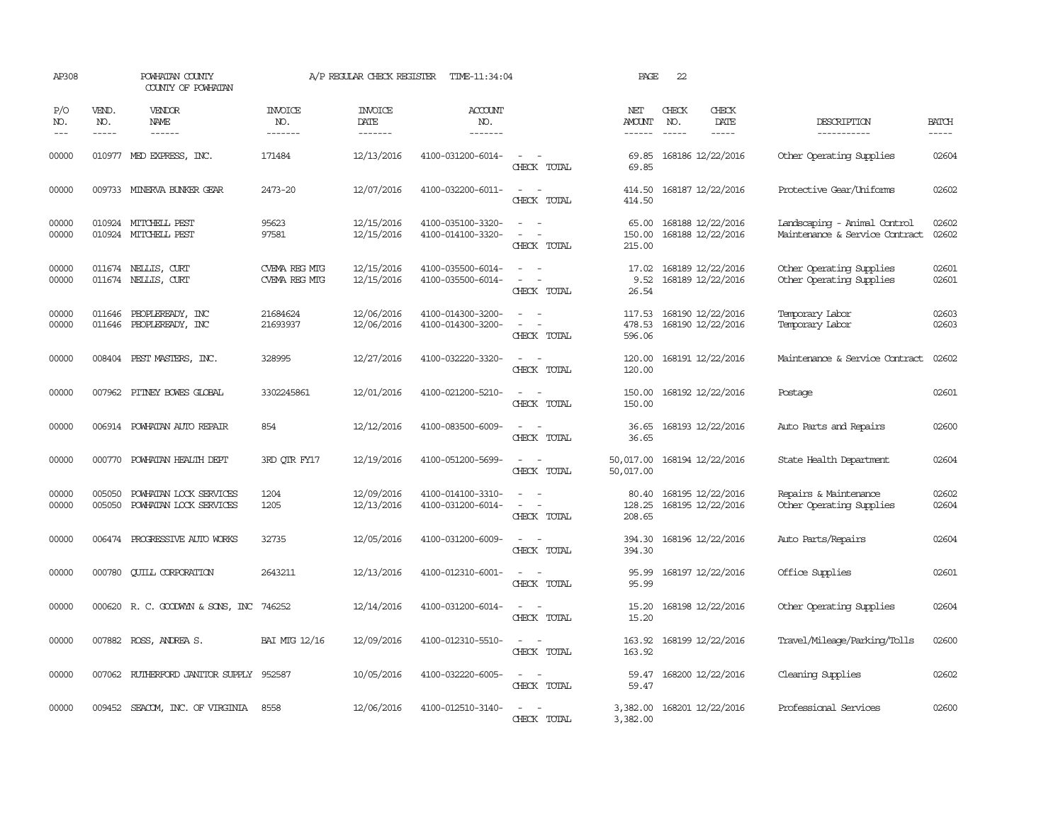AP308 POWHATAN COUNTY A/P REGULAR CHECK REGISTER TIME-11:34:04 PAGE 22

COUNTY OF POWHATAN

| P/O NO. | VEND. NO. | VENDOR NAME | INVOICE NO. | INVOICE DATE | ACCOUNT NO. | | NET AMOUNT | CHECK NO. | CHECK DATE | DESCRIPTION | BATCH |
|---|---|---|---|---|---|---|---|---|---|---|---|
| 00000 | 010977 | MED EXPRESS, INC. | 171484 | 12/13/2016 | 4100-031200-6014- | - - | 69.85 | 168186 | 12/22/2016 | Other Operating Supplies | 02604 |
| | | | | | | CHECK TOTAL | 69.85 | | | | |
| 00000 | 009733 | MINERVA BUNKER GEAR | 2473-20 | 12/07/2016 | 4100-032200-6011- | - - | 414.50 | 168187 | 12/22/2016 | Protective Gear/Uniforms | 02602 |
| | | | | | | CHECK TOTAL | 414.50 | | | | |
| 00000 | 010924 | MITCHELL PEST | 95623 | 12/15/2016 | 4100-035100-3320- | - - | 65.00 | 168188 | 12/22/2016 | Landscaping - Animal Control | 02602 |
| 00000 | 010924 | MITCHELL PEST | 97581 | 12/15/2016 | 4100-014100-3320- | - - | 150.00 | 168188 | 12/22/2016 | Maintenance & Service Contract | 02602 |
| | | | | | | CHECK TOTAL | 215.00 | | | | |
| 00000 | 011674 | NELLIS, CURT | CVEMA REG MTG | 12/15/2016 | 4100-035500-6014- | - - | 17.02 | 168189 | 12/22/2016 | Other Operating Supplies | 02601 |
| 00000 | 011674 | NELLIS, CURT | CVEMA REG MTG | 12/15/2016 | 4100-035500-6014- | - - | 9.52 | 168189 | 12/22/2016 | Other Operating Supplies | 02601 |
| | | | | | | CHECK TOTAL | 26.54 | | | | |
| 00000 | 011646 | PEOPLEREADY, INC | 21684624 | 12/06/2016 | 4100-014300-3200- | - - | 117.53 | 168190 | 12/22/2016 | Temporary Labor | 02603 |
| 00000 | 011646 | PEOPLEREADY, INC | 21693937 | 12/06/2016 | 4100-014300-3200- | - - | 478.53 | 168190 | 12/22/2016 | Temporary Labor | 02603 |
| | | | | | | CHECK TOTAL | 596.06 | | | | |
| 00000 | 008404 | PEST MASTERS, INC. | 328995 | 12/27/2016 | 4100-032220-3320- | - - | 120.00 | 168191 | 12/22/2016 | Maintenance & Service Contract | 02602 |
| | | | | | | CHECK TOTAL | 120.00 | | | | |
| 00000 | 007962 | PITNEY BOWES GLOBAL | 3302245861 | 12/01/2016 | 4100-021200-5210- | - - | 150.00 | 168192 | 12/22/2016 | Postage | 02601 |
| | | | | | | CHECK TOTAL | 150.00 | | | | |
| 00000 | 006914 | POWHATAN AUTO REPAIR | 854 | 12/12/2016 | 4100-083500-6009- | - - | 36.65 | 168193 | 12/22/2016 | Auto Parts and Repairs | 02600 |
| | | | | | | CHECK TOTAL | 36.65 | | | | |
| 00000 | 000770 | POWHATAN HEALTH DEPT | 3RD QTR FY17 | 12/19/2016 | 4100-051200-5699- | - - | 50,017.00 | 168194 | 12/22/2016 | State Health Department | 02604 |
| | | | | | | CHECK TOTAL | 50,017.00 | | | | |
| 00000 | 005050 | POWHATAN LOCK SERVICES | 1204 | 12/09/2016 | 4100-014100-3310- | - - | 80.40 | 168195 | 12/22/2016 | Repairs & Maintenance | 02602 |
| 00000 | 005050 | POWHATAN LOCK SERVICES | 1205 | 12/13/2016 | 4100-031200-6014- | - - | 128.25 | 168195 | 12/22/2016 | Other Operating Supplies | 02604 |
| | | | | | | CHECK TOTAL | 208.65 | | | | |
| 00000 | 006474 | PROGRESSIVE AUTO WORKS | 32735 | 12/05/2016 | 4100-031200-6009- | - - | 394.30 | 168196 | 12/22/2016 | Auto Parts/Repairs | 02604 |
| | | | | | | CHECK TOTAL | 394.30 | | | | |
| 00000 | 000780 | QUILL CORPORATION | 2643211 | 12/13/2016 | 4100-012310-6001- | - - | 95.99 | 168197 | 12/22/2016 | Office Supplies | 02601 |
| | | | | | | CHECK TOTAL | 95.99 | | | | |
| 00000 | 000620 | R. C. GOODWYN & SONS, INC | 746252 | 12/14/2016 | 4100-031200-6014- | - - | 15.20 | 168198 | 12/22/2016 | Other Operating Supplies | 02604 |
| | | | | | | CHECK TOTAL | 15.20 | | | | |
| 00000 | 007882 | ROSS, ANDREA S. | BAI MTG 12/16 | 12/09/2016 | 4100-012310-5510- | - - | 163.92 | 168199 | 12/22/2016 | Travel/Mileage/Parking/Tolls | 02600 |
| | | | | | | CHECK TOTAL | 163.92 | | | | |
| 00000 | 007062 | RUTHERFORD JANITOR SUPPLY | 952587 | 10/05/2016 | 4100-032220-6005- | - - | 59.47 | 168200 | 12/22/2016 | Cleaning Supplies | 02602 |
| | | | | | | CHECK TOTAL | 59.47 | | | | |
| 00000 | 009452 | SEACOM, INC. OF VIRGINIA | 8558 | 12/06/2016 | 4100-012510-3140- | - - | 3,382.00 | 168201 | 12/22/2016 | Professional Services | 02600 |
| | | | | | | CHECK TOTAL | 3,382.00 | | | | |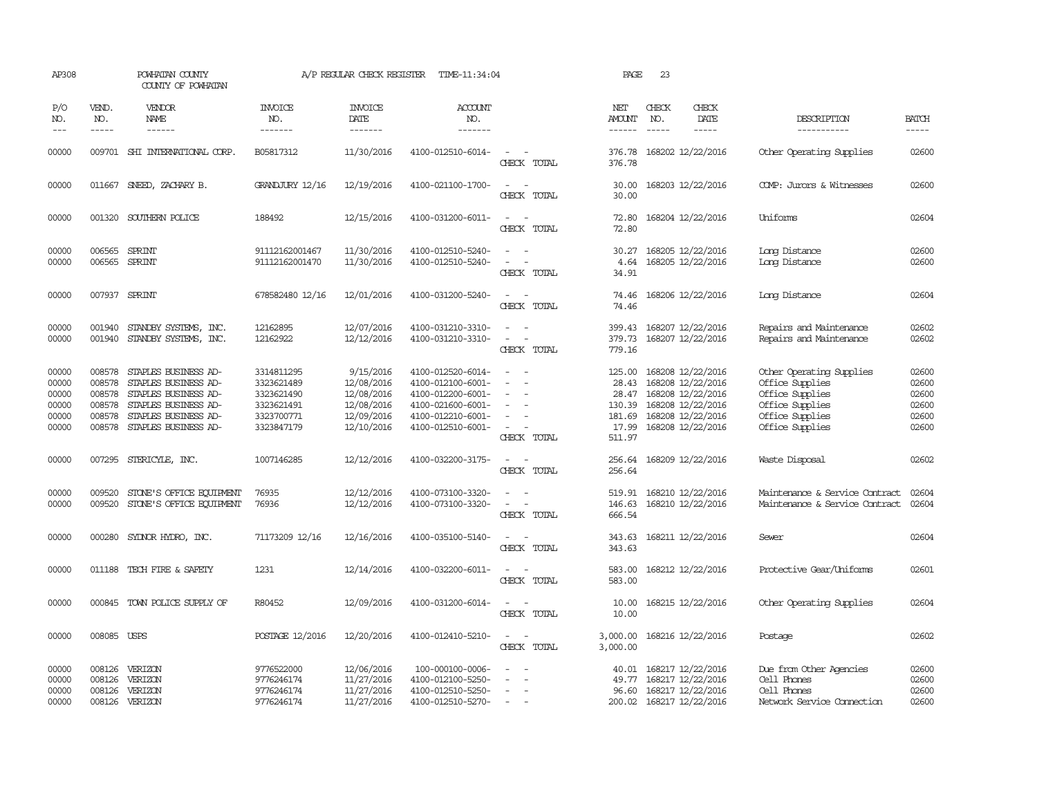AP308 POWHATAN COUNTY A/P REGULAR CHECK REGISTER TIME-11:34:04 PAGE 23
COUNTY OF POWHATAN

| P/O NO. | VEND. NO. | VENDOR NAME | INVOICE NO. | INVOICE DATE | ACCOUNT NO. | | NET AMOUNT | CHECK NO. | CHECK DATE | DESCRIPTION | BATCH |
|---|---|---|---|---|---|---|---|---|---|---|---|
| 00000 | 009701 | SHI INTERNATIONAL CORP. | B05817312 | 11/30/2016 | 4100-012510-6014- | - - | 376.78 | 168202 | 12/22/2016 | Other Operating Supplies | 02600 |
| | | | | | | CHECK TOTAL | 376.78 | | | | |
| 00000 | 011667 | SNEED, ZACHARY B. | GRANDJURY 12/16 | 12/19/2016 | 4100-021100-1700- | - - | 30.00 | 168203 | 12/22/2016 | COMP: Jurors & Witnesses | 02600 |
| | | | | | | CHECK TOTAL | 30.00 | | | | |
| 00000 | 001320 | SOUTHERN POLICE | 188492 | 12/15/2016 | 4100-031200-6011- | - - | 72.80 | 168204 | 12/22/2016 | Uniforms | 02604 |
| | | | | | | CHECK TOTAL | 72.80 | | | | |
| 00000 | 006565 | SPRINT | 91112162001467 | 11/30/2016 | 4100-012510-5240- | - - | 30.27 | 168205 | 12/22/2016 | Long Distance | 02600 |
| 00000 | 006565 | SPRINT | 91112162001470 | 11/30/2016 | 4100-012510-5240- | - - | 4.64 | 168205 | 12/22/2016 | Long Distance | 02600 |
| | | | | | | CHECK TOTAL | 34.91 | | | | |
| 00000 | 007937 | SPRINT | 678582480 12/16 | 12/01/2016 | 4100-031200-5240- | - - | 74.46 | 168206 | 12/22/2016 | Long Distance | 02604 |
| | | | | | | CHECK TOTAL | 74.46 | | | | |
| 00000 | 001940 | STANDBY SYSTEMS, INC. | 12162895 | 12/07/2016 | 4100-031210-3310- | - - | 399.43 | 168207 | 12/22/2016 | Repairs and Maintenance | 02602 |
| 00000 | 001940 | STANDBY SYSTEMS, INC. | 12162922 | 12/12/2016 | 4100-031210-3310- | - - | 379.73 | 168207 | 12/22/2016 | Repairs and Maintenance | 02602 |
| | | | | | | CHECK TOTAL | 779.16 | | | | |
| 00000 | 008578 | STAPLES BUSINESS AD- | 3314811295 | 9/15/2016 | 4100-012520-6014- | - - | 125.00 | 168208 | 12/22/2016 | Other Operating Supplies | 02600 |
| 00000 | 008578 | STAPLES BUSINESS AD- | 3323621489 | 12/08/2016 | 4100-012100-6001- | - - | 28.43 | 168208 | 12/22/2016 | Office Supplies | 02600 |
| 00000 | 008578 | STAPLES BUSINESS AD- | 3323621490 | 12/08/2016 | 4100-012200-6001- | - - | 28.47 | 168208 | 12/22/2016 | Office Supplies | 02600 |
| 00000 | 008578 | STAPLES BUSINESS AD- | 3323621491 | 12/08/2016 | 4100-021600-6001- | - - | 130.39 | 168208 | 12/22/2016 | Office Supplies | 02600 |
| 00000 | 008578 | STAPLES BUSINESS AD- | 3323700771 | 12/09/2016 | 4100-012210-6001- | - - | 181.69 | 168208 | 12/22/2016 | Office Supplies | 02600 |
| 00000 | 008578 | STAPLES BUSINESS AD- | 3323847179 | 12/10/2016 | 4100-012510-6001- | - - | 17.99 | 168208 | 12/22/2016 | Office Supplies | 02600 |
| | | | | | | CHECK TOTAL | 511.97 | | | | |
| 00000 | 007295 | STERICYLE, INC. | 1007146285 | 12/12/2016 | 4100-032200-3175- | - - | 256.64 | 168209 | 12/22/2016 | Waste Disposal | 02602 |
| | | | | | | CHECK TOTAL | 256.64 | | | | |
| 00000 | 009520 | STONE'S OFFICE EQUIPMENT | 76935 | 12/12/2016 | 4100-073100-3320- | - - | 519.91 | 168210 | 12/22/2016 | Maintenance & Service Contract | 02604 |
| 00000 | 009520 | STONE'S OFFICE EQUIPMENT | 76936 | 12/12/2016 | 4100-073100-3320- | - - | 146.63 | 168210 | 12/22/2016 | Maintenance & Service Contract | 02604 |
| | | | | | | CHECK TOTAL | 666.54 | | | | |
| 00000 | 000280 | SYDNOR HYDRO, INC. | 71173209 12/16 | 12/16/2016 | 4100-035100-5140- | - - | 343.63 | 168211 | 12/22/2016 | Sewer | 02604 |
| | | | | | | CHECK TOTAL | 343.63 | | | | |
| 00000 | 011188 | TECH FIRE & SAFETY | 1231 | 12/14/2016 | 4100-032200-6011- | - - | 583.00 | 168212 | 12/22/2016 | Protective Gear/Uniforms | 02601 |
| | | | | | | CHECK TOTAL | 583.00 | | | | |
| 00000 | 000845 | TOWN POLICE SUPPLY OF | R80452 | 12/09/2016 | 4100-031200-6014- | - - | 10.00 | 168215 | 12/22/2016 | Other Operating Supplies | 02604 |
| | | | | | | CHECK TOTAL | 10.00 | | | | |
| 00000 | 008085 | USPS | POSTAGE 12/2016 | 12/20/2016 | 4100-012410-5210- | - - | 3,000.00 | 168216 | 12/22/2016 | Postage | 02602 |
| | | | | | | CHECK TOTAL | 3,000.00 | | | | |
| 00000 | 008126 | VERIZON | 9776522000 | 12/06/2016 | 100-000100-0006- | - - | 40.01 | 168217 | 12/22/2016 | Due from Other Agencies | 02600 |
| 00000 | 008126 | VERIZON | 9776246174 | 11/27/2016 | 4100-012100-5250- | - - | 49.77 | 168217 | 12/22/2016 | Cell Phones | 02600 |
| 00000 | 008126 | VERIZON | 9776246174 | 11/27/2016 | 4100-012510-5250- | - - | 96.60 | 168217 | 12/22/2016 | Cell Phones | 02600 |
| 00000 | 008126 | VERIZON | 9776246174 | 11/27/2016 | 4100-012510-5270- | - - | 200.02 | 168217 | 12/22/2016 | Network Service Connection | 02600 |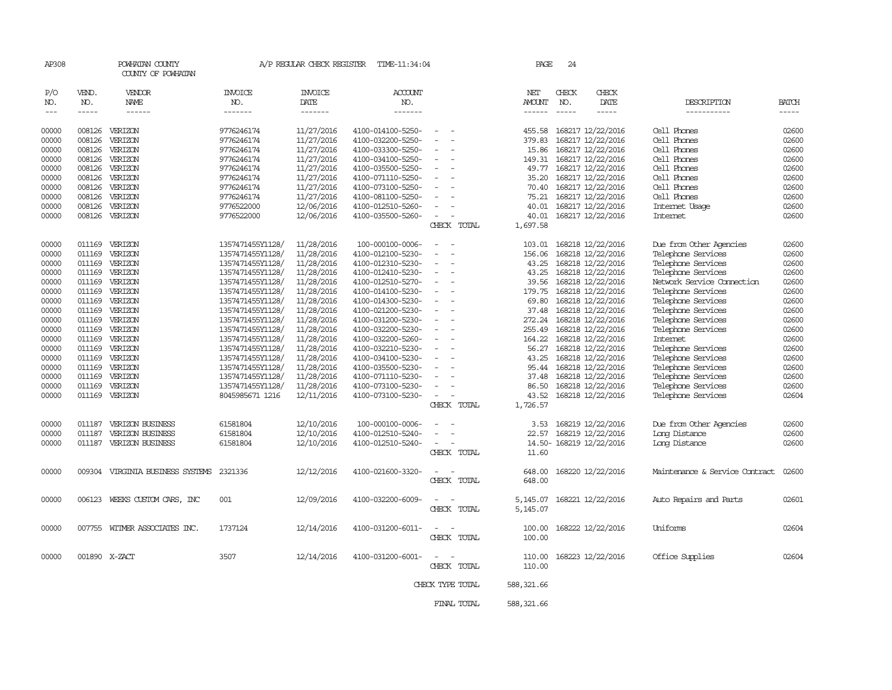AP308 POWHATAN COUNTY A/P REGULAR CHECK REGISTER TIME-11:34:04 PAGE 24

COUNTY OF POWHATAN

| P/O NO. | VEND. NO. | VENDOR NAME | INVOICE NO. | INVOICE DATE | ACCOUNT NO. | | NET AMOUNT | CHECK NO. | CHECK DATE | DESCRIPTION | BATCH |
|---|---|---|---|---|---|---|---|---|---|---|---|
| 00000 | 008126 | VERIZON | 9776246174 | 11/27/2016 | 4100-014100-5250- | - - | 455.58 | 168217 | 12/22/2016 | Cell Phones | 02600 |
| 00000 | 008126 | VERIZON | 9776246174 | 11/27/2016 | 4100-032200-5250- | - - | 379.83 | 168217 | 12/22/2016 | Cell Phones | 02600 |
| 00000 | 008126 | VERIZON | 9776246174 | 11/27/2016 | 4100-033300-5250- | - - | 15.86 | 168217 | 12/22/2016 | Cell Phones | 02600 |
| 00000 | 008126 | VERIZON | 9776246174 | 11/27/2016 | 4100-034100-5250- | - - | 149.31 | 168217 | 12/22/2016 | Cell Phones | 02600 |
| 00000 | 008126 | VERIZON | 9776246174 | 11/27/2016 | 4100-035500-5250- | - - | 49.77 | 168217 | 12/22/2016 | Cell Phones | 02600 |
| 00000 | 008126 | VERIZON | 9776246174 | 11/27/2016 | 4100-071110-5250- | - - | 35.20 | 168217 | 12/22/2016 | Cell Phones | 02600 |
| 00000 | 008126 | VERIZON | 9776246174 | 11/27/2016 | 4100-073100-5250- | - - | 70.40 | 168217 | 12/22/2016 | Cell Phones | 02600 |
| 00000 | 008126 | VERIZON | 9776246174 | 11/27/2016 | 4100-081100-5250- | - - | 75.21 | 168217 | 12/22/2016 | Cell Phones | 02600 |
| 00000 | 008126 | VERIZON | 9776522000 | 12/06/2016 | 4100-012510-5260- | - - | 40.01 | 168217 | 12/22/2016 | Internet Usage | 02600 |
| 00000 | 008126 | VERIZON | 9776522000 | 12/06/2016 | 4100-035500-5260- | - - | 40.01 | 168217 | 12/22/2016 | Internet | 02600 |
| | | | | | | CHECK TOTAL | 1,697.58 | | | | |
| 00000 | 011169 | VERIZON | 1357471455Y1128/ | 11/28/2016 | 100-000100-0006- | - - | 103.01 | 168218 | 12/22/2016 | Due from Other Agencies | 02600 |
| 00000 | 011169 | VERIZON | 1357471455Y1128/ | 11/28/2016 | 4100-012100-5230- | - - | 156.06 | 168218 | 12/22/2016 | Telephone Services | 02600 |
| 00000 | 011169 | VERIZON | 1357471455Y1128/ | 11/28/2016 | 4100-012310-5230- | - - | 43.25 | 168218 | 12/22/2016 | Telephone Services | 02600 |
| 00000 | 011169 | VERIZON | 1357471455Y1128/ | 11/28/2016 | 4100-012410-5230- | - - | 43.25 | 168218 | 12/22/2016 | Telephone Services | 02600 |
| 00000 | 011169 | VERIZON | 1357471455Y1128/ | 11/28/2016 | 4100-012510-5270- | - - | 39.56 | 168218 | 12/22/2016 | Network Service Connection | 02600 |
| 00000 | 011169 | VERIZON | 1357471455Y1128/ | 11/28/2016 | 4100-014100-5230- | - - | 179.75 | 168218 | 12/22/2016 | Telephone Services | 02600 |
| 00000 | 011169 | VERIZON | 1357471455Y1128/ | 11/28/2016 | 4100-014300-5230- | - - | 69.80 | 168218 | 12/22/2016 | Telephone Services | 02600 |
| 00000 | 011169 | VERIZON | 1357471455Y1128/ | 11/28/2016 | 4100-021200-5230- | - - | 37.48 | 168218 | 12/22/2016 | Telephone Services | 02600 |
| 00000 | 011169 | VERIZON | 1357471455Y1128/ | 11/28/2016 | 4100-031200-5230- | - - | 272.24 | 168218 | 12/22/2016 | Telephone Services | 02600 |
| 00000 | 011169 | VERIZON | 1357471455Y1128/ | 11/28/2016 | 4100-032200-5230- | - - | 255.49 | 168218 | 12/22/2016 | Telephone Services | 02600 |
| 00000 | 011169 | VERIZON | 1357471455Y1128/ | 11/28/2016 | 4100-032200-5260- | - - | 164.22 | 168218 | 12/22/2016 | Internet | 02600 |
| 00000 | 011169 | VERIZON | 1357471455Y1128/ | 11/28/2016 | 4100-032210-5230- | - - | 56.27 | 168218 | 12/22/2016 | Telephone Services | 02600 |
| 00000 | 011169 | VERIZON | 1357471455Y1128/ | 11/28/2016 | 4100-034100-5230- | - - | 43.25 | 168218 | 12/22/2016 | Telephone Services | 02600 |
| 00000 | 011169 | VERIZON | 1357471455Y1128/ | 11/28/2016 | 4100-035500-5230- | - - | 95.44 | 168218 | 12/22/2016 | Telephone Services | 02600 |
| 00000 | 011169 | VERIZON | 1357471455Y1128/ | 11/28/2016 | 4100-071110-5230- | - - | 37.48 | 168218 | 12/22/2016 | Telephone Services | 02600 |
| 00000 | 011169 | VERIZON | 1357471455Y1128/ | 11/28/2016 | 4100-073100-5230- | - - | 86.50 | 168218 | 12/22/2016 | Telephone Services | 02600 |
| 00000 | 011169 | VERIZON | 8045985671 1216 | 12/11/2016 | 4100-073100-5230- | - - | 43.52 | 168218 | 12/22/2016 | Telephone Services | 02604 |
| | | | | | | CHECK TOTAL | 1,726.57 | | | | |
| 00000 | 011187 | VERIZON BUSINESS | 61581804 | 12/10/2016 | 100-000100-0006- | - - | 3.53 | 168219 | 12/22/2016 | Due from Other Agencies | 02600 |
| 00000 | 011187 | VERIZON BUSINESS | 61581804 | 12/10/2016 | 4100-012510-5240- | - - | 22.57 | 168219 | 12/22/2016 | Long Distance | 02600 |
| 00000 | 011187 | VERIZON BUSINESS | 61581804 | 12/10/2016 | 4100-012510-5240- | - - | 14.50- | 168219 | 12/22/2016 | Long Distance | 02600 |
| | | | | | | CHECK TOTAL | 11.60 | | | | |
| 00000 | 009304 | VIRGINIA BUSINESS SYSTEMS | 2321336 | 12/12/2016 | 4100-021600-3320- | - - | 648.00 | 168220 | 12/22/2016 | Maintenance & Service Contract | 02600 |
| | | | | | | CHECK TOTAL | 648.00 | | | | |
| 00000 | 006123 | WEEKS CUSTOM CARS, INC | 001 | 12/09/2016 | 4100-032200-6009- | - - | 5,145.07 | 168221 | 12/22/2016 | Auto Repairs and Parts | 02601 |
| | | | | | | CHECK TOTAL | 5,145.07 | | | | |
| 00000 | 007755 | WITMER ASSOCIATES INC. | 1737124 | 12/14/2016 | 4100-031200-6011- | - - | 100.00 | 168222 | 12/22/2016 | Uniforms | 02604 |
| | | | | | | CHECK TOTAL | 100.00 | | | | |
| 00000 | 001890 | X-ZACT | 3507 | 12/14/2016 | 4100-031200-6001- | - - | 110.00 | 168223 | 12/22/2016 | Office Supplies | 02604 |
| | | | | | | CHECK TOTAL | 110.00 | | | | |
| | | | | | | CHECK TYPE TOTAL | 588,321.66 | | | | |
| | | | | | | FINAL TOTAL | 588,321.66 | | | | |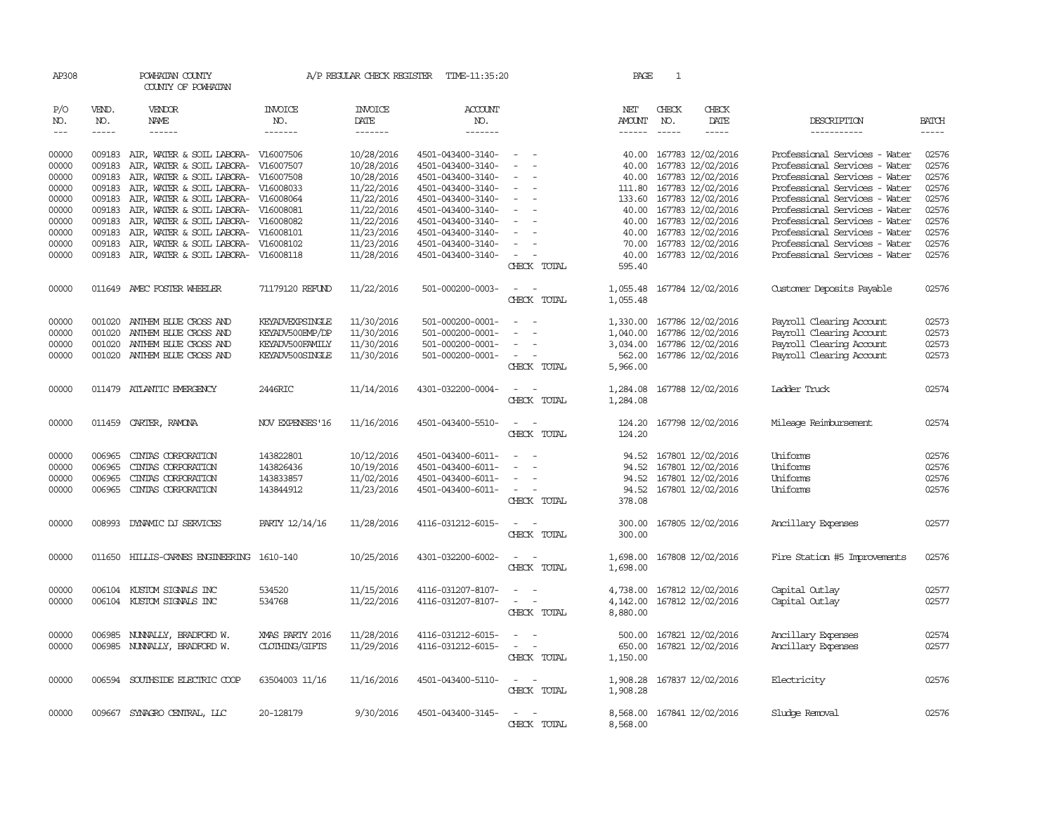AP308 POWHATAN COUNTY A/P REGULAR CHECK REGISTER TIME-11:35:20 PAGE 1

COUNTY OF POWHATAN

| P/O NO. | VEND. NO. | VENDOR NAME | INVOICE NO. | INVOICE DATE | ACCOUNT NO. | | NET AMOUNT | CHECK NO. | CHECK DATE | DESCRIPTION | BATCH |
|---|---|---|---|---|---|---|---|---|---|---|---|
| 00000 | 009183 | AIR, WATER & SOIL LABORA- | V16007506 | 10/28/2016 | 4501-043400-3140- | - - | 40.00 | 167783 | 12/02/2016 | Professional Services - Water | 02576 |
| 00000 | 009183 | AIR, WATER & SOIL LABORA- | V16007507 | 10/28/2016 | 4501-043400-3140- | - - | 40.00 | 167783 | 12/02/2016 | Professional Services - Water | 02576 |
| 00000 | 009183 | AIR, WATER & SOIL LABORA- | V16007508 | 10/28/2016 | 4501-043400-3140- | - - | 40.00 | 167783 | 12/02/2016 | Professional Services - Water | 02576 |
| 00000 | 009183 | AIR, WATER & SOIL LABORA- | V16008033 | 11/22/2016 | 4501-043400-3140- | - - | 111.80 | 167783 | 12/02/2016 | Professional Services - Water | 02576 |
| 00000 | 009183 | AIR, WATER & SOIL LABORA- | V16008064 | 11/22/2016 | 4501-043400-3140- | - - | 133.60 | 167783 | 12/02/2016 | Professional Services - Water | 02576 |
| 00000 | 009183 | AIR, WATER & SOIL LABORA- | V16008081 | 11/22/2016 | 4501-043400-3140- | - - | 40.00 | 167783 | 12/02/2016 | Professional Services - Water | 02576 |
| 00000 | 009183 | AIR, WATER & SOIL LABORA- | V16008082 | 11/22/2016 | 4501-043400-3140- | - - | 40.00 | 167783 | 12/02/2016 | Professional Services - Water | 02576 |
| 00000 | 009183 | AIR, WATER & SOIL LABORA- | V16008101 | 11/23/2016 | 4501-043400-3140- | - - | 40.00 | 167783 | 12/02/2016 | Professional Services - Water | 02576 |
| 00000 | 009183 | AIR, WATER & SOIL LABORA- | V16008102 | 11/23/2016 | 4501-043400-3140- | - - | 70.00 | 167783 | 12/02/2016 | Professional Services - Water | 02576 |
| 00000 | 009183 | AIR, WATER & SOIL LABORA- | V16008118 | 11/28/2016 | 4501-043400-3140- | - - | 40.00 | 167783 | 12/02/2016 | Professional Services - Water | 02576 |
| | | | | | | CHECK TOTAL | 595.40 | | | | |
| 00000 | 011649 | AMEC FOSTER WHEELER | 71179120 REFUND | 11/22/2016 | 501-000200-0003- | - - | 1,055.48 | 167784 | 12/02/2016 | Customer Deposits Payable | 02576 |
| | | | | | | CHECK TOTAL | 1,055.48 | | | | |
| 00000 | 001020 | ANTHEM BLUE CROSS AND | KEYADVEXPSINGLE | 11/30/2016 | 501-000200-0001- | - - | 1,330.00 | 167786 | 12/02/2016 | Payroll Clearing Account | 02573 |
| 00000 | 001020 | ANTHEM BLUE CROSS AND | KEYADV500EMP/DP | 11/30/2016 | 501-000200-0001- | - - | 1,040.00 | 167786 | 12/02/2016 | Payroll Clearing Account | 02573 |
| 00000 | 001020 | ANTHEM BLUE CROSS AND | KEYADV500FAMILY | 11/30/2016 | 501-000200-0001- | - - | 3,034.00 | 167786 | 12/02/2016 | Payroll Clearing Account | 02573 |
| 00000 | 001020 | ANTHEM BLUE CROSS AND | KEYADV500SINGLE | 11/30/2016 | 501-000200-0001- | - - | 562.00 | 167786 | 12/02/2016 | Payroll Clearing Account | 02573 |
| | | | | | | CHECK TOTAL | 5,966.00 | | | | |
| 00000 | 011479 | ATLANTIC EMERGENCY | 2446RIC | 11/14/2016 | 4301-032200-0004- | - - | 1,284.08 | 167788 | 12/02/2016 | Ladder Truck | 02574 |
| | | | | | | CHECK TOTAL | 1,284.08 | | | | |
| 00000 | 011459 | CARTER, RAMONA | NOV EXPENSES'16 | 11/16/2016 | 4501-043400-5510- | - - | 124.20 | 167798 | 12/02/2016 | Mileage Reimbursement | 02574 |
| | | | | | | CHECK TOTAL | 124.20 | | | | |
| 00000 | 006965 | CINTAS CORPORATION | 143822801 | 10/12/2016 | 4501-043400-6011- | - - | 94.52 | 167801 | 12/02/2016 | Uniforms | 02576 |
| 00000 | 006965 | CINTAS CORPORATION | 143826436 | 10/19/2016 | 4501-043400-6011- | - - | 94.52 | 167801 | 12/02/2016 | Uniforms | 02576 |
| 00000 | 006965 | CINTAS CORPORATION | 143833857 | 11/02/2016 | 4501-043400-6011- | - - | 94.52 | 167801 | 12/02/2016 | Uniforms | 02576 |
| 00000 | 006965 | CINTAS CORPORATION | 143844912 | 11/23/2016 | 4501-043400-6011- | - - | 94.52 | 167801 | 12/02/2016 | Uniforms | 02576 |
| | | | | | | CHECK TOTAL | 378.08 | | | | |
| 00000 | 008993 | DYNAMIC DJ SERVICES | PARTY 12/14/16 | 11/28/2016 | 4116-031212-6015- | - - | 300.00 | 167805 | 12/02/2016 | Ancillary Expenses | 02577 |
| | | | | | | CHECK TOTAL | 300.00 | | | | |
| 00000 | 011650 | HILLIS-CARNES ENGINEERING | 1610-140 | 10/25/2016 | 4301-032200-6002- | - - | 1,698.00 | 167808 | 12/02/2016 | Fire Station #5 Improvements | 02576 |
| | | | | | | CHECK TOTAL | 1,698.00 | | | | |
| 00000 | 006104 | KUSTOM SIGNALS INC | 534520 | 11/15/2016 | 4116-031207-8107- | - - | 4,738.00 | 167812 | 12/02/2016 | Capital Outlay | 02577 |
| 00000 | 006104 | KUSTOM SIGNALS INC | 534768 | 11/22/2016 | 4116-031207-8107- | - - | 4,142.00 | 167812 | 12/02/2016 | Capital Outlay | 02577 |
| | | | | | | CHECK TOTAL | 8,880.00 | | | | |
| 00000 | 006985 | NUNNALLY, BRADFORD W. | XMAS PARTY 2016 | 11/28/2016 | 4116-031212-6015- | - - | 500.00 | 167821 | 12/02/2016 | Ancillary Expenses | 02574 |
| 00000 | 006985 | NUNNALLY, BRADFORD W. | CLOTHING/GIFTS | 11/29/2016 | 4116-031212-6015- | - - | 650.00 | 167821 | 12/02/2016 | Ancillary Expenses | 02577 |
| | | | | | | CHECK TOTAL | 1,150.00 | | | | |
| 00000 | 006594 | SOUTHSIDE ELECTRIC COOP | 63504003 11/16 | 11/16/2016 | 4501-043400-5110- | - - | 1,908.28 | 167837 | 12/02/2016 | Electricity | 02576 |
| | | | | | | CHECK TOTAL | 1,908.28 | | | | |
| 00000 | 009667 | SYNAGRO CENTRAL, LLC | 20-128179 | 9/30/2016 | 4501-043400-3145- | - - | 8,568.00 | 167841 | 12/02/2016 | Sludge Removal | 02576 |
| | | | | | | CHECK TOTAL | 8,568.00 | | | | |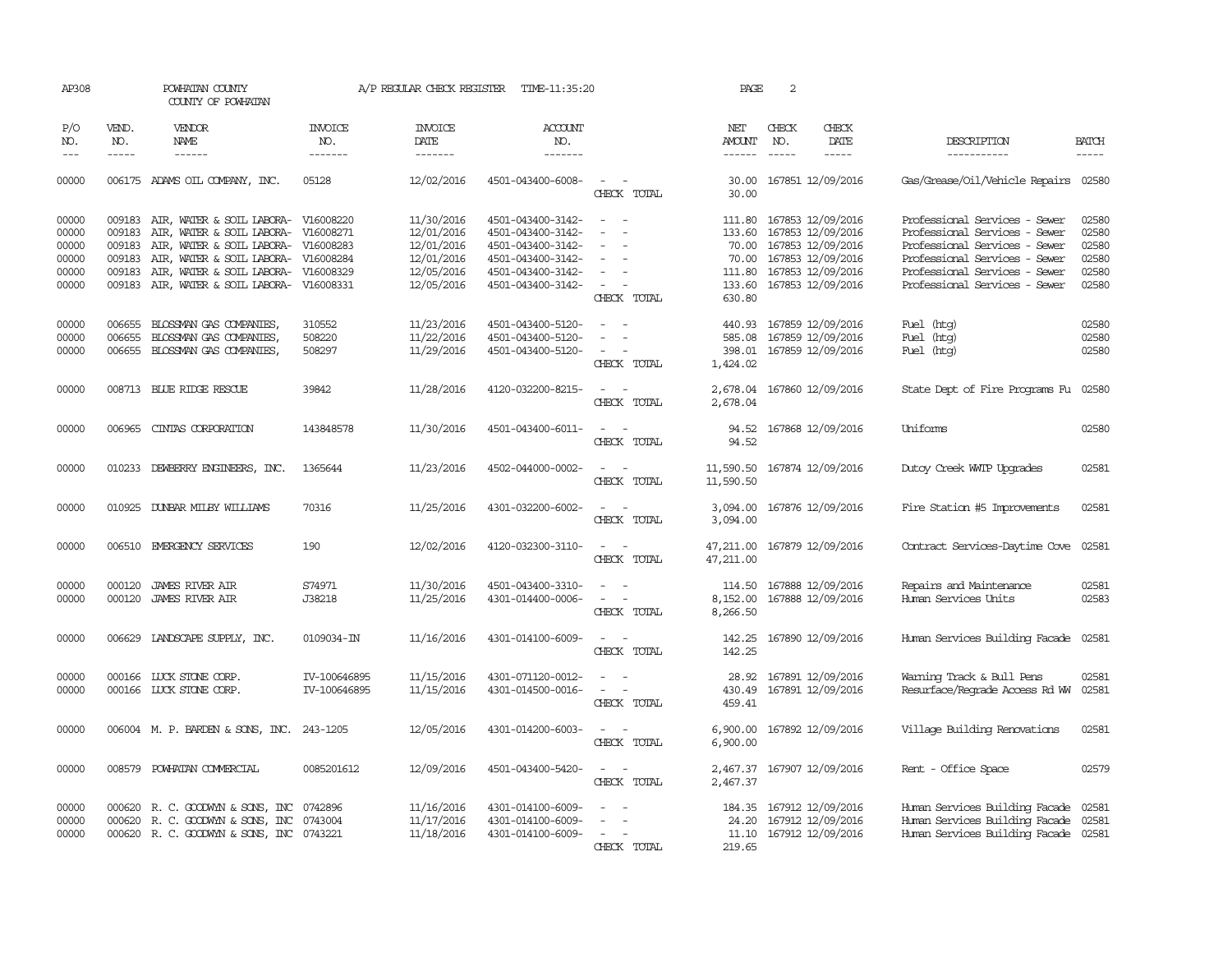AP308 POWHATAN COUNTY A/P REGULAR CHECK REGISTER TIME-11:35:20 PAGE 2

COUNTY OF POWHATAN

| P/O NO. | VEND. NO. | VENDOR NAME | INVOICE NO. | INVOICE DATE | ACCOUNT NO. | | NET AMOUNT | CHECK NO. | CHECK DATE | DESCRIPTION | BATCH |
|---|---|---|---|---|---|---|---|---|---|---|---|
| --- | ----- | ------ | ------- | ------- | ------- | | ------ | ----- | ----- | ----------- | ----- |
| 00000 | 006175 | ADAMS OIL COMPANY, INC. | 05128 | 12/02/2016 | 4501-043400-6008- | - - | 30.00 | 167851 | 12/09/2016 | Gas/Grease/Oil/Vehicle Repairs | 02580 |
| | | | | | | CHECK TOTAL | 30.00 | | | | |
| 00000 | 009183 | AIR, WATER & SOIL LABORA- | V16008220 | 11/30/2016 | 4501-043400-3142- | - - | 111.80 | 167853 | 12/09/2016 | Professional Services - Sewer | 02580 |
| 00000 | 009183 | AIR, WATER & SOIL LABORA- | V16008271 | 12/01/2016 | 4501-043400-3142- | - - | 133.60 | 167853 | 12/09/2016 | Professional Services - Sewer | 02580 |
| 00000 | 009183 | AIR, WATER & SOIL LABORA- | V16008283 | 12/01/2016 | 4501-043400-3142- | - - | 70.00 | 167853 | 12/09/2016 | Professional Services - Sewer | 02580 |
| 00000 | 009183 | AIR, WATER & SOIL LABORA- | V16008284 | 12/01/2016 | 4501-043400-3142- | - - | 70.00 | 167853 | 12/09/2016 | Professional Services - Sewer | 02580 |
| 00000 | 009183 | AIR, WATER & SOIL LABORA- | V16008329 | 12/05/2016 | 4501-043400-3142- | - - | 111.80 | 167853 | 12/09/2016 | Professional Services - Sewer | 02580 |
| 00000 | 009183 | AIR, WATER & SOIL LABORA- | V16008331 | 12/05/2016 | 4501-043400-3142- | - - | 133.60 | 167853 | 12/09/2016 | Professional Services - Sewer | 02580 |
| | | | | | | CHECK TOTAL | 630.80 | | | | |
| 00000 | 006655 | BLOSSMAN GAS COMPANIES, | 310552 | 11/23/2016 | 4501-043400-5120- | - - | 440.93 | 167859 | 12/09/2016 | Fuel (htg) | 02580 |
| 00000 | 006655 | BLOSSMAN GAS COMPANIES, | 508220 | 11/22/2016 | 4501-043400-5120- | - - | 585.08 | 167859 | 12/09/2016 | Fuel (htg) | 02580 |
| 00000 | 006655 | BLOSSMAN GAS COMPANIES, | 508297 | 11/29/2016 | 4501-043400-5120- | - - | 398.01 | 167859 | 12/09/2016 | Fuel (htg) | 02580 |
| | | | | | | CHECK TOTAL | 1,424.02 | | | | |
| 00000 | 008713 | BLUE RIDGE RESCUE | 39842 | 11/28/2016 | 4120-032200-8215- | - - | 2,678.04 | 167860 | 12/09/2016 | State Dept of Fire Programs Fu | 02580 |
| | | | | | | CHECK TOTAL | 2,678.04 | | | | |
| 00000 | 006965 | CINTAS CORPORATION | 143848578 | 11/30/2016 | 4501-043400-6011- | - - | 94.52 | 167868 | 12/09/2016 | Uniforms | 02580 |
| | | | | | | CHECK TOTAL | 94.52 | | | | |
| 00000 | 010233 | DEWBERRY ENGINEERS, INC. | 1365644 | 11/23/2016 | 4502-044000-0002- | - - | 11,590.50 | 167874 | 12/09/2016 | Dutoy Creek WWTP Upgrades | 02581 |
| | | | | | | CHECK TOTAL | 11,590.50 | | | | |
| 00000 | 010925 | DUNBAR MILBY WILLIAMS | 70316 | 11/25/2016 | 4301-032200-6002- | - - | 3,094.00 | 167876 | 12/09/2016 | Fire Station #5 Improvements | 02581 |
| | | | | | | CHECK TOTAL | 3,094.00 | | | | |
| 00000 | 006510 | EMERGENCY SERVICES | 190 | 12/02/2016 | 4120-032300-3110- | - - | 47,211.00 | 167879 | 12/09/2016 | Contract Services-Daytime Cove | 02581 |
| | | | | | | CHECK TOTAL | 47,211.00 | | | | |
| 00000 | 000120 | JAMES RIVER AIR | S74971 | 11/30/2016 | 4501-043400-3310- | - - | 114.50 | 167888 | 12/09/2016 | Repairs and Maintenance | 02581 |
| 00000 | 000120 | JAMES RIVER AIR | J38218 | 11/25/2016 | 4301-014400-0006- | - - | 8,152.00 | 167888 | 12/09/2016 | Human Services Units | 02583 |
| | | | | | | CHECK TOTAL | 8,266.50 | | | | |
| 00000 | 006629 | LANDSCAPE SUPPLY, INC. | 0109034-IN | 11/16/2016 | 4301-014100-6009- | - - | 142.25 | 167890 | 12/09/2016 | Human Services Building Facade | 02581 |
| | | | | | | CHECK TOTAL | 142.25 | | | | |
| 00000 | 000166 | LUCK STONE CORP. | IV-100646895 | 11/15/2016 | 4301-071120-0012- | - - | 28.92 | 167891 | 12/09/2016 | Warning Track & Bull Pens | 02581 |
| 00000 | 000166 | LUCK STONE CORP. | IV-100646895 | 11/15/2016 | 4301-014500-0016- | - - | 430.49 | 167891 | 12/09/2016 | Resurface/Regrade Access Rd WW | 02581 |
| | | | | | | CHECK TOTAL | 459.41 | | | | |
| 00000 | 006004 | M. P. BARDEN & SONS, INC. | 243-1205 | 12/05/2016 | 4301-014200-6003- | - - | 6,900.00 | 167892 | 12/09/2016 | Village Building Renovations | 02581 |
| | | | | | | CHECK TOTAL | 6,900.00 | | | | |
| 00000 | 008579 | POWHATAN COMMERCIAL | 0085201612 | 12/09/2016 | 4501-043400-5420- | - - | 2,467.37 | 167907 | 12/09/2016 | Rent - Office Space | 02579 |
| | | | | | | CHECK TOTAL | 2,467.37 | | | | |
| 00000 | 000620 | R. C. GOODWYN & SONS, INC | 0742896 | 11/16/2016 | 4301-014100-6009- | - - | 184.35 | 167912 | 12/09/2016 | Human Services Building Facade | 02581 |
| 00000 | 000620 | R. C. GOODWYN & SONS, INC | 0743004 | 11/17/2016 | 4301-014100-6009- | - - | 24.20 | 167912 | 12/09/2016 | Human Services Building Facade | 02581 |
| 00000 | 000620 | R. C. GOODWYN & SONS, INC | 0743221 | 11/18/2016 | 4301-014100-6009- | - - | 11.10 | 167912 | 12/09/2016 | Human Services Building Facade | 02581 |
| | | | | | | CHECK TOTAL | 219.65 | | | | |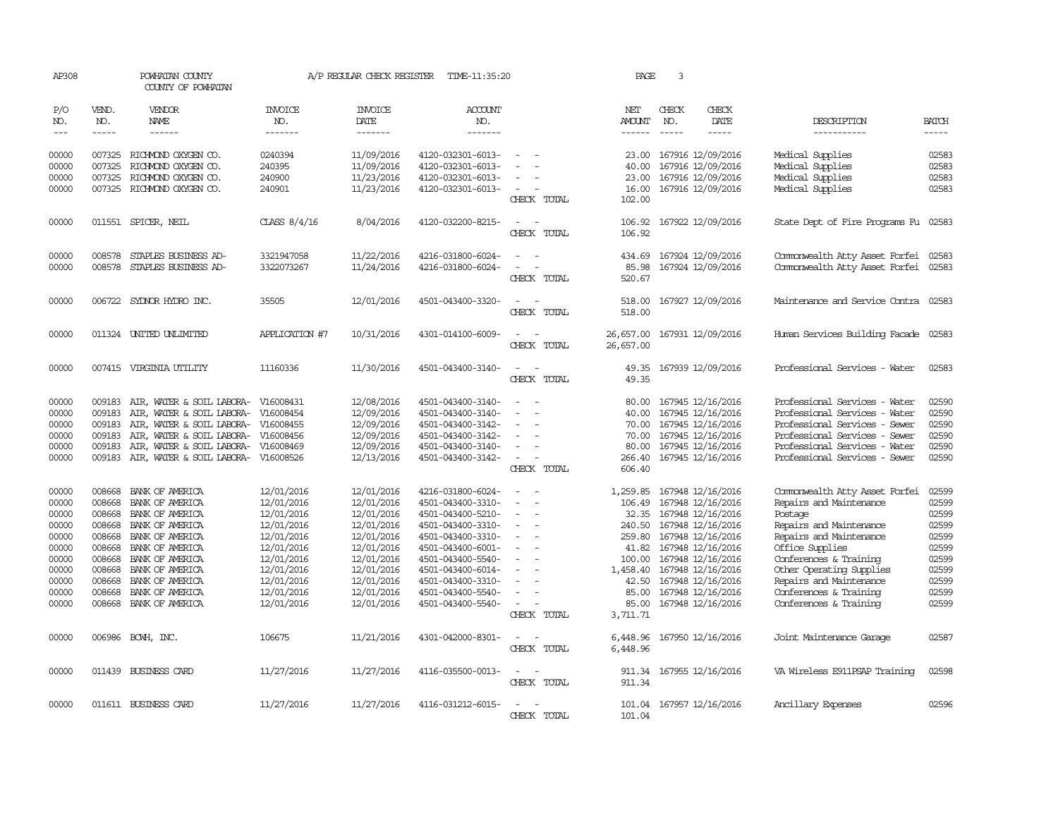AP308 POWHATAN COUNTY A/P REGULAR CHECK REGISTER TIME-11:35:20

COUNTY OF POWHATAN

| P/O NO. | VEND. NO. | VENDOR NAME | INVOICE NO. | INVOICE DATE | ACCOUNT NO. | | NET AMOUNT | CHECK NO. | CHECK DATE | DESCRIPTION | BATCH |
|---|---|---|---|---|---|---|---|---|---|---|---|
| 00000 | 007325 | RICHMOND OXYGEN CO. | 0240394 | 11/09/2016 | 4120-032301-6013- | - - | 23.00 | 167916 | 12/09/2016 | Medical Supplies | 02583 |
| 00000 | 007325 | RICHMOND OXYGEN CO. | 240395 | 11/09/2016 | 4120-032301-6013- | - - | 40.00 | 167916 | 12/09/2016 | Medical Supplies | 02583 |
| 00000 | 007325 | RICHMOND OXYGEN CO. | 240900 | 11/23/2016 | 4120-032301-6013- | - - | 23.00 | 167916 | 12/09/2016 | Medical Supplies | 02583 |
| 00000 | 007325 | RICHMOND OXYGEN CO. | 240901 | 11/23/2016 | 4120-032301-6013- | - - | 16.00 | 167916 | 12/09/2016 | Medical Supplies | 02583 |
| | | | | | | CHECK TOTAL | 102.00 | | | | |
| 00000 | 011551 | SPICER, NEIL | CLASS 8/4/16 | 8/04/2016 | 4120-032200-8215- | - - | 106.92 | 167922 | 12/09/2016 | State Dept of Fire Programs Fu | 02583 |
| | | | | | | CHECK TOTAL | 106.92 | | | | |
| 00000 | 008578 | STAPLES BUSINESS AD- | 3321947058 | 11/22/2016 | 4216-031800-6024- | - - | 434.69 | 167924 | 12/09/2016 | Commonwealth Atty Asset Forfei | 02583 |
| 00000 | 008578 | STAPLES BUSINESS AD- | 3322073267 | 11/24/2016 | 4216-031800-6024- | - - | 85.98 | 167924 | 12/09/2016 | Commonwealth Atty Asset Forfei | 02583 |
| | | | | | | CHECK TOTAL | 520.67 | | | | |
| 00000 | 006722 | SYDNOR HYDRO INC. | 35505 | 12/01/2016 | 4501-043400-3320- | - - | 518.00 | 167927 | 12/09/2016 | Maintenance and Service Contra | 02583 |
| | | | | | | CHECK TOTAL | 518.00 | | | | |
| 00000 | 011324 | UNITED UNLIMITED | APPLICATION #7 | 10/31/2016 | 4301-014100-6009- | - - | 26,657.00 | 167931 | 12/09/2016 | Human Services Building Facade | 02583 |
| | | | | | | CHECK TOTAL | 26,657.00 | | | | |
| 00000 | 007415 | VIRGINIA UTILITY | 11160336 | 11/30/2016 | 4501-043400-3140- | - - | 49.35 | 167939 | 12/09/2016 | Professional Services - Water | 02583 |
| | | | | | | CHECK TOTAL | 49.35 | | | | |
| 00000 | 009183 | AIR, WATER & SOIL LABORA- | V16008431 | 12/08/2016 | 4501-043400-3140- | - - | 80.00 | 167945 | 12/16/2016 | Professional Services - Water | 02590 |
| 00000 | 009183 | AIR, WATER & SOIL LABORA- | V16008454 | 12/09/2016 | 4501-043400-3140- | - - | 40.00 | 167945 | 12/16/2016 | Professional Services - Water | 02590 |
| 00000 | 009183 | AIR, WATER & SOIL LABORA- | V16008455 | 12/09/2016 | 4501-043400-3142- | - - | 70.00 | 167945 | 12/16/2016 | Professional Services - Sewer | 02590 |
| 00000 | 009183 | AIR, WATER & SOIL LABORA- | V16008456 | 12/09/2016 | 4501-043400-3142- | - - | 70.00 | 167945 | 12/16/2016 | Professional Services - Sewer | 02590 |
| 00000 | 009183 | AIR, WATER & SOIL LABORA- | V16008469 | 12/09/2016 | 4501-043400-3140- | - - | 80.00 | 167945 | 12/16/2016 | Professional Services - Water | 02590 |
| 00000 | 009183 | AIR, WATER & SOIL LABORA- | V16008526 | 12/13/2016 | 4501-043400-3142- | - - | 266.40 | 167945 | 12/16/2016 | Professional Services - Sewer | 02590 |
| | | | | | | CHECK TOTAL | 606.40 | | | | |
| 00000 | 008668 | BANK OF AMERICA | 12/01/2016 | 12/01/2016 | 4216-031800-6024- | - - | 1,259.85 | 167948 | 12/16/2016 | Commonwealth Atty Asset Forfei | 02599 |
| 00000 | 008668 | BANK OF AMERICA | 12/01/2016 | 12/01/2016 | 4501-043400-3310- | - - | 106.49 | 167948 | 12/16/2016 | Repairs and Maintenance | 02599 |
| 00000 | 008668 | BANK OF AMERICA | 12/01/2016 | 12/01/2016 | 4501-043400-5210- | - - | 32.35 | 167948 | 12/16/2016 | Postage | 02599 |
| 00000 | 008668 | BANK OF AMERICA | 12/01/2016 | 12/01/2016 | 4501-043400-3310- | - - | 240.50 | 167948 | 12/16/2016 | Repairs and Maintenance | 02599 |
| 00000 | 008668 | BANK OF AMERICA | 12/01/2016 | 12/01/2016 | 4501-043400-3310- | - - | 259.80 | 167948 | 12/16/2016 | Repairs and Maintenance | 02599 |
| 00000 | 008668 | BANK OF AMERICA | 12/01/2016 | 12/01/2016 | 4501-043400-6001- | - - | 41.82 | 167948 | 12/16/2016 | Office Supplies | 02599 |
| 00000 | 008668 | BANK OF AMERICA | 12/01/2016 | 12/01/2016 | 4501-043400-5540- | - - | 100.00 | 167948 | 12/16/2016 | Conferences & Training | 02599 |
| 00000 | 008668 | BANK OF AMERICA | 12/01/2016 | 12/01/2016 | 4501-043400-6014- | - - | 1,458.40 | 167948 | 12/16/2016 | Other Operating Supplies | 02599 |
| 00000 | 008668 | BANK OF AMERICA | 12/01/2016 | 12/01/2016 | 4501-043400-3310- | - - | 42.50 | 167948 | 12/16/2016 | Repairs and Maintenance | 02599 |
| 00000 | 008668 | BANK OF AMERICA | 12/01/2016 | 12/01/2016 | 4501-043400-5540- | - - | 85.00 | 167948 | 12/16/2016 | Conferences & Training | 02599 |
| 00000 | 008668 | BANK OF AMERICA | 12/01/2016 | 12/01/2016 | 4501-043400-5540- | - - | 85.00 | 167948 | 12/16/2016 | Conferences & Training | 02599 |
| | | | | | | CHECK TOTAL | 3,711.71 | | | | |
| 00000 | 006986 | BCWH, INC. | 106675 | 11/21/2016 | 4301-042000-8301- | - - | 6,448.96 | 167950 | 12/16/2016 | Joint Maintenance Garage | 02587 |
| | | | | | | CHECK TOTAL | 6,448.96 | | | | |
| 00000 | 011439 | BUSINESS CARD | 11/27/2016 | 11/27/2016 | 4116-035500-0013- | - - | 911.34 | 167955 | 12/16/2016 | VA Wireless E911PSAP Training | 02598 |
| | | | | | | CHECK TOTAL | 911.34 | | | | |
| 00000 | 011611 | BUSINESS CARD | 11/27/2016 | 11/27/2016 | 4116-031212-6015- | - - | 101.04 | 167957 | 12/16/2016 | Ancillary Expenses | 02596 |
| | | | | | | CHECK TOTAL | 101.04 | | | | |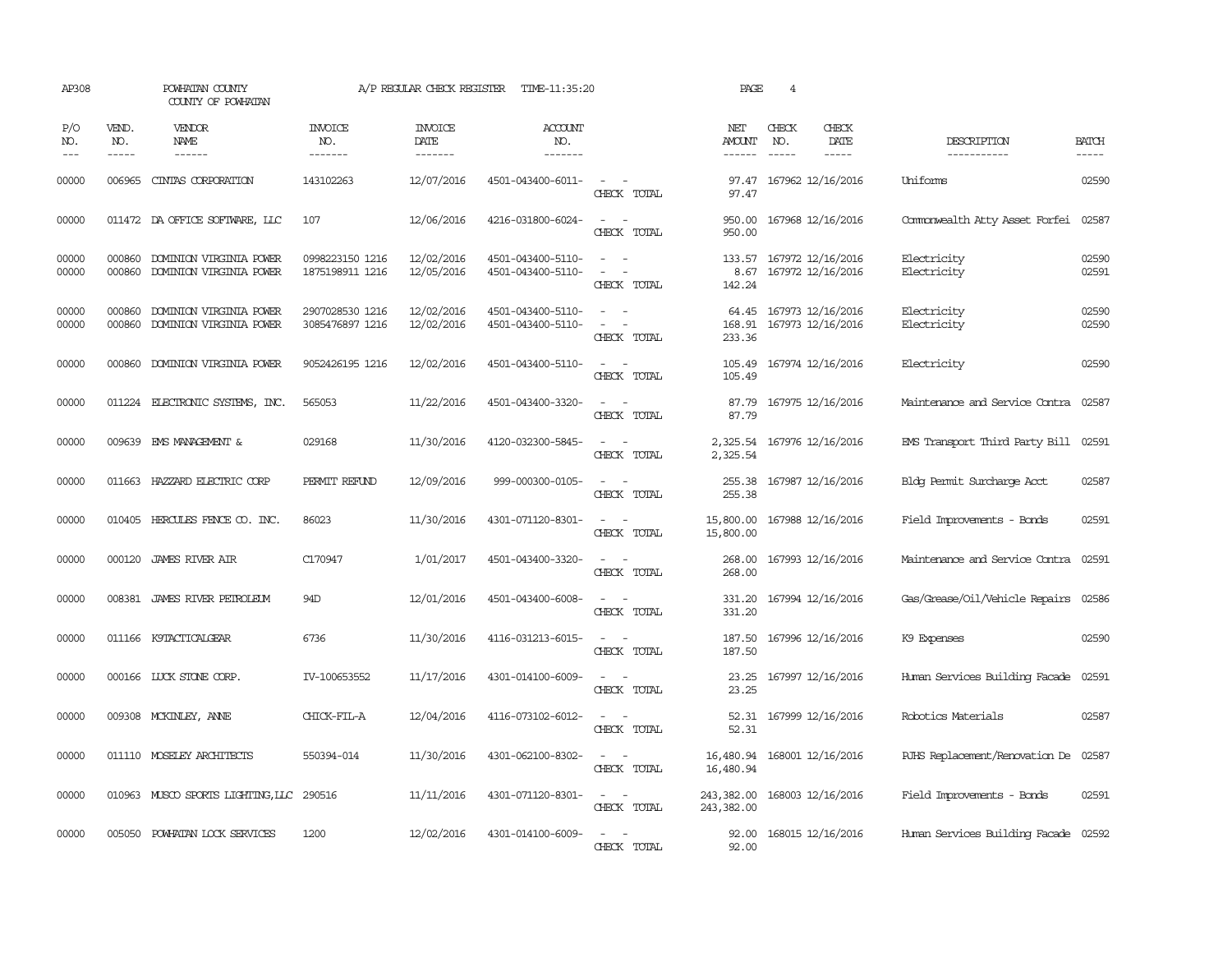AP308 POWHATAN COUNTY A/P REGULAR CHECK REGISTER TIME-11:35:20 PAGE 4

COUNTY OF POWHATAN

| P/O NO. | VEND. NO. | VENDOR NAME | INVOICE NO. | INVOICE DATE | ACCOUNT NO. | | NET AMOUNT | CHECK NO. | CHECK DATE | DESCRIPTION | BATCH |
|---|---|---|---|---|---|---|---|---|---|---|---|
| 00000 | 006965 | CINTAS CORPORATION | 143102263 | 12/07/2016 | 4501-043400-6011- | - - | 97.47 | 167962 | 12/16/2016 | Uniforms | 02590 |
| | | | | | | CHECK TOTAL | 97.47 | | | | |
| 00000 | 011472 | DA OFFICE SOFTWARE, LLC | 107 | 12/06/2016 | 4216-031800-6024- | - - | 950.00 | 167968 | 12/16/2016 | Commonwealth Atty Asset Forfei | 02587 |
| | | | | | | CHECK TOTAL | 950.00 | | | | |
| 00000 | 000860 | DOMINION VIRGINIA POWER | 0998223150 1216 | 12/02/2016 | 4501-043400-5110- | - - | 133.57 | 167972 | 12/16/2016 | Electricity | 02590 |
| 00000 | 000860 | DOMINION VIRGINIA POWER | 1875198911 1216 | 12/05/2016 | 4501-043400-5110- | - - | 8.67 | 167972 | 12/16/2016 | Electricity | 02591 |
| | | | | | | CHECK TOTAL | 142.24 | | | | |
| 00000 | 000860 | DOMINION VIRGINIA POWER | 2907028530 1216 | 12/02/2016 | 4501-043400-5110- | - - | 64.45 | 167973 | 12/16/2016 | Electricity | 02590 |
| 00000 | 000860 | DOMINION VIRGINIA POWER | 3085476897 1216 | 12/02/2016 | 4501-043400-5110- | - - | 168.91 | 167973 | 12/16/2016 | Electricity | 02590 |
| | | | | | | CHECK TOTAL | 233.36 | | | | |
| 00000 | 000860 | DOMINION VIRGINIA POWER | 9052426195 1216 | 12/02/2016 | 4501-043400-5110- | - - | 105.49 | 167974 | 12/16/2016 | Electricity | 02590 |
| | | | | | | CHECK TOTAL | 105.49 | | | | |
| 00000 | 011224 | ELECTRONIC SYSTEMS, INC. | 565053 | 11/22/2016 | 4501-043400-3320- | - - | 87.79 | 167975 | 12/16/2016 | Maintenance and Service Contra | 02587 |
| | | | | | | CHECK TOTAL | 87.79 | | | | |
| 00000 | 009639 | EMS MANAGEMENT & | 029168 | 11/30/2016 | 4120-032300-5845- | - - | 2,325.54 | 167976 | 12/16/2016 | EMS Transport Third Party Bill | 02591 |
| | | | | | | CHECK TOTAL | 2,325.54 | | | | |
| 00000 | 011663 | HAZZARD ELECTRIC CORP | PERMIT REFUND | 12/09/2016 | 999-000300-0105- | - - | 255.38 | 167987 | 12/16/2016 | Bldg Permit Surcharge Acct | 02587 |
| | | | | | | CHECK TOTAL | 255.38 | | | | |
| 00000 | 010405 | HERCULES FENCE CO. INC. | 86023 | 11/30/2016 | 4301-071120-8301- | - - | 15,800.00 | 167988 | 12/16/2016 | Field Improvements - Bonds | 02591 |
| | | | | | | CHECK TOTAL | 15,800.00 | | | | |
| 00000 | 000120 | JAMES RIVER AIR | C170947 | 1/01/2017 | 4501-043400-3320- | - - | 268.00 | 167993 | 12/16/2016 | Maintenance and Service Contra | 02591 |
| | | | | | | CHECK TOTAL | 268.00 | | | | |
| 00000 | 008381 | JAMES RIVER PETROLEUM | 94D | 12/01/2016 | 4501-043400-6008- | - - | 331.20 | 167994 | 12/16/2016 | Gas/Grease/Oil/Vehicle Repairs | 02586 |
| | | | | | | CHECK TOTAL | 331.20 | | | | |
| 00000 | 011166 | K9TACTICALGEAR | 6736 | 11/30/2016 | 4116-031213-6015- | - - | 187.50 | 167996 | 12/16/2016 | K9 Expenses | 02590 |
| | | | | | | CHECK TOTAL | 187.50 | | | | |
| 00000 | 000166 | LUCK STONE CORP. | IV-100653552 | 11/17/2016 | 4301-014100-6009- | - - | 23.25 | 167997 | 12/16/2016 | Human Services Building Facade | 02591 |
| | | | | | | CHECK TOTAL | 23.25 | | | | |
| 00000 | 009308 | MCKINLEY, ANNE | CHICK-FIL-A | 12/04/2016 | 4116-073102-6012- | - - | 52.31 | 167999 | 12/16/2016 | Robotics Materials | 02587 |
| | | | | | | CHECK TOTAL | 52.31 | | | | |
| 00000 | 011110 | MOSELEY ARCHITECTS | 550394-014 | 11/30/2016 | 4301-062100-8302- | - - | 16,480.94 | 168001 | 12/16/2016 | PJHS Replacement/Renovation De | 02587 |
| | | | | | | CHECK TOTAL | 16,480.94 | | | | |
| 00000 | 010963 | MUSCO SPORTS LIGHTING,LLC | 290516 | 11/11/2016 | 4301-071120-8301- | - - | 243,382.00 | 168003 | 12/16/2016 | Field Improvements - Bonds | 02591 |
| | | | | | | CHECK TOTAL | 243,382.00 | | | | |
| 00000 | 005050 | POWHATAN LOCK SERVICES | 1200 | 12/02/2016 | 4301-014100-6009- | - - | 92.00 | 168015 | 12/16/2016 | Human Services Building Facade | 02592 |
| | | | | | | CHECK TOTAL | 92.00 | | | | |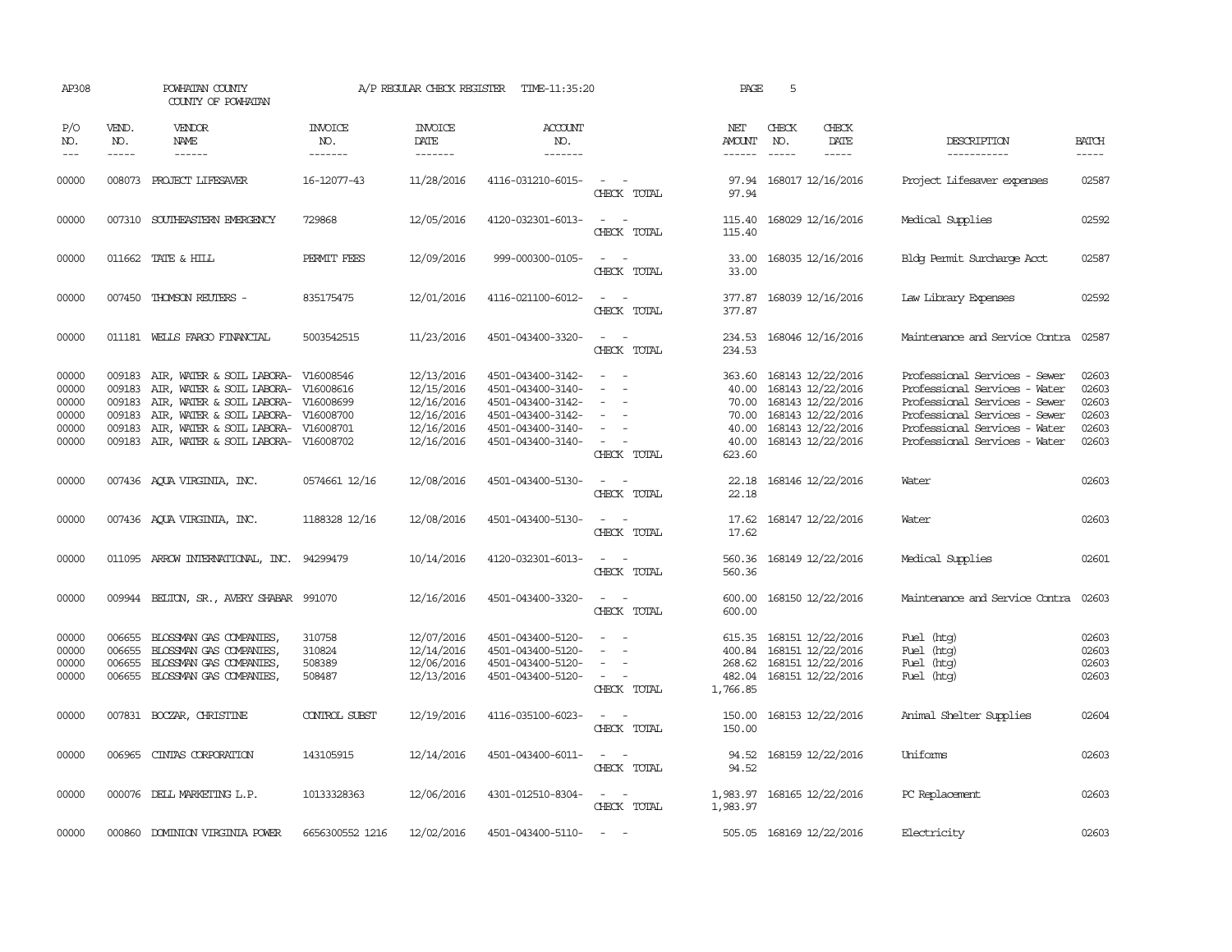AP308 POWHATAN COUNTY A/P REGULAR CHECK REGISTER TIME-11:35:20 PAGE 5

COUNTY OF POWHATAN

| P/O NO. | VEND. NO. | VENDOR NAME | INVOICE NO. | INVOICE DATE | ACCOUNT NO. | | NET AMOUNT | CHECK NO. | CHECK DATE | DESCRIPTION | BATCH |
|---|---|---|---|---|---|---|---|---|---|---|---|
| --- | ----- | ------ | ------- | ------- | ------- | | ------ | ----- | ----- | ----------- | ----- |
| 00000 | 008073 | PROJECT LIFESAVER | 16-12077-43 | 11/28/2016 | 4116-031210-6015- | - - | 97.94 | 168017 | 12/16/2016 | Project Lifesaver expenses | 02587 |
| | | | | | | CHECK TOTAL | 97.94 | | | | |
| 00000 | 007310 | SOUTHEASTERN EMERGENCY | 729868 | 12/05/2016 | 4120-032301-6013- | - - | 115.40 | 168029 | 12/16/2016 | Medical Supplies | 02592 |
| | | | | | | CHECK TOTAL | 115.40 | | | | |
| 00000 | 011662 | TATE & HILL | PERMIT FEES | 12/09/2016 | 999-000300-0105- | - - | 33.00 | 168035 | 12/16/2016 | Bldg Permit Surcharge Acct | 02587 |
| | | | | | | CHECK TOTAL | 33.00 | | | | |
| 00000 | 007450 | THOMSON REUTERS - | 835175475 | 12/01/2016 | 4116-021100-6012- | - - | 377.87 | 168039 | 12/16/2016 | Law Library Expenses | 02592 |
| | | | | | | CHECK TOTAL | 377.87 | | | | |
| 00000 | 011181 | WELLS FARGO FINANCIAL | 5003542515 | 11/23/2016 | 4501-043400-3320- | - - | 234.53 | 168046 | 12/16/2016 | Maintenance and Service Contra | 02587 |
| | | | | | | CHECK TOTAL | 234.53 | | | | |
| 00000 | 009183 | AIR, WATER & SOIL LABORA- | V16008546 | 12/13/2016 | 4501-043400-3142- | - - | 363.60 | 168143 | 12/22/2016 | Professional Services - Sewer | 02603 |
| 00000 | 009183 | AIR, WATER & SOIL LABORA- | V16008616 | 12/15/2016 | 4501-043400-3140- | - - | 40.00 | 168143 | 12/22/2016 | Professional Services - Water | 02603 |
| 00000 | 009183 | AIR, WATER & SOIL LABORA- | V16008699 | 12/16/2016 | 4501-043400-3142- | - - | 70.00 | 168143 | 12/22/2016 | Professional Services - Sewer | 02603 |
| 00000 | 009183 | AIR, WATER & SOIL LABORA- | V16008700 | 12/16/2016 | 4501-043400-3142- | - - | 70.00 | 168143 | 12/22/2016 | Professional Services - Sewer | 02603 |
| 00000 | 009183 | AIR, WATER & SOIL LABORA- | V16008701 | 12/16/2016 | 4501-043400-3140- | - - | 40.00 | 168143 | 12/22/2016 | Professional Services - Water | 02603 |
| 00000 | 009183 | AIR, WATER & SOIL LABORA- | V16008702 | 12/16/2016 | 4501-043400-3140- | - - | 40.00 | 168143 | 12/22/2016 | Professional Services - Water | 02603 |
| | | | | | | CHECK TOTAL | 623.60 | | | | |
| 00000 | 007436 | AQUA VIRGINIA, INC. | 0574661 12/16 | 12/08/2016 | 4501-043400-5130- | - - | 22.18 | 168146 | 12/22/2016 | Water | 02603 |
| | | | | | | CHECK TOTAL | 22.18 | | | | |
| 00000 | 007436 | AQUA VIRGINIA, INC. | 1188328 12/16 | 12/08/2016 | 4501-043400-5130- | - - | 17.62 | 168147 | 12/22/2016 | Water | 02603 |
| | | | | | | CHECK TOTAL | 17.62 | | | | |
| 00000 | 011095 | ARROW INTERNATIONAL, INC. | 94299479 | 10/14/2016 | 4120-032301-6013- | - - | 560.36 | 168149 | 12/22/2016 | Medical Supplies | 02601 |
| | | | | | | CHECK TOTAL | 560.36 | | | | |
| 00000 | 009944 | BELTON, SR., AVERY SHABAR | 991070 | 12/16/2016 | 4501-043400-3320- | - - | 600.00 | 168150 | 12/22/2016 | Maintenance and Service Contra | 02603 |
| | | | | | | CHECK TOTAL | 600.00 | | | | |
| 00000 | 006655 | BLOSSMAN GAS COMPANIES, | 310758 | 12/07/2016 | 4501-043400-5120- | - - | 615.35 | 168151 | 12/22/2016 | Fuel (htg) | 02603 |
| 00000 | 006655 | BLOSSMAN GAS COMPANIES, | 310824 | 12/14/2016 | 4501-043400-5120- | - - | 400.84 | 168151 | 12/22/2016 | Fuel (htg) | 02603 |
| 00000 | 006655 | BLOSSMAN GAS COMPANIES, | 508389 | 12/06/2016 | 4501-043400-5120- | - - | 268.62 | 168151 | 12/22/2016 | Fuel (htg) | 02603 |
| 00000 | 006655 | BLOSSMAN GAS COMPANIES, | 508487 | 12/13/2016 | 4501-043400-5120- | - - | 482.04 | 168151 | 12/22/2016 | Fuel (htg) | 02603 |
| | | | | | | CHECK TOTAL | 1,766.85 | | | | |
| 00000 | 007831 | BOCZAR, CHRISTINE | CONTROL SUBST | 12/19/2016 | 4116-035100-6023- | - - | 150.00 | 168153 | 12/22/2016 | Animal Shelter Supplies | 02604 |
| | | | | | | CHECK TOTAL | 150.00 | | | | |
| 00000 | 006965 | CINTAS CORPORATION | 143105915 | 12/14/2016 | 4501-043400-6011- | - - | 94.52 | 168159 | 12/22/2016 | Uniforms | 02603 |
| | | | | | | CHECK TOTAL | 94.52 | | | | |
| 00000 | 000076 | DELL MARKETING L.P. | 10133328363 | 12/06/2016 | 4301-012510-8304- | - - | 1,983.97 | 168165 | 12/22/2016 | PC Replacement | 02603 |
| | | | | | | CHECK TOTAL | 1,983.97 | | | | |
| 00000 | 000860 | DOMINION VIRGINIA POWER | 6656300552 1216 | 12/02/2016 | 4501-043400-5110- | - - | 505.05 | 168169 | 12/22/2016 | Electricity | 02603 |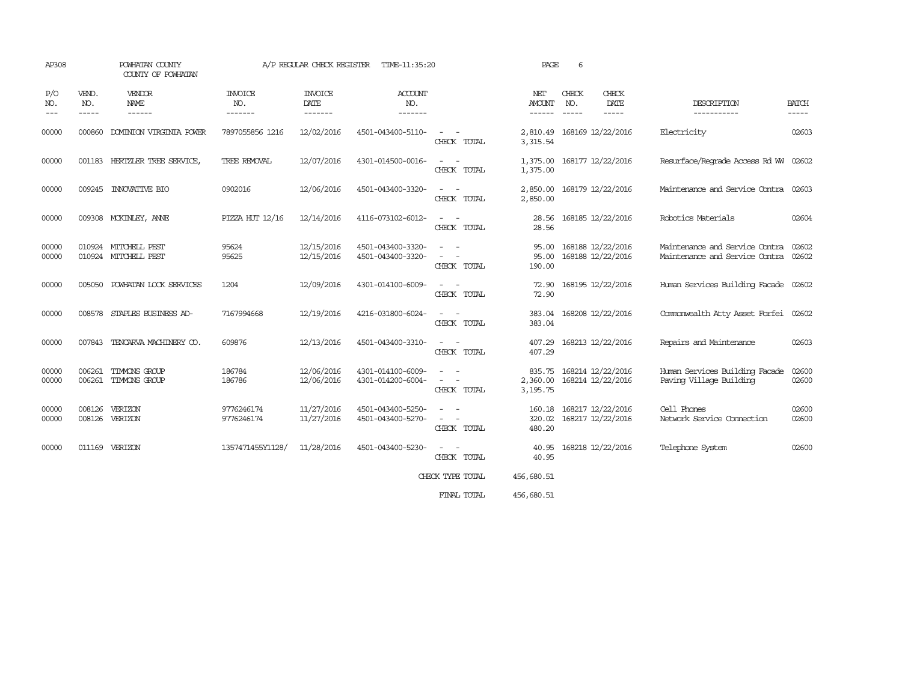AP308 POWHATAN COUNTY A/P REGULAR CHECK REGISTER TIME-11:35:20 PAGE 6

COUNTY OF POWHATAN

| P/O NO. | VEND. NO. | VENDOR NAME | INVOICE NO. | INVOICE DATE | ACCOUNT NO. | | NET AMOUNT | CHECK NO. | CHECK DATE | DESCRIPTION | BATCH |
|---|---|---|---|---|---|---|---|---|---|---|---|
| 00000 | 000860 | DOMINION VIRGINIA POWER | 7897055856 1216 | 12/02/2016 | 4501-043400-5110- | - - | 2,810.49 | 168169 | 12/22/2016 | Electricity | 02603 |
| | | | | | | CHECK TOTAL | 3,315.54 | | | | |
| 00000 | 001183 | HERTZLER TREE SERVICE, | TREE REMOVAL | 12/07/2016 | 4301-014500-0016- | - - | 1,375.00 | 168177 | 12/22/2016 | Resurface/Regrade Access Rd WW | 02602 |
| | | | | | | CHECK TOTAL | 1,375.00 | | | | |
| 00000 | 009245 | INNOVATIVE BIO | 0902016 | 12/06/2016 | 4501-043400-3320- | - - | 2,850.00 | 168179 | 12/22/2016 | Maintenance and Service Contra | 02603 |
| | | | | | | CHECK TOTAL | 2,850.00 | | | | |
| 00000 | 009308 | MCKINLEY, ANNE | PIZZA HUT 12/16 | 12/14/2016 | 4116-073102-6012- | - - | 28.56 | 168185 | 12/22/2016 | Robotics Materials | 02604 |
| | | | | | | CHECK TOTAL | 28.56 | | | | |
| 00000 | 010924 | MITCHELL PEST | 95624 | 12/15/2016 | 4501-043400-3320- | - - | 95.00 | 168188 | 12/22/2016 | Maintenance and Service Contra | 02602 |
| 00000 | 010924 | MITCHELL PEST | 95625 | 12/15/2016 | 4501-043400-3320- | - - | 95.00 | 168188 | 12/22/2016 | Maintenance and Service Contra | 02602 |
| | | | | | | CHECK TOTAL | 190.00 | | | | |
| 00000 | 005050 | POWHATAN LOCK SERVICES | 1204 | 12/09/2016 | 4301-014100-6009- | - - | 72.90 | 168195 | 12/22/2016 | Human Services Building Facade | 02602 |
| | | | | | | CHECK TOTAL | 72.90 | | | | |
| 00000 | 008578 | STAPLES BUSINESS AD- | 7167994668 | 12/19/2016 | 4216-031800-6024- | - - | 383.04 | 168208 | 12/22/2016 | Commonwealth Atty Asset Forfei | 02602 |
| | | | | | | CHECK TOTAL | 383.04 | | | | |
| 00000 | 007843 | TENCARVA MACHINERY CO. | 609876 | 12/13/2016 | 4501-043400-3310- | - - | 407.29 | 168213 | 12/22/2016 | Repairs and Maintenance | 02603 |
| | | | | | | CHECK TOTAL | 407.29 | | | | |
| 00000 | 006261 | TIMMONS GROUP | 186784 | 12/06/2016 | 4301-014100-6009- | - - | 835.75 | 168214 | 12/22/2016 | Human Services Building Facade | 02600 |
| 00000 | 006261 | TIMMONS GROUP | 186786 | 12/06/2016 | 4301-014200-6004- | - - | 2,360.00 | 168214 | 12/22/2016 | Paving Village Building | 02600 |
| | | | | | | CHECK TOTAL | 3,195.75 | | | | |
| 00000 | 008126 | VERIZON | 9776246174 | 11/27/2016 | 4501-043400-5250- | - - | 160.18 | 168217 | 12/22/2016 | Cell Phones | 02600 |
| 00000 | 008126 | VERIZON | 9776246174 | 11/27/2016 | 4501-043400-5270- | - - | 320.02 | 168217 | 12/22/2016 | Network Service Connection | 02600 |
| | | | | | | CHECK TOTAL | 480.20 | | | | |
| 00000 | 011169 | VERIZON | 1357471455Y1128/ | 11/28/2016 | 4501-043400-5230- | - - | 40.95 | 168218 | 12/22/2016 | Telephone System | 02600 |
| | | | | | | CHECK TOTAL | 40.95 | | | | |
| | | | | | | CHECK TYPE TOTAL | 456,680.51 | | | | |
| | | | | | | FINAL TOTAL | 456,680.51 | | | | |